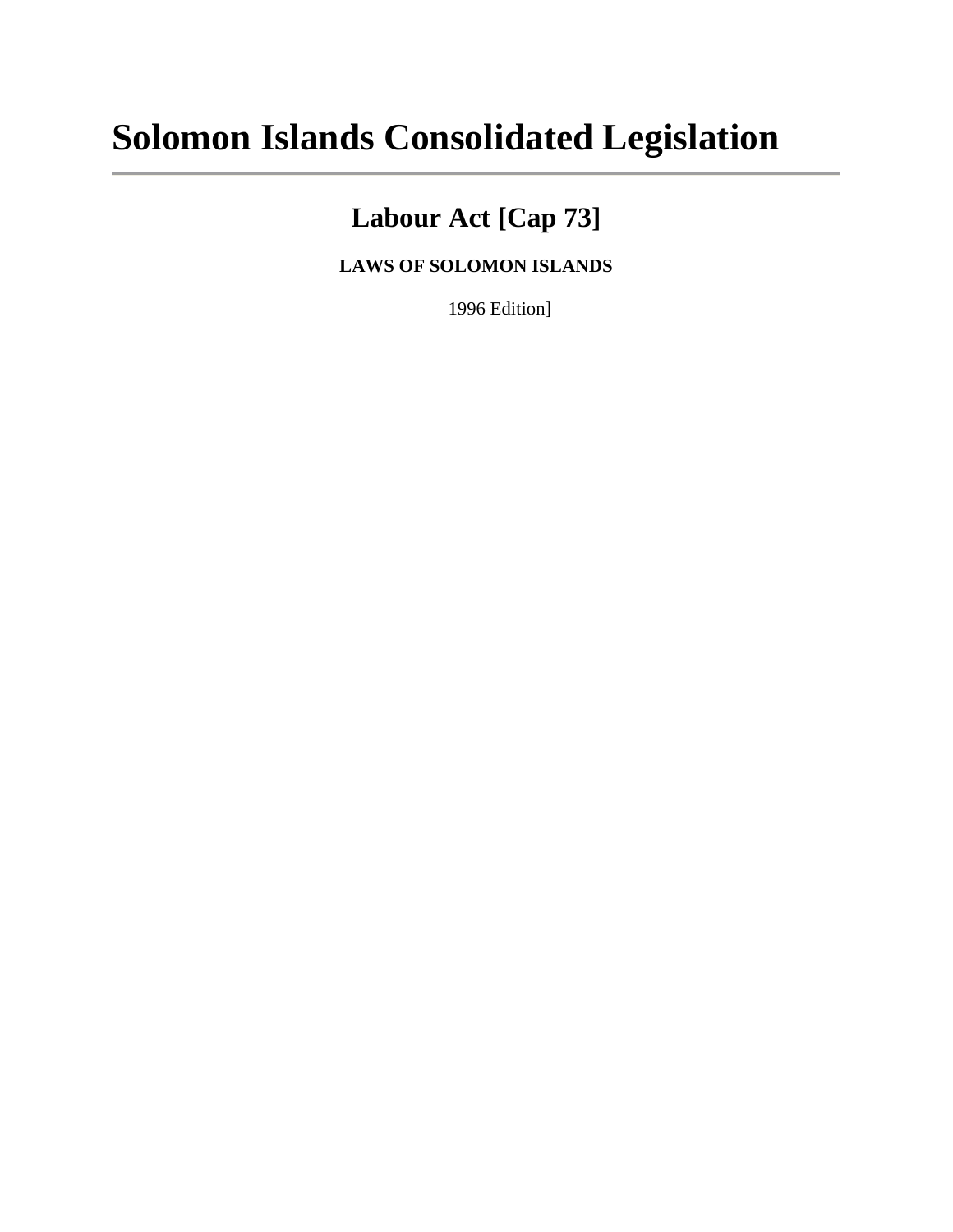# Solomon Islands Consolidated Legislation

## Labour Act [Cap 73]

**LAWS OF SOLOMON ISLANDS**

1996 Edition]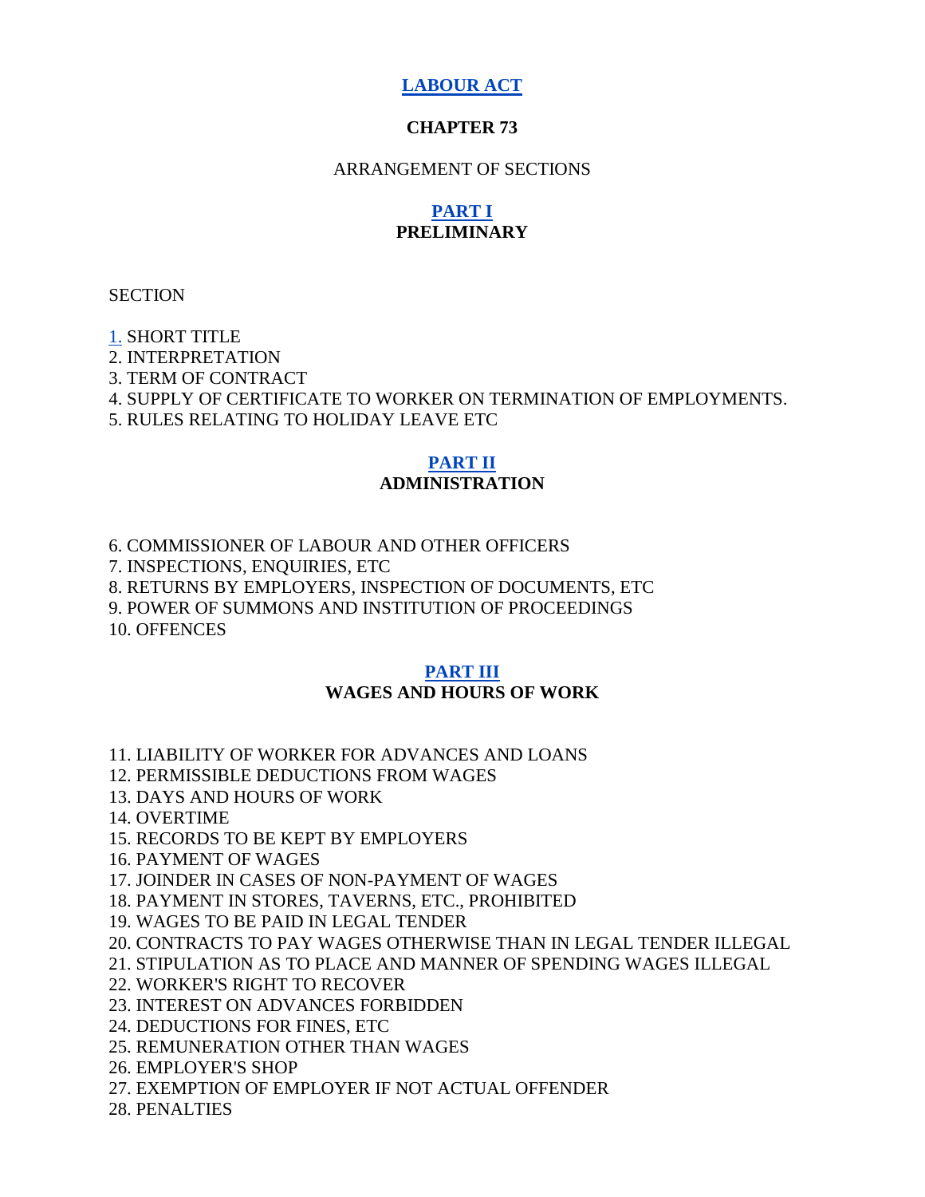# LABOUR ACT

## CHAPTER 73

ARRANGEMENT OF SECTIONS

### PART I
### PRELIMINARY

SECTION

1. SHORT TITLE
2. INTERPRETATION
3. TERM OF CONTRACT
4. SUPPLY OF CERTIFICATE TO WORKER ON TERMINATION OF EMPLOYMENTS.
5. RULES RELATING TO HOLIDAY LEAVE ETC

### PART II
### ADMINISTRATION

6. COMMISSIONER OF LABOUR AND OTHER OFFICERS
7. INSPECTIONS, ENQUIRIES, ETC
8. RETURNS BY EMPLOYERS, INSPECTION OF DOCUMENTS, ETC
9. POWER OF SUMMONS AND INSTITUTION OF PROCEEDINGS
10. OFFENCES

### PART III
### WAGES AND HOURS OF WORK

11. LIABILITY OF WORKER FOR ADVANCES AND LOANS
12. PERMISSIBLE DEDUCTIONS FROM WAGES
13. DAYS AND HOURS OF WORK
14. OVERTIME
15. RECORDS TO BE KEPT BY EMPLOYERS
16. PAYMENT OF WAGES
17. JOINDER IN CASES OF NON-PAYMENT OF WAGES
18. PAYMENT IN STORES, TAVERNS, ETC., PROHIBITED
19. WAGES TO BE PAID IN LEGAL TENDER
20. CONTRACTS TO PAY WAGES OTHERWISE THAN IN LEGAL TENDER ILLEGAL
21. STIPULATION AS TO PLACE AND MANNER OF SPENDING WAGES ILLEGAL
22. WORKER'S RIGHT TO RECOVER
23. INTEREST ON ADVANCES FORBIDDEN
24. DEDUCTIONS FOR FINES, ETC
25. REMUNERATION OTHER THAN WAGES
26. EMPLOYER'S SHOP
27. EXEMPTION OF EMPLOYER IF NOT ACTUAL OFFENDER
28. PENALTIES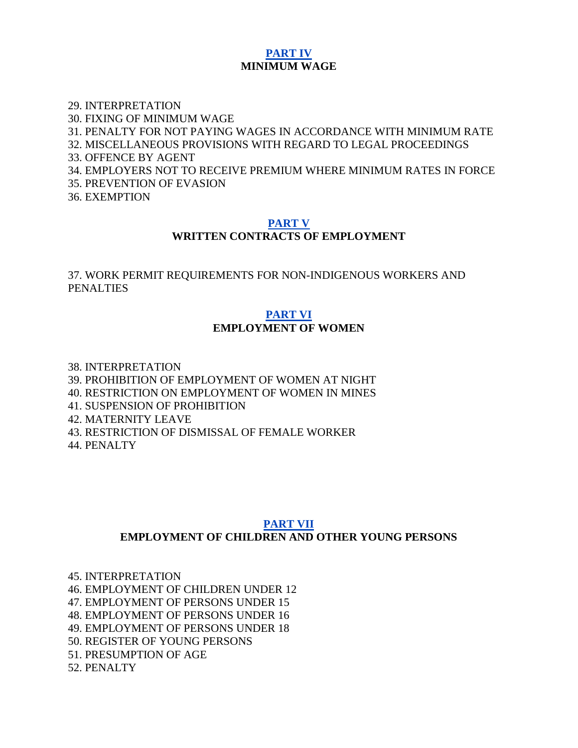## PART IV
## MINIMUM WAGE

29. INTERPRETATION
30. FIXING OF MINIMUM WAGE
31. PENALTY FOR NOT PAYING WAGES IN ACCORDANCE WITH MINIMUM RATE
32. MISCELLANEOUS PROVISIONS WITH REGARD TO LEGAL PROCEEDINGS
33. OFFENCE BY AGENT
34. EMPLOYERS NOT TO RECEIVE PREMIUM WHERE MINIMUM RATES IN FORCE
35. PREVENTION OF EVASION
36. EXEMPTION

## PART V
## WRITTEN CONTRACTS OF EMPLOYMENT

37. WORK PERMIT REQUIREMENTS FOR NON-INDIGENOUS WORKERS AND PENALTIES

## PART VI
## EMPLOYMENT OF WOMEN

38. INTERPRETATION
39. PROHIBITION OF EMPLOYMENT OF WOMEN AT NIGHT
40. RESTRICTION ON EMPLOYMENT OF WOMEN IN MINES
41. SUSPENSION OF PROHIBITION
42. MATERNITY LEAVE
43. RESTRICTION OF DISMISSAL OF FEMALE WORKER
44. PENALTY

## PART VII
## EMPLOYMENT OF CHILDREN AND OTHER YOUNG PERSONS

45. INTERPRETATION
46. EMPLOYMENT OF CHILDREN UNDER 12
47. EMPLOYMENT OF PERSONS UNDER 15
48. EMPLOYMENT OF PERSONS UNDER 16
49. EMPLOYMENT OF PERSONS UNDER 18
50. REGISTER OF YOUNG PERSONS
51. PRESUMPTION OF AGE
52. PENALTY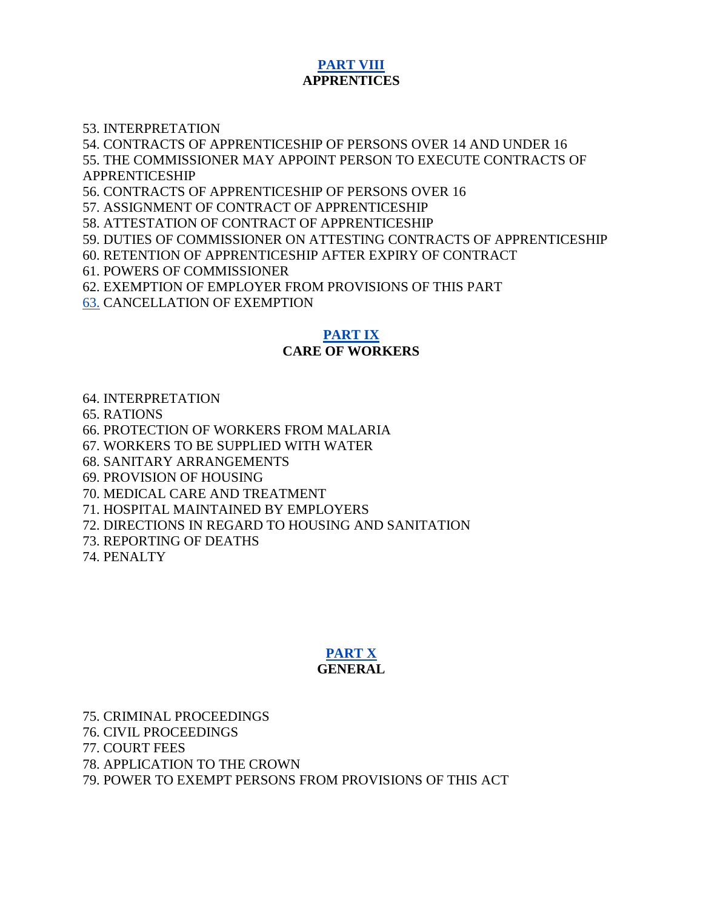## PART VIII
## APPRENTICES

53. INTERPRETATION
54. CONTRACTS OF APPRENTICESHIP OF PERSONS OVER 14 AND UNDER 16
55. THE COMMISSIONER MAY APPOINT PERSON TO EXECUTE CONTRACTS OF APPRENTICESHIP
56. CONTRACTS OF APPRENTICESHIP OF PERSONS OVER 16
57. ASSIGNMENT OF CONTRACT OF APPRENTICESHIP
58. ATTESTATION OF CONTRACT OF APPRENTICESHIP
59. DUTIES OF COMMISSIONER ON ATTESTING CONTRACTS OF APPRENTICESHIP
60. RETENTION OF APPRENTICESHIP AFTER EXPIRY OF CONTRACT
61. POWERS OF COMMISSIONER
62. EXEMPTION OF EMPLOYER FROM PROVISIONS OF THIS PART
63. CANCELLATION OF EXEMPTION

## PART IX
## CARE OF WORKERS

64. INTERPRETATION
65. RATIONS
66. PROTECTION OF WORKERS FROM MALARIA
67. WORKERS TO BE SUPPLIED WITH WATER
68. SANITARY ARRANGEMENTS
69. PROVISION OF HOUSING
70. MEDICAL CARE AND TREATMENT
71. HOSPITAL MAINTAINED BY EMPLOYERS
72. DIRECTIONS IN REGARD TO HOUSING AND SANITATION
73. REPORTING OF DEATHS
74. PENALTY

## PART X
## GENERAL

75. CRIMINAL PROCEEDINGS
76. CIVIL PROCEEDINGS
77. COURT FEES
78. APPLICATION TO THE CROWN
79. POWER TO EXEMPT PERSONS FROM PROVISIONS OF THIS ACT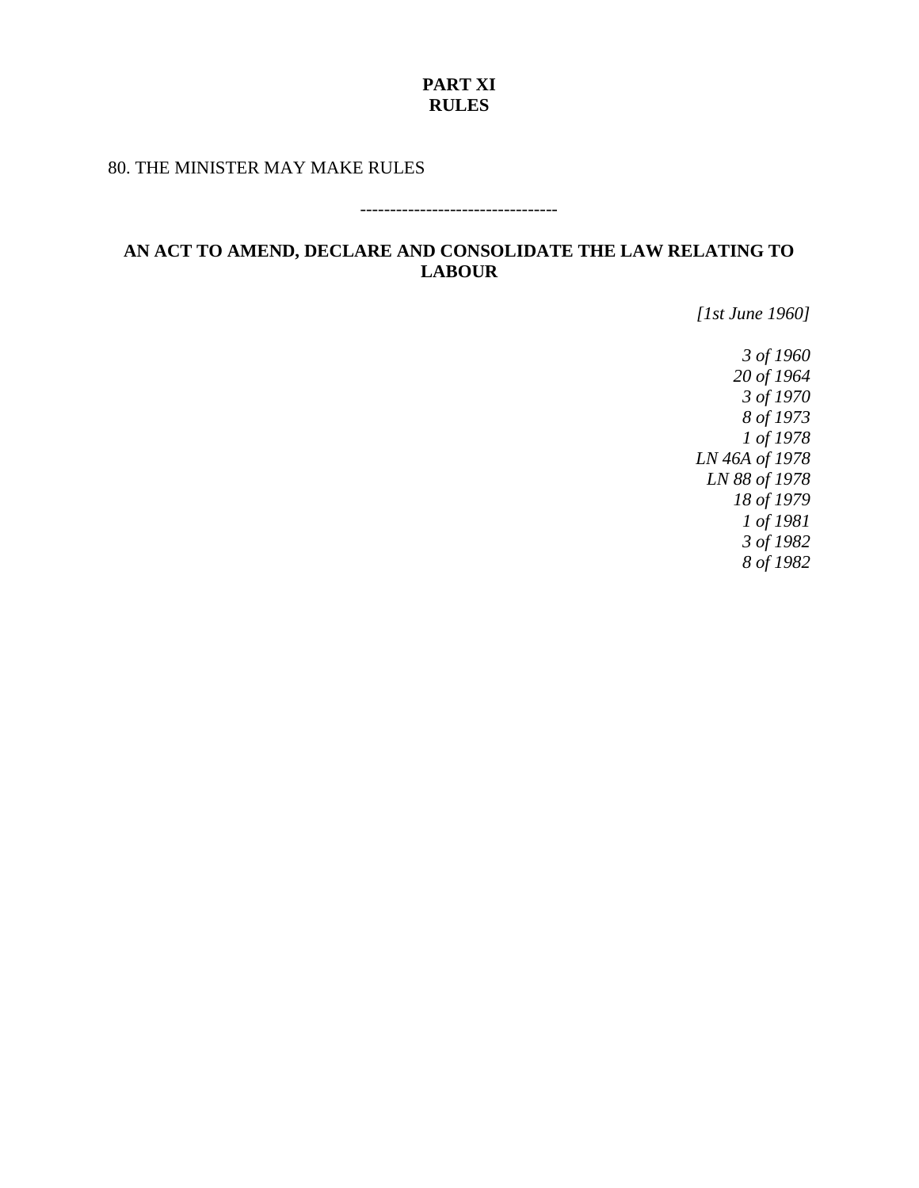**PART XI**
**RULES**

80. THE MINISTER MAY MAKE RULES

---------------------------------

## AN ACT TO AMEND, DECLARE AND CONSOLIDATE THE LAW RELATING TO LABOUR

*[1st June 1960]*

*3 of 1960*
*20 of 1964*
*3 of 1970*
*8 of 1973*
*1 of 1978*
*LN 46A of 1978*
*LN 88 of 1978*
*18 of 1979*
*1 of 1981*
*3 of 1982*
*8 of 1982*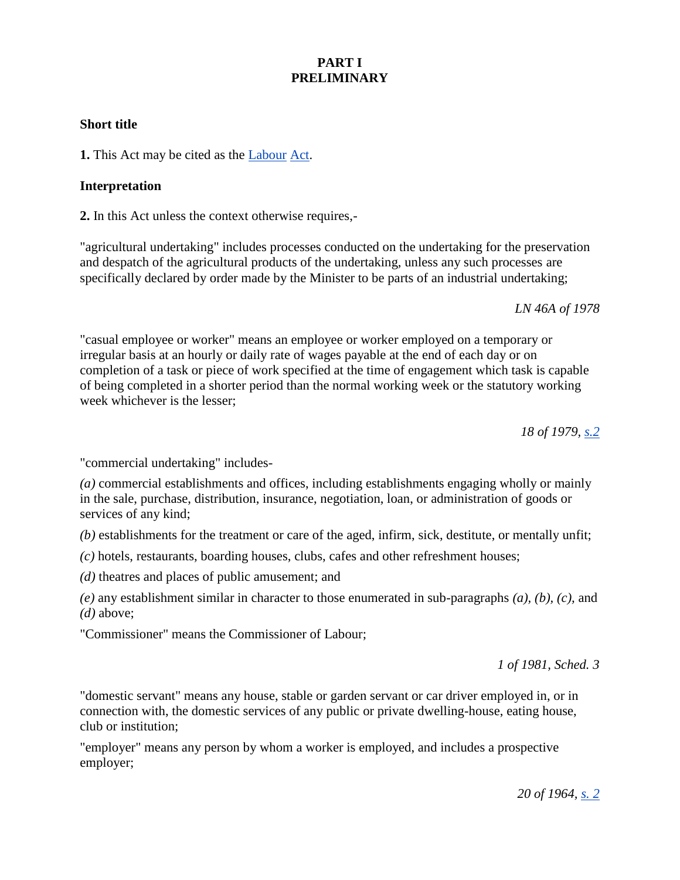## PART I
## PRELIMINARY

**Short title**

**1.** This Act may be cited as the Labour Act.

**Interpretation**

**2.** In this Act unless the context otherwise requires,-

"agricultural undertaking" includes processes conducted on the undertaking for the preservation and despatch of the agricultural products of the undertaking, unless any such processes are specifically declared by order made by the Minister to be parts of an industrial undertaking;

*LN 46A of 1978*

"casual employee or worker" means an employee or worker employed on a temporary or irregular basis at an hourly or daily rate of wages payable at the end of each day or on completion of a task or piece of work specified at the time of engagement which task is capable of being completed in a shorter period than the normal working week or the statutory working week whichever is the lesser;

*18 of 1979, s.2*

"commercial undertaking" includes-

*(a)* commercial establishments and offices, including establishments engaging wholly or mainly in the sale, purchase, distribution, insurance, negotiation, loan, or administration of goods or services of any kind;

*(b)* establishments for the treatment or care of the aged, infirm, sick, destitute, or mentally unfit;

*(c)* hotels, restaurants, boarding houses, clubs, cafes and other refreshment houses;

*(d)* theatres and places of public amusement; and

*(e)* any establishment similar in character to those enumerated in sub-paragraphs *(a), (b), (c),* and *(d)* above;

"Commissioner" means the Commissioner of Labour;

*1 of 1981, Sched. 3*

"domestic servant" means any house, stable or garden servant or car driver employed in, or in connection with, the domestic services of any public or private dwelling-house, eating house, club or institution;

"employer" means any person by whom a worker is employed, and includes a prospective employer;

*20 of 1964, s. 2*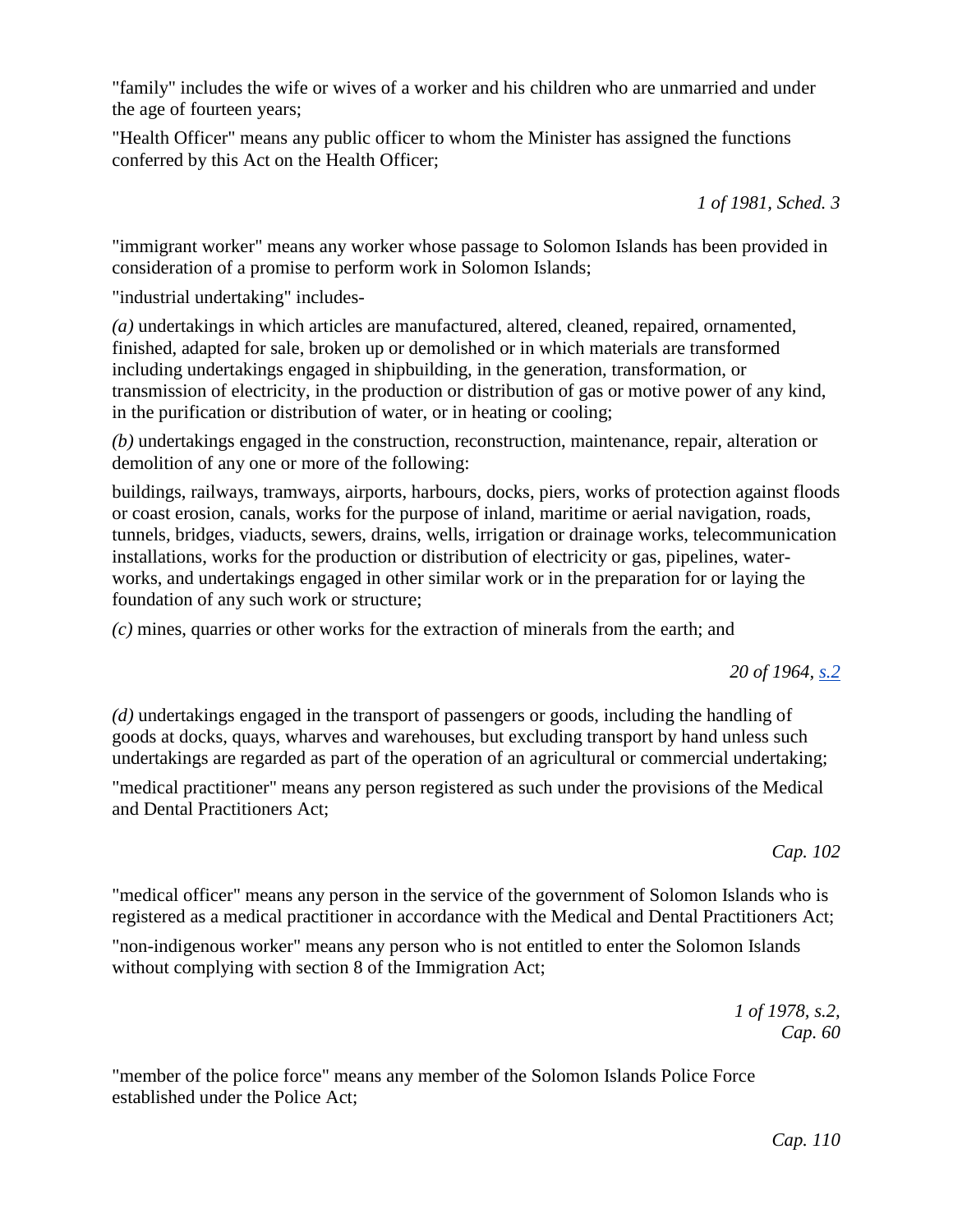"family" includes the wife or wives of a worker and his children who are unmarried and under the age of fourteen years;

"Health Officer" means any public officer to whom the Minister has assigned the functions conferred by this Act on the Health Officer;

*1 of 1981, Sched. 3*

"immigrant worker" means any worker whose passage to Solomon Islands has been provided in consideration of a promise to perform work in Solomon Islands;

"industrial undertaking" includes-

*(a)* undertakings in which articles are manufactured, altered, cleaned, repaired, ornamented, finished, adapted for sale, broken up or demolished or in which materials are transformed including undertakings engaged in shipbuilding, in the generation, transformation, or transmission of electricity, in the production or distribution of gas or motive power of any kind, in the purification or distribution of water, or in heating or cooling;

*(b)* undertakings engaged in the construction, reconstruction, maintenance, repair, alteration or demolition of any one or more of the following:

buildings, railways, tramways, airports, harbours, docks, piers, works of protection against floods or coast erosion, canals, works for the purpose of inland, maritime or aerial navigation, roads, tunnels, bridges, viaducts, sewers, drains, wells, irrigation or drainage works, telecommunication installations, works for the production or distribution of electricity or gas, pipelines, water-works, and undertakings engaged in other similar work or in the preparation for or laying the foundation of any such work or structure;

*(c)* mines, quarries or other works for the extraction of minerals from the earth; and

*20 of 1964, s.2*

*(d)* undertakings engaged in the transport of passengers or goods, including the handling of goods at docks, quays, wharves and warehouses, but excluding transport by hand unless such undertakings are regarded as part of the operation of an agricultural or commercial undertaking;

"medical practitioner" means any person registered as such under the provisions of the Medical and Dental Practitioners Act;

*Cap. 102*

"medical officer" means any person in the service of the government of Solomon Islands who is registered as a medical practitioner in accordance with the Medical and Dental Practitioners Act;

"non-indigenous worker" means any person who is not entitled to enter the Solomon Islands without complying with section 8 of the Immigration Act;

*1 of 1978, s.2, Cap. 60*

"member of the police force" means any member of the Solomon Islands Police Force established under the Police Act;

*Cap. 110*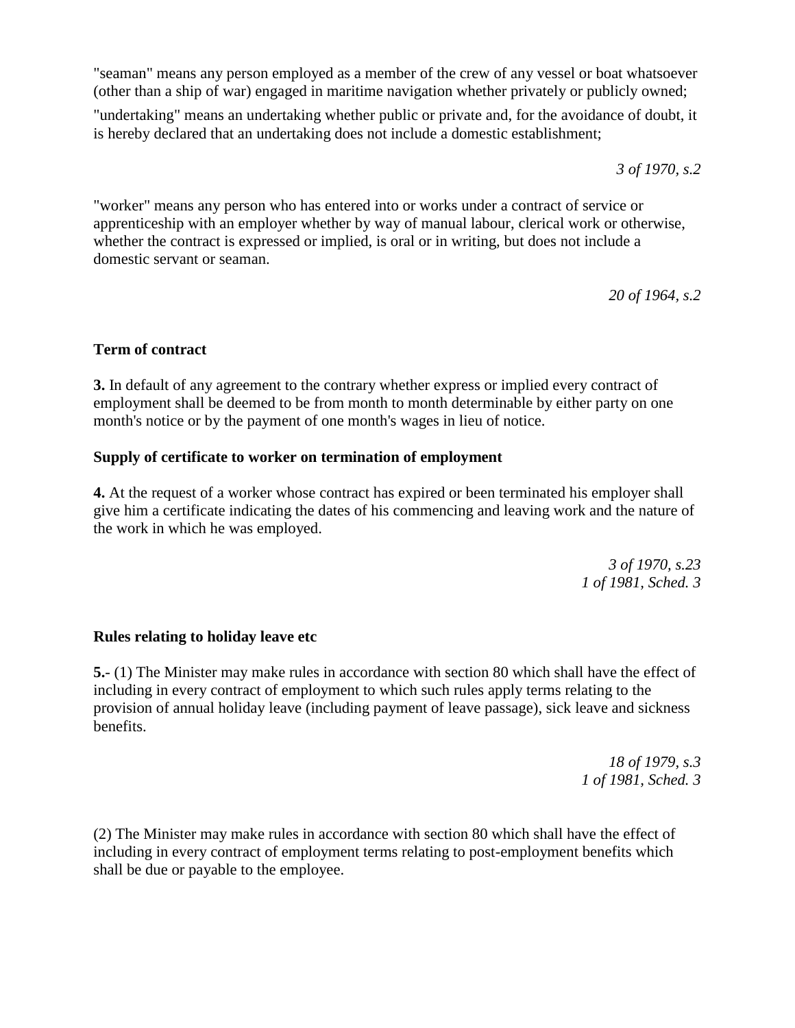"seaman" means any person employed as a member of the crew of any vessel or boat whatsoever (other than a ship of war) engaged in maritime navigation whether privately or publicly owned;

"undertaking" means an undertaking whether public or private and, for the avoidance of doubt, it is hereby declared that an undertaking does not include a domestic establishment;

*3 of 1970, s.2*

"worker" means any person who has entered into or works under a contract of service or apprenticeship with an employer whether by way of manual labour, clerical work or otherwise, whether the contract is expressed or implied, is oral or in writing, but does not include a domestic servant or seaman.

*20 of 1964, s.2*

**Term of contract**

**3.** In default of any agreement to the contrary whether express or implied every contract of employment shall be deemed to be from month to month determinable by either party on one month's notice or by the payment of one month's wages in lieu of notice.

**Supply of certificate to worker on termination of employment**

**4.** At the request of a worker whose contract has expired or been terminated his employer shall give him a certificate indicating the dates of his commencing and leaving work and the nature of the work in which he was employed.

*3 of 1970, s.23*
*1 of 1981, Sched. 3*

**Rules relating to holiday leave etc**

**5.**- (1) The Minister may make rules in accordance with section 80 which shall have the effect of including in every contract of employment to which such rules apply terms relating to the provision of annual holiday leave (including payment of leave passage), sick leave and sickness benefits.

*18 of 1979, s.3*
*1 of 1981, Sched. 3*

(2) The Minister may make rules in accordance with section 80 which shall have the effect of including in every contract of employment terms relating to post-employment benefits which shall be due or payable to the employee.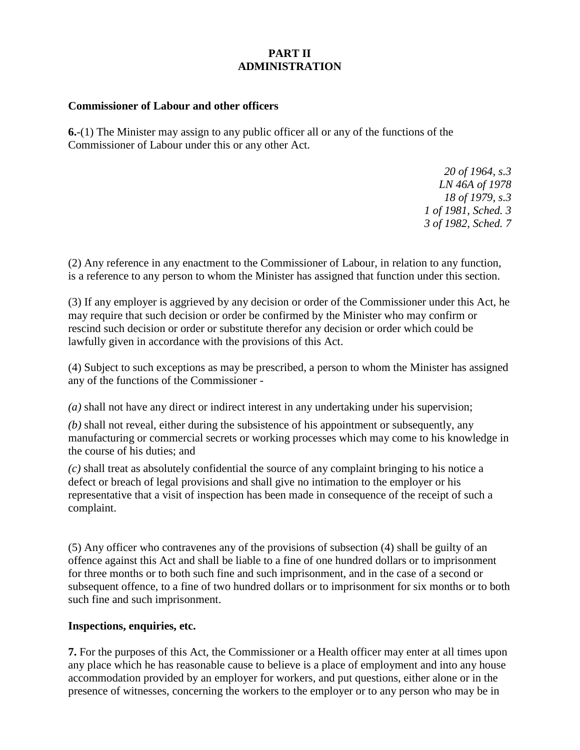# PART II
# ADMINISTRATION

**Commissioner of Labour and other officers**

**6.**-(1) The Minister may assign to any public officer all or any of the functions of the Commissioner of Labour under this or any other Act.

*20 of 1964, s.3*
*LN 46A of 1978*
*18 of 1979, s.3*
*1 of 1981, Sched. 3*
*3 of 1982, Sched. 7*

(2) Any reference in any enactment to the Commissioner of Labour, in relation to any function, is a reference to any person to whom the Minister has assigned that function under this section.

(3) If any employer is aggrieved by any decision or order of the Commissioner under this Act, he may require that such decision or order be confirmed by the Minister who may confirm or rescind such decision or order or substitute therefor any decision or order which could be lawfully given in accordance with the provisions of this Act.

(4) Subject to such exceptions as may be prescribed, a person to whom the Minister has assigned any of the functions of the Commissioner -

*(a)* shall not have any direct or indirect interest in any undertaking under his supervision;

*(b)* shall not reveal, either during the subsistence of his appointment or subsequently, any manufacturing or commercial secrets or working processes which may come to his knowledge in the course of his duties; and

*(c)* shall treat as absolutely confidential the source of any complaint bringing to his notice a defect or breach of legal provisions and shall give no intimation to the employer or his representative that a visit of inspection has been made in consequence of the receipt of such a complaint.

(5) Any officer who contravenes any of the provisions of subsection (4) shall be guilty of an offence against this Act and shall be liable to a fine of one hundred dollars or to imprisonment for three months or to both such fine and such imprisonment, and in the case of a second or subsequent offence, to a fine of two hundred dollars or to imprisonment for six months or to both such fine and such imprisonment.

**Inspections, enquiries, etc.**

**7.** For the purposes of this Act, the Commissioner or a Health officer may enter at all times upon any place which he has reasonable cause to believe is a place of employment and into any house accommodation provided by an employer for workers, and put questions, either alone or in the presence of witnesses, concerning the workers to the employer or to any person who may be in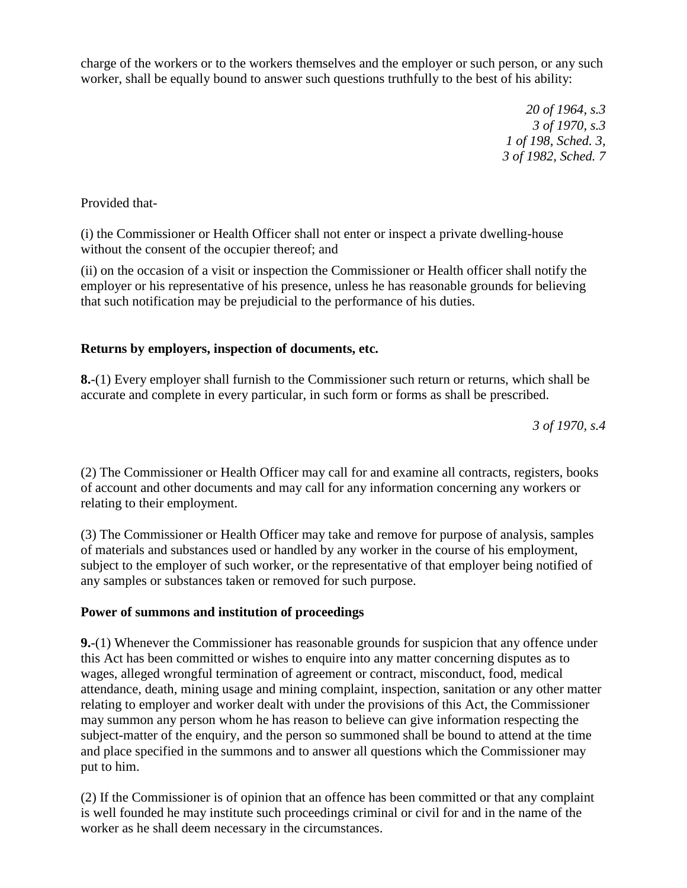charge of the workers or to the workers themselves and the employer or such person, or any such worker, shall be equally bound to answer such questions truthfully to the best of his ability:

*20 of 1964, s.3*
*3 of 1970, s.3*
*1 of 198, Sched. 3,*
*3 of 1982, Sched. 7*

Provided that-

(i) the Commissioner or Health Officer shall not enter or inspect a private dwelling-house without the consent of the occupier thereof; and

(ii) on the occasion of a visit or inspection the Commissioner or Health officer shall notify the employer or his representative of his presence, unless he has reasonable grounds for believing that such notification may be prejudicial to the performance of his duties.

**Returns by employers, inspection of documents, etc.**

**8.**-(1) Every employer shall furnish to the Commissioner such return or returns, which shall be accurate and complete in every particular, in such form or forms as shall be prescribed.

*3 of 1970, s.4*

(2) The Commissioner or Health Officer may call for and examine all contracts, registers, books of account and other documents and may call for any information concerning any workers or relating to their employment.

(3) The Commissioner or Health Officer may take and remove for purpose of analysis, samples of materials and substances used or handled by any worker in the course of his employment, subject to the employer of such worker, or the representative of that employer being notified of any samples or substances taken or removed for such purpose.

**Power of summons and institution of proceedings**

**9.**-(1) Whenever the Commissioner has reasonable grounds for suspicion that any offence under this Act has been committed or wishes to enquire into any matter concerning disputes as to wages, alleged wrongful termination of agreement or contract, misconduct, food, medical attendance, death, mining usage and mining complaint, inspection, sanitation or any other matter relating to employer and worker dealt with under the provisions of this Act, the Commissioner may summon any person whom he has reason to believe can give information respecting the subject-matter of the enquiry, and the person so summoned shall be bound to attend at the time and place specified in the summons and to answer all questions which the Commissioner may put to him.

(2) If the Commissioner is of opinion that an offence has been committed or that any complaint is well founded he may institute such proceedings criminal or civil for and in the name of the worker as he shall deem necessary in the circumstances.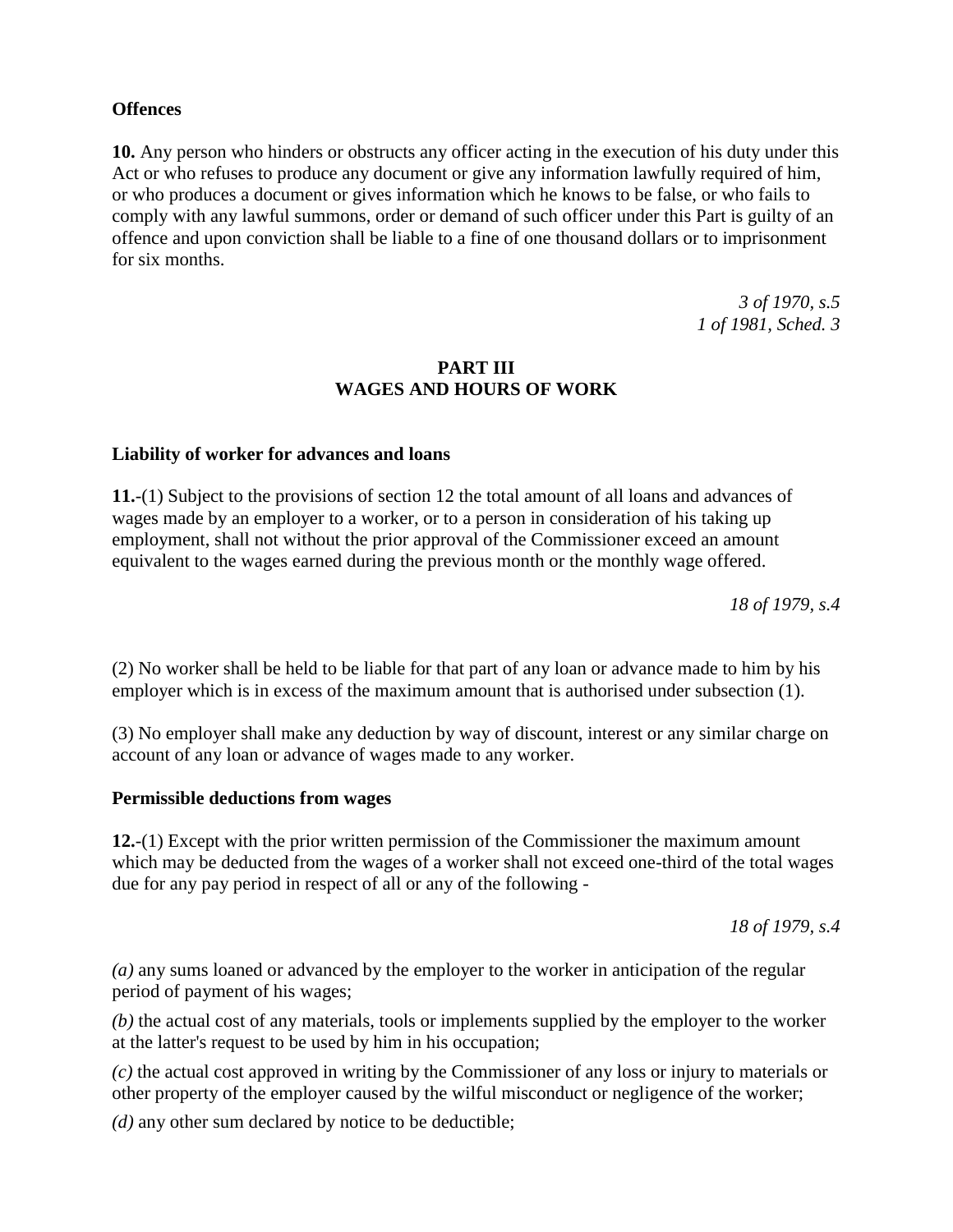**Offences**

**10.** Any person who hinders or obstructs any officer acting in the execution of his duty under this Act or who refuses to produce any document or give any information lawfully required of him, or who produces a document or gives information which he knows to be false, or who fails to comply with any lawful summons, order or demand of such officer under this Part is guilty of an offence and upon conviction shall be liable to a fine of one thousand dollars or to imprisonment for six months.

*3 of 1970, s.5*
*1 of 1981, Sched. 3*

## PART III
## WAGES AND HOURS OF WORK

**Liability of worker for advances and loans**

**11.**-(1) Subject to the provisions of section 12 the total amount of all loans and advances of wages made by an employer to a worker, or to a person in consideration of his taking up employment, shall not without the prior approval of the Commissioner exceed an amount equivalent to the wages earned during the previous month or the monthly wage offered.

*18 of 1979, s.4*

(2) No worker shall be held to be liable for that part of any loan or advance made to him by his employer which is in excess of the maximum amount that is authorised under subsection (1).

(3) No employer shall make any deduction by way of discount, interest or any similar charge on account of any loan or advance of wages made to any worker.

**Permissible deductions from wages**

**12.**-(1) Except with the prior written permission of the Commissioner the maximum amount which may be deducted from the wages of a worker shall not exceed one-third of the total wages due for any pay period in respect of all or any of the following -

*18 of 1979, s.4*

*(a)* any sums loaned or advanced by the employer to the worker in anticipation of the regular period of payment of his wages;

*(b)* the actual cost of any materials, tools or implements supplied by the employer to the worker at the latter's request to be used by him in his occupation;

*(c)* the actual cost approved in writing by the Commissioner of any loss or injury to materials or other property of the employer caused by the wilful misconduct or negligence of the worker;

*(d)* any other sum declared by notice to be deductible;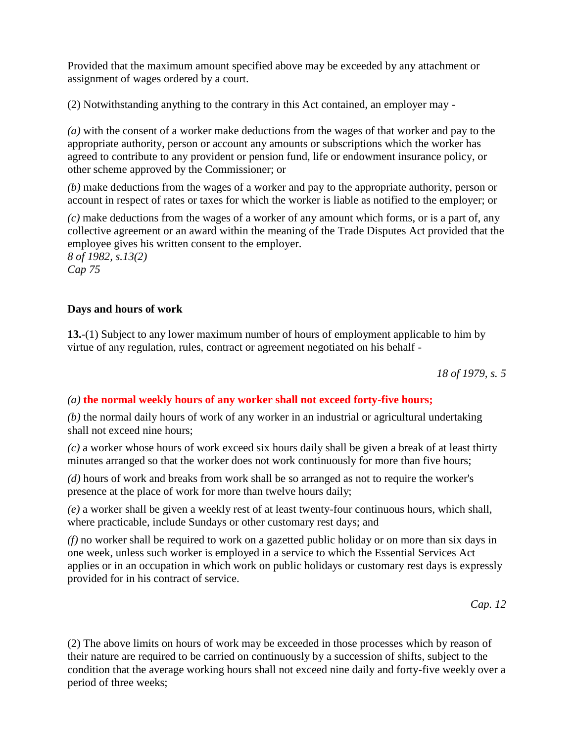Provided that the maximum amount specified above may be exceeded by any attachment or assignment of wages ordered by a court.

(2) Notwithstanding anything to the contrary in this Act contained, an employer may -

*(a)* with the consent of a worker make deductions from the wages of that worker and pay to the appropriate authority, person or account any amounts or subscriptions which the worker has agreed to contribute to any provident or pension fund, life or endowment insurance policy, or other scheme approved by the Commissioner; or

*(b)* make deductions from the wages of a worker and pay to the appropriate authority, person or account in respect of rates or taxes for which the worker is liable as notified to the employer; or

*(c)* make deductions from the wages of a worker of any amount which forms, or is a part of, any collective agreement or an award within the meaning of the Trade Disputes Act provided that the employee gives his written consent to the employer.

*8 of 1982, s.13(2)*
*Cap 75*

**Days and hours of work**

**13.**-(1) Subject to any lower maximum number of hours of employment applicable to him by virtue of any regulation, rules, contract or agreement negotiated on his behalf -

*18 of 1979, s. 5*

*(a)* **the normal weekly hours of any worker shall not exceed forty-five hours;**

*(b)* the normal daily hours of work of any worker in an industrial or agricultural undertaking shall not exceed nine hours;

*(c)* a worker whose hours of work exceed six hours daily shall be given a break of at least thirty minutes arranged so that the worker does not work continuously for more than five hours;

*(d)* hours of work and breaks from work shall be so arranged as not to require the worker's presence at the place of work for more than twelve hours daily;

*(e)* a worker shall be given a weekly rest of at least twenty-four continuous hours, which shall, where practicable, include Sundays or other customary rest days; and

*(f)* no worker shall be required to work on a gazetted public holiday or on more than six days in one week, unless such worker is employed in a service to which the Essential Services Act applies or in an occupation in which work on public holidays or customary rest days is expressly provided for in his contract of service.

*Cap. 12*

(2) The above limits on hours of work may be exceeded in those processes which by reason of their nature are required to be carried on continuously by a succession of shifts, subject to the condition that the average working hours shall not exceed nine daily and forty-five weekly over a period of three weeks;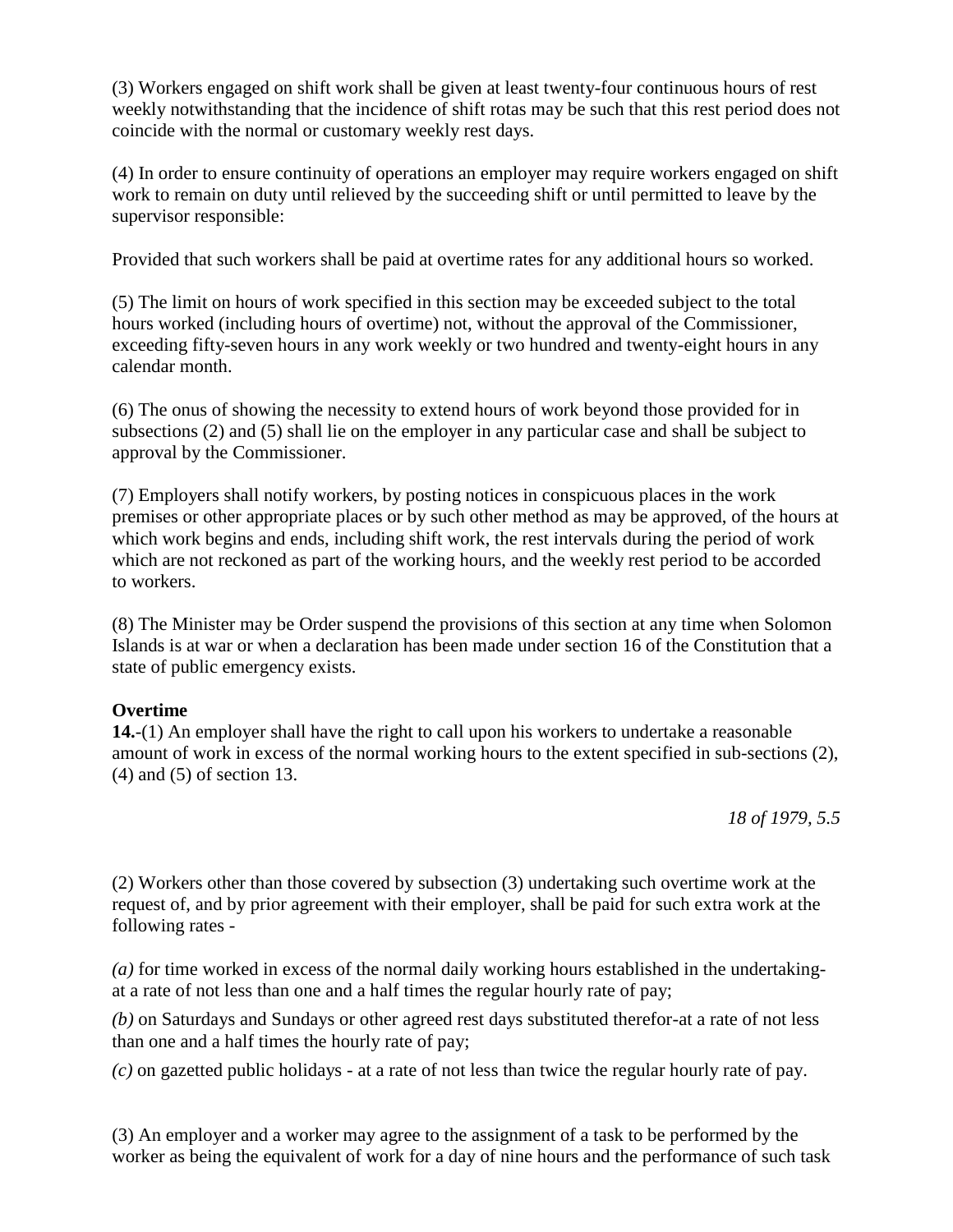(3) Workers engaged on shift work shall be given at least twenty-four continuous hours of rest weekly notwithstanding that the incidence of shift rotas may be such that this rest period does not coincide with the normal or customary weekly rest days.

(4) In order to ensure continuity of operations an employer may require workers engaged on shift work to remain on duty until relieved by the succeeding shift or until permitted to leave by the supervisor responsible:

Provided that such workers shall be paid at overtime rates for any additional hours so worked.

(5) The limit on hours of work specified in this section may be exceeded subject to the total hours worked (including hours of overtime) not, without the approval of the Commissioner, exceeding fifty-seven hours in any work weekly or two hundred and twenty-eight hours in any calendar month.

(6) The onus of showing the necessity to extend hours of work beyond those provided for in subsections (2) and (5) shall lie on the employer in any particular case and shall be subject to approval by the Commissioner.

(7) Employers shall notify workers, by posting notices in conspicuous places in the work premises or other appropriate places or by such other method as may be approved, of the hours at which work begins and ends, including shift work, the rest intervals during the period of work which are not reckoned as part of the working hours, and the weekly rest period to be accorded to workers.

(8) The Minister may be Order suspend the provisions of this section at any time when Solomon Islands is at war or when a declaration has been made under section 16 of the Constitution that a state of public emergency exists.

**Overtime**

**14.**-(1) An employer shall have the right to call upon his workers to undertake a reasonable amount of work in excess of the normal working hours to the extent specified in sub-sections (2), (4) and (5) of section 13.

*18 of 1979, 5.5*

(2) Workers other than those covered by subsection (3) undertaking such overtime work at the request of, and by prior agreement with their employer, shall be paid for such extra work at the following rates -

*(a)* for time worked in excess of the normal daily working hours established in the undertaking-at a rate of not less than one and a half times the regular hourly rate of pay;

*(b)* on Saturdays and Sundays or other agreed rest days substituted therefor-at a rate of not less than one and a half times the hourly rate of pay;

*(c)* on gazetted public holidays - at a rate of not less than twice the regular hourly rate of pay.

(3) An employer and a worker may agree to the assignment of a task to be performed by the worker as being the equivalent of work for a day of nine hours and the performance of such task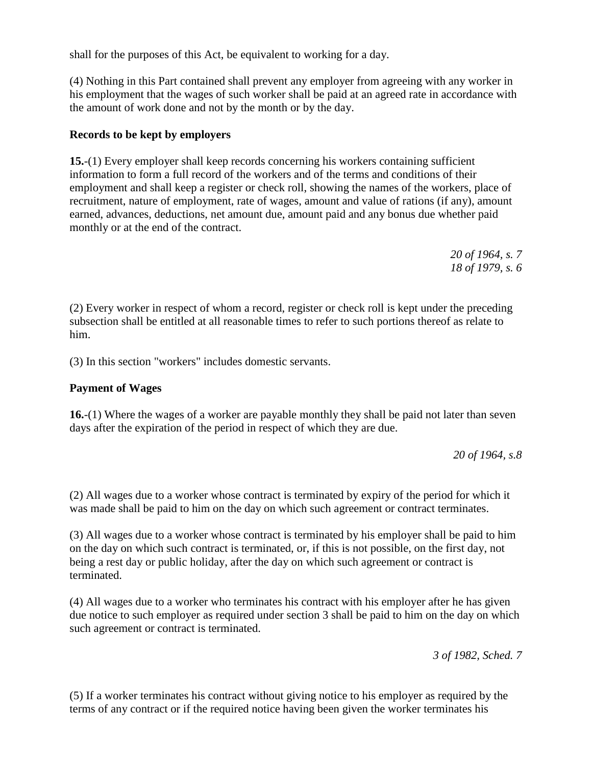shall for the purposes of this Act, be equivalent to working for a day.

(4) Nothing in this Part contained shall prevent any employer from agreeing with any worker in his employment that the wages of such worker shall be paid at an agreed rate in accordance with the amount of work done and not by the month or by the day.

**Records to be kept by employers**

**15.**-(1) Every employer shall keep records concerning his workers containing sufficient information to form a full record of the workers and of the terms and conditions of their employment and shall keep a register or check roll, showing the names of the workers, place of recruitment, nature of employment, rate of wages, amount and value of rations (if any), amount earned, advances, deductions, net amount due, amount paid and any bonus due whether paid monthly or at the end of the contract.

*20 of 1964, s. 7*
*18 of 1979, s. 6*

(2) Every worker in respect of whom a record, register or check roll is kept under the preceding subsection shall be entitled at all reasonable times to refer to such portions thereof as relate to him.

(3) In this section "workers" includes domestic servants.

**Payment of Wages**

**16.**-(1) Where the wages of a worker are payable monthly they shall be paid not later than seven days after the expiration of the period in respect of which they are due.

*20 of 1964, s.8*

(2) All wages due to a worker whose contract is terminated by expiry of the period for which it was made shall be paid to him on the day on which such agreement or contract terminates.

(3) All wages due to a worker whose contract is terminated by his employer shall be paid to him on the day on which such contract is terminated, or, if this is not possible, on the first day, not being a rest day or public holiday, after the day on which such agreement or contract is terminated.

(4) All wages due to a worker who terminates his contract with his employer after he has given due notice to such employer as required under section 3 shall be paid to him on the day on which such agreement or contract is terminated.

*3 of 1982, Sched. 7*

(5) If a worker terminates his contract without giving notice to his employer as required by the terms of any contract or if the required notice having been given the worker terminates his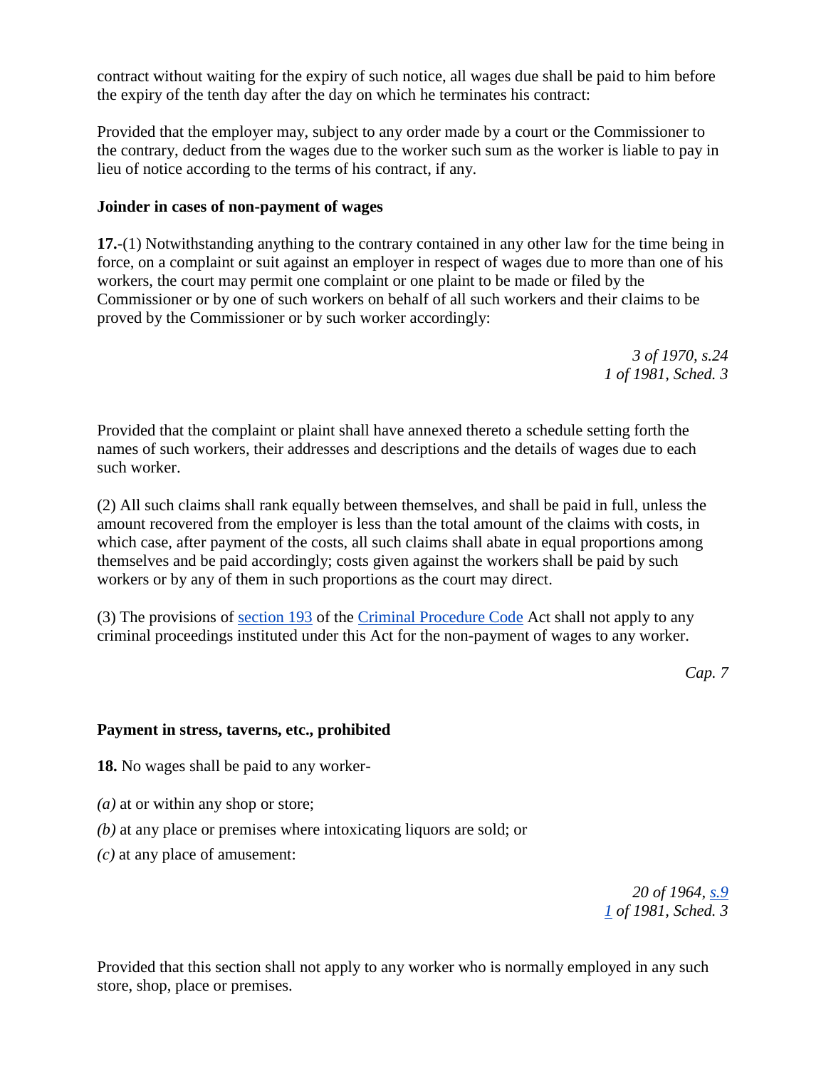contract without waiting for the expiry of such notice, all wages due shall be paid to him before the expiry of the tenth day after the day on which he terminates his contract:

Provided that the employer may, subject to any order made by a court or the Commissioner to the contrary, deduct from the wages due to the worker such sum as the worker is liable to pay in lieu of notice according to the terms of his contract, if any.

**Joinder in cases of non-payment of wages**

**17.**-(1) Notwithstanding anything to the contrary contained in any other law for the time being in force, on a complaint or suit against an employer in respect of wages due to more than one of his workers, the court may permit one complaint or one plaint to be made or filed by the Commissioner or by one of such workers on behalf of all such workers and their claims to be proved by the Commissioner or by such worker accordingly:

*3 of 1970, s.24*
*1 of 1981, Sched. 3*

Provided that the complaint or plaint shall have annexed thereto a schedule setting forth the names of such workers, their addresses and descriptions and the details of wages due to each such worker.

(2) All such claims shall rank equally between themselves, and shall be paid in full, unless the amount recovered from the employer is less than the total amount of the claims with costs, in which case, after payment of the costs, all such claims shall abate in equal proportions among themselves and be paid accordingly; costs given against the workers shall be paid by such workers or by any of them in such proportions as the court may direct.

(3) The provisions of section 193 of the Criminal Procedure Code Act shall not apply to any criminal proceedings instituted under this Act for the non-payment of wages to any worker.

*Cap. 7*

**Payment in stress, taverns, etc., prohibited**

**18.** No wages shall be paid to any worker-

*(a)* at or within any shop or store;

*(b)* at any place or premises where intoxicating liquors are sold; or

*(c)* at any place of amusement:

*20 of 1964, s.9*
*1 of 1981, Sched. 3*

Provided that this section shall not apply to any worker who is normally employed in any such store, shop, place or premises.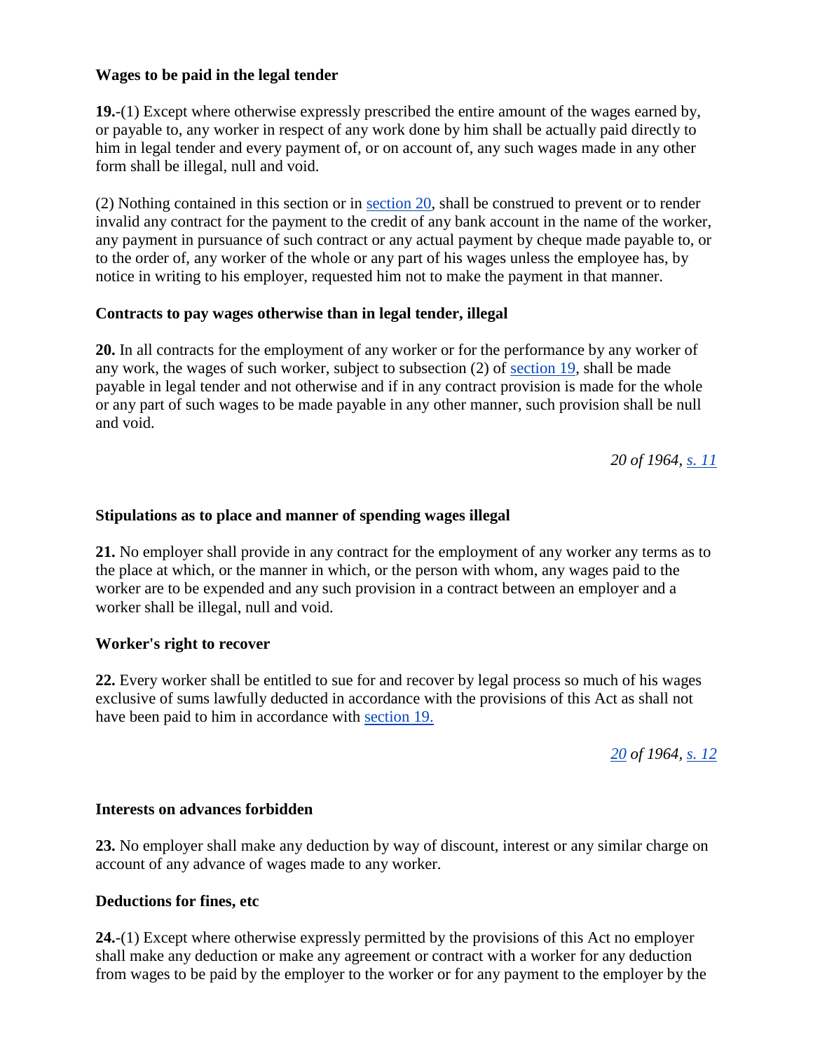**Wages to be paid in the legal tender**

**19.**-(1) Except where otherwise expressly prescribed the entire amount of the wages earned by, or payable to, any worker in respect of any work done by him shall be actually paid directly to him in legal tender and every payment of, or on account of, any such wages made in any other form shall be illegal, null and void.

(2) Nothing contained in this section or in section 20, shall be construed to prevent or to render invalid any contract for the payment to the credit of any bank account in the name of the worker, any payment in pursuance of such contract or any actual payment by cheque made payable to, or to the order of, any worker of the whole or any part of his wages unless the employee has, by notice in writing to his employer, requested him not to make the payment in that manner.

**Contracts to pay wages otherwise than in legal tender, illegal**

**20.** In all contracts for the employment of any worker or for the performance by any worker of any work, the wages of such worker, subject to subsection (2) of section 19, shall be made payable in legal tender and not otherwise and if in any contract provision is made for the whole or any part of such wages to be made payable in any other manner, such provision shall be null and void.

*20 of 1964, s. 11*

**Stipulations as to place and manner of spending wages illegal**

**21.** No employer shall provide in any contract for the employment of any worker any terms as to the place at which, or the manner in which, or the person with whom, any wages paid to the worker are to be expended and any such provision in a contract between an employer and a worker shall be illegal, null and void.

**Worker's right to recover**

**22.** Every worker shall be entitled to sue for and recover by legal process so much of his wages exclusive of sums lawfully deducted in accordance with the provisions of this Act as shall not have been paid to him in accordance with section 19.

*20 of 1964, s. 12*

**Interests on advances forbidden**

**23.** No employer shall make any deduction by way of discount, interest or any similar charge on account of any advance of wages made to any worker.

**Deductions for fines, etc**

**24.**-(1) Except where otherwise expressly permitted by the provisions of this Act no employer shall make any deduction or make any agreement or contract with a worker for any deduction from wages to be paid by the employer to the worker or for any payment to the employer by the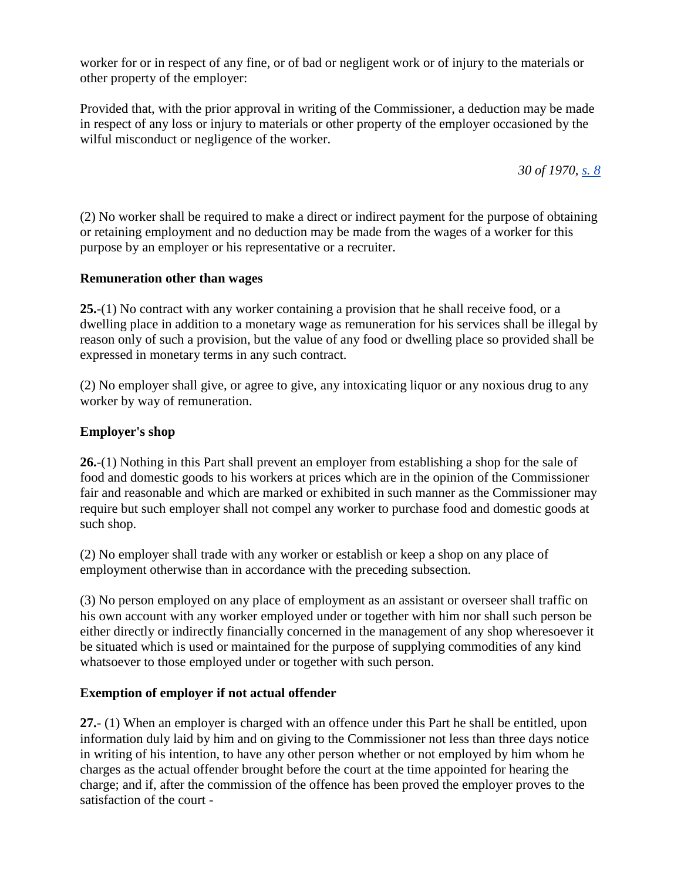worker for or in respect of any fine, or of bad or negligent work or of injury to the materials or other property of the employer:

Provided that, with the prior approval in writing of the Commissioner, a deduction may be made in respect of any loss or injury to materials or other property of the employer occasioned by the wilful misconduct or negligence of the worker.

*30 of 1970, s. 8*

(2) No worker shall be required to make a direct or indirect payment for the purpose of obtaining or retaining employment and no deduction may be made from the wages of a worker for this purpose by an employer or his representative or a recruiter.

**Remuneration other than wages**

**25.**-(1) No contract with any worker containing a provision that he shall receive food, or a dwelling place in addition to a monetary wage as remuneration for his services shall be illegal by reason only of such a provision, but the value of any food or dwelling place so provided shall be expressed in monetary terms in any such contract.

(2) No employer shall give, or agree to give, any intoxicating liquor or any noxious drug to any worker by way of remuneration.

**Employer's shop**

**26.**-(1) Nothing in this Part shall prevent an employer from establishing a shop for the sale of food and domestic goods to his workers at prices which are in the opinion of the Commissioner fair and reasonable and which are marked or exhibited in such manner as the Commissioner may require but such employer shall not compel any worker to purchase food and domestic goods at such shop.

(2) No employer shall trade with any worker or establish or keep a shop on any place of employment otherwise than in accordance with the preceding subsection.

(3) No person employed on any place of employment as an assistant or overseer shall traffic on his own account with any worker employed under or together with him nor shall such person be either directly or indirectly financially concerned in the management of any shop wheresoever it be situated which is used or maintained for the purpose of supplying commodities of any kind whatsoever to those employed under or together with such person.

**Exemption of employer if not actual offender**

**27.**- (1) When an employer is charged with an offence under this Part he shall be entitled, upon information duly laid by him and on giving to the Commissioner not less than three days notice in writing of his intention, to have any other person whether or not employed by him whom he charges as the actual offender brought before the court at the time appointed for hearing the charge; and if, after the commission of the offence has been proved the employer proves to the satisfaction of the court -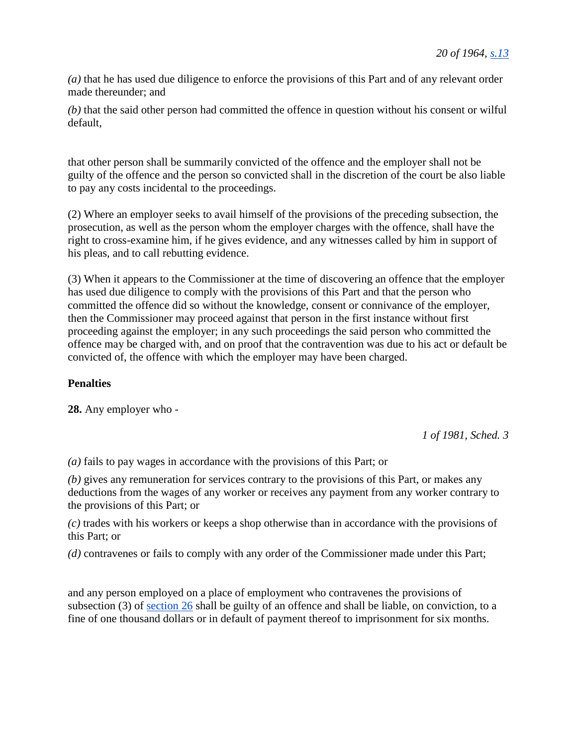*20 of 1964, s.13*

*(a)* that he has used due diligence to enforce the provisions of this Part and of any relevant order made thereunder; and

*(b)* that the said other person had committed the offence in question without his consent or wilful default,

that other person shall be summarily convicted of the offence and the employer shall not be guilty of the offence and the person so convicted shall in the discretion of the court be also liable to pay any costs incidental to the proceedings.

(2) Where an employer seeks to avail himself of the provisions of the preceding subsection, the prosecution, as well as the person whom the employer charges with the offence, shall have the right to cross-examine him, if he gives evidence, and any witnesses called by him in support of his pleas, and to call rebutting evidence.

(3) When it appears to the Commissioner at the time of discovering an offence that the employer has used due diligence to comply with the provisions of this Part and that the person who committed the offence did so without the knowledge, consent or connivance of the employer, then the Commissioner may proceed against that person in the first instance without first proceeding against the employer; in any such proceedings the said person who committed the offence may be charged with, and on proof that the contravention was due to his act or default be convicted of, the offence with which the employer may have been charged.

**Penalties**

**28.** Any employer who -

*1 of 1981, Sched. 3*

*(a)* fails to pay wages in accordance with the provisions of this Part; or

*(b)* gives any remuneration for services contrary to the provisions of this Part, or makes any deductions from the wages of any worker or receives any payment from any worker contrary to the provisions of this Part; or

*(c)* trades with his workers or keeps a shop otherwise than in accordance with the provisions of this Part; or

*(d)* contravenes or fails to comply with any order of the Commissioner made under this Part;

and any person employed on a place of employment who contravenes the provisions of subsection (3) of section 26 shall be guilty of an offence and shall be liable, on conviction, to a fine of one thousand dollars or in default of payment thereof to imprisonment for six months.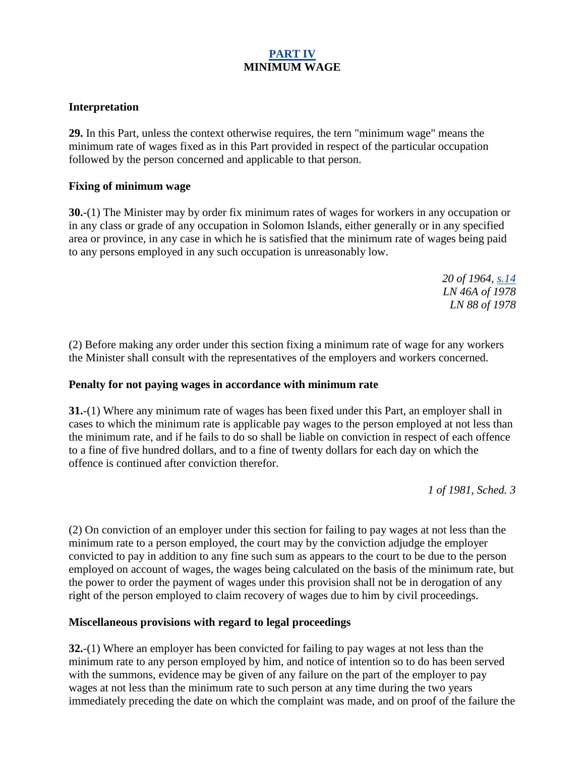## PART IV
## MINIMUM WAGE

### Interpretation

**29.** In this Part, unless the context otherwise requires, the tern "minimum wage" means the minimum rate of wages fixed as in this Part provided in respect of the particular occupation followed by the person concerned and applicable to that person.

### Fixing of minimum wage

**30.**-(1) The Minister may by order fix minimum rates of wages for workers in any occupation or in any class or grade of any occupation in Solomon Islands, either generally or in any specified area or province, in any case in which he is satisfied that the minimum rate of wages being paid to any persons employed in any such occupation is unreasonably low.

*20 of 1964, s.14*
*LN 46A of 1978*
*LN 88 of 1978*

(2) Before making any order under this section fixing a minimum rate of wage for any workers the Minister shall consult with the representatives of the employers and workers concerned.

### Penalty for not paying wages in accordance with minimum rate

**31.**-(1) Where any minimum rate of wages has been fixed under this Part, an employer shall in cases to which the minimum rate is applicable pay wages to the person employed at not less than the minimum rate, and if he fails to do so shall be liable on conviction in respect of each offence to a fine of five hundred dollars, and to a fine of twenty dollars for each day on which the offence is continued after conviction therefor.

*1 of 1981, Sched. 3*

(2) On conviction of an employer under this section for failing to pay wages at not less than the minimum rate to a person employed, the court may by the conviction adjudge the employer convicted to pay in addition to any fine such sum as appears to the court to be due to the person employed on account of wages, the wages being calculated on the basis of the minimum rate, but the power to order the payment of wages under this provision shall not be in derogation of any right of the person employed to claim recovery of wages due to him by civil proceedings.

### Miscellaneous provisions with regard to legal proceedings

**32.**-(1) Where an employer has been convicted for failing to pay wages at not less than the minimum rate to any person employed by him, and notice of intention so to do has been served with the summons, evidence may be given of any failure on the part of the employer to pay wages at not less than the minimum rate to such person at any time during the two years immediately preceding the date on which the complaint was made, and on proof of the failure the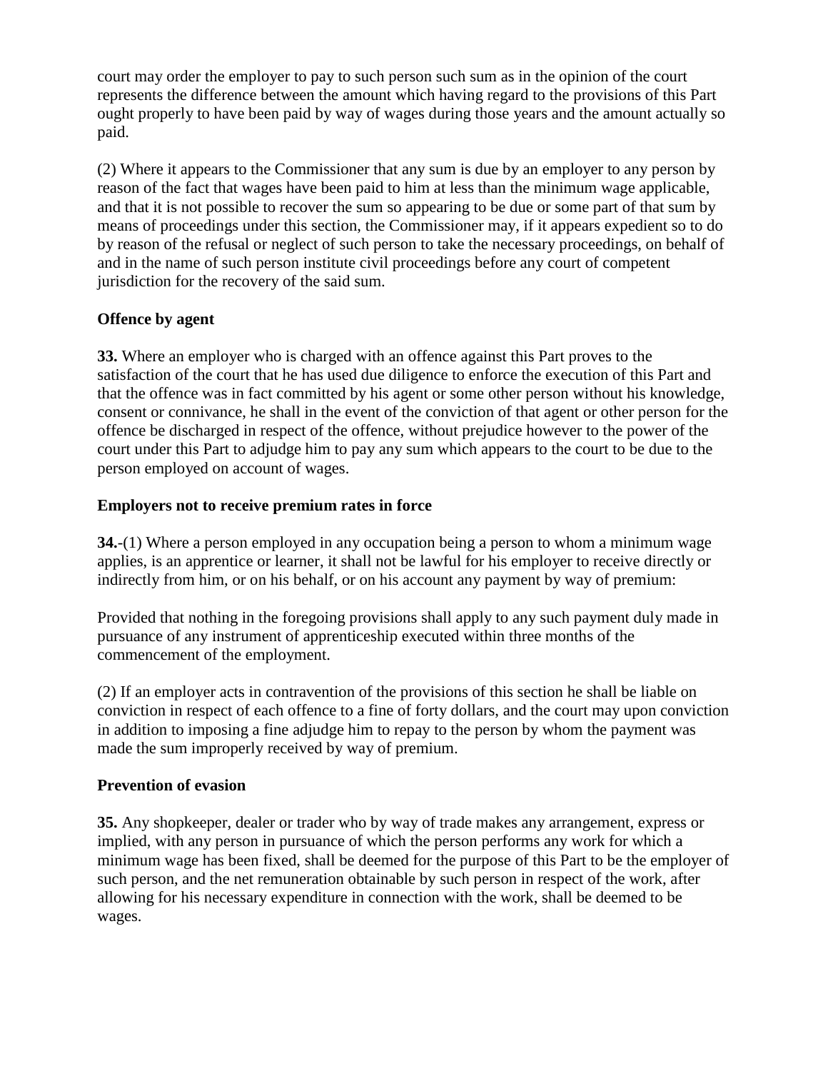court may order the employer to pay to such person such sum as in the opinion of the court represents the difference between the amount which having regard to the provisions of this Part ought properly to have been paid by way of wages during those years and the amount actually so paid.

(2) Where it appears to the Commissioner that any sum is due by an employer to any person by reason of the fact that wages have been paid to him at less than the minimum wage applicable, and that it is not possible to recover the sum so appearing to be due or some part of that sum by means of proceedings under this section, the Commissioner may, if it appears expedient so to do by reason of the refusal or neglect of such person to take the necessary proceedings, on behalf of and in the name of such person institute civil proceedings before any court of competent jurisdiction for the recovery of the said sum.

**Offence by agent**

**33.** Where an employer who is charged with an offence against this Part proves to the satisfaction of the court that he has used due diligence to enforce the execution of this Part and that the offence was in fact committed by his agent or some other person without his knowledge, consent or connivance, he shall in the event of the conviction of that agent or other person for the offence be discharged in respect of the offence, without prejudice however to the power of the court under this Part to adjudge him to pay any sum which appears to the court to be due to the person employed on account of wages.

**Employers not to receive premium rates in force**

**34.**-(1) Where a person employed in any occupation being a person to whom a minimum wage applies, is an apprentice or learner, it shall not be lawful for his employer to receive directly or indirectly from him, or on his behalf, or on his account any payment by way of premium:

Provided that nothing in the foregoing provisions shall apply to any such payment duly made in pursuance of any instrument of apprenticeship executed within three months of the commencement of the employment.

(2) If an employer acts in contravention of the provisions of this section he shall be liable on conviction in respect of each offence to a fine of forty dollars, and the court may upon conviction in addition to imposing a fine adjudge him to repay to the person by whom the payment was made the sum improperly received by way of premium.

**Prevention of evasion**

**35.** Any shopkeeper, dealer or trader who by way of trade makes any arrangement, express or implied, with any person in pursuance of which the person performs any work for which a minimum wage has been fixed, shall be deemed for the purpose of this Part to be the employer of such person, and the net remuneration obtainable by such person in respect of the work, after allowing for his necessary expenditure in connection with the work, shall be deemed to be wages.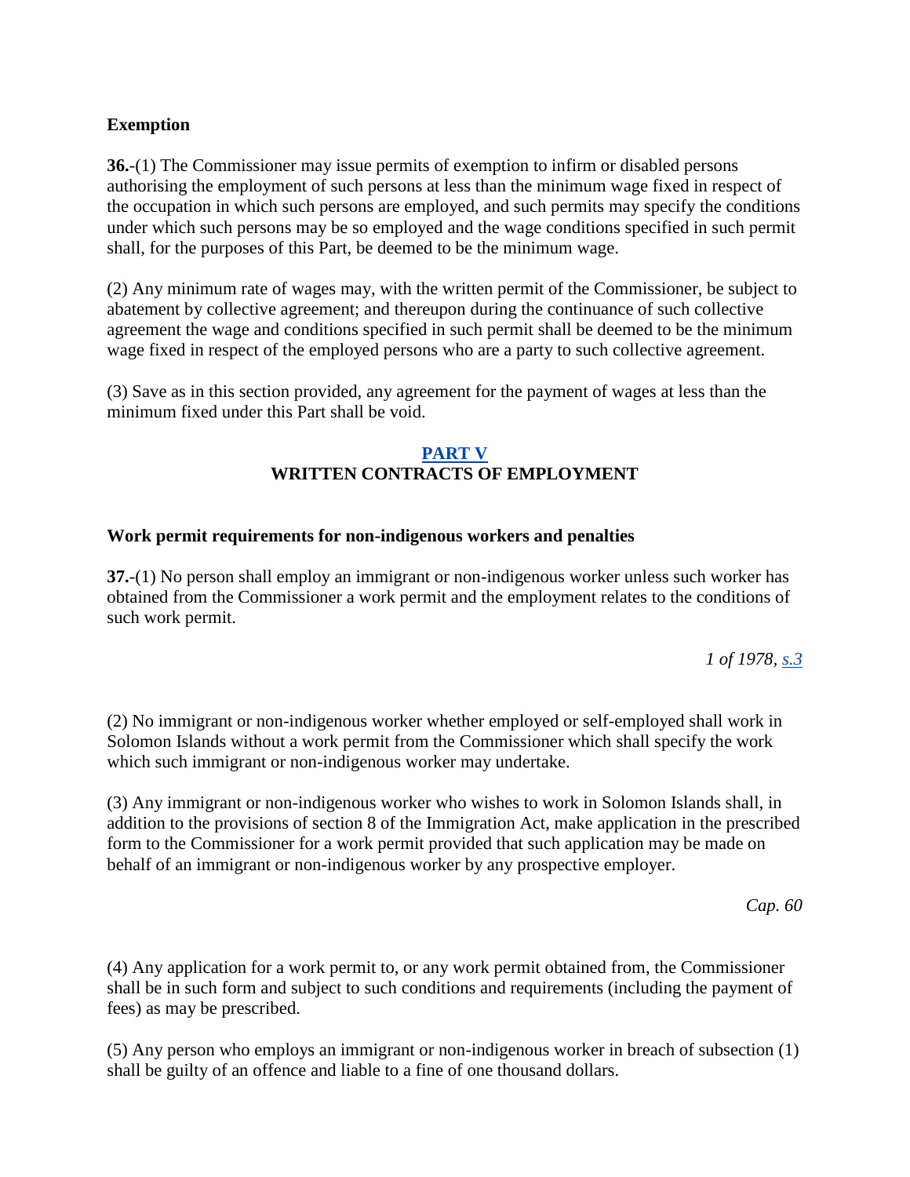**Exemption**

**36.**-(1) The Commissioner may issue permits of exemption to infirm or disabled persons authorising the employment of such persons at less than the minimum wage fixed in respect of the occupation in which such persons are employed, and such permits may specify the conditions under which such persons may be so employed and the wage conditions specified in such permit shall, for the purposes of this Part, be deemed to be the minimum wage.

(2) Any minimum rate of wages may, with the written permit of the Commissioner, be subject to abatement by collective agreement; and thereupon during the continuance of such collective agreement the wage and conditions specified in such permit shall be deemed to be the minimum wage fixed in respect of the employed persons who are a party to such collective agreement.

(3) Save as in this section provided, any agreement for the payment of wages at less than the minimum fixed under this Part shall be void.

## PART V
## WRITTEN CONTRACTS OF EMPLOYMENT

**Work permit requirements for non-indigenous workers and penalties**

**37.**-(1) No person shall employ an immigrant or non-indigenous worker unless such worker has obtained from the Commissioner a work permit and the employment relates to the conditions of such work permit.

*1 of 1978, s.3*

(2) No immigrant or non-indigenous worker whether employed or self-employed shall work in Solomon Islands without a work permit from the Commissioner which shall specify the work which such immigrant or non-indigenous worker may undertake.

(3) Any immigrant or non-indigenous worker who wishes to work in Solomon Islands shall, in addition to the provisions of section 8 of the Immigration Act, make application in the prescribed form to the Commissioner for a work permit provided that such application may be made on behalf of an immigrant or non-indigenous worker by any prospective employer.

*Cap. 60*

(4) Any application for a work permit to, or any work permit obtained from, the Commissioner shall be in such form and subject to such conditions and requirements (including the payment of fees) as may be prescribed.

(5) Any person who employs an immigrant or non-indigenous worker in breach of subsection (1) shall be guilty of an offence and liable to a fine of one thousand dollars.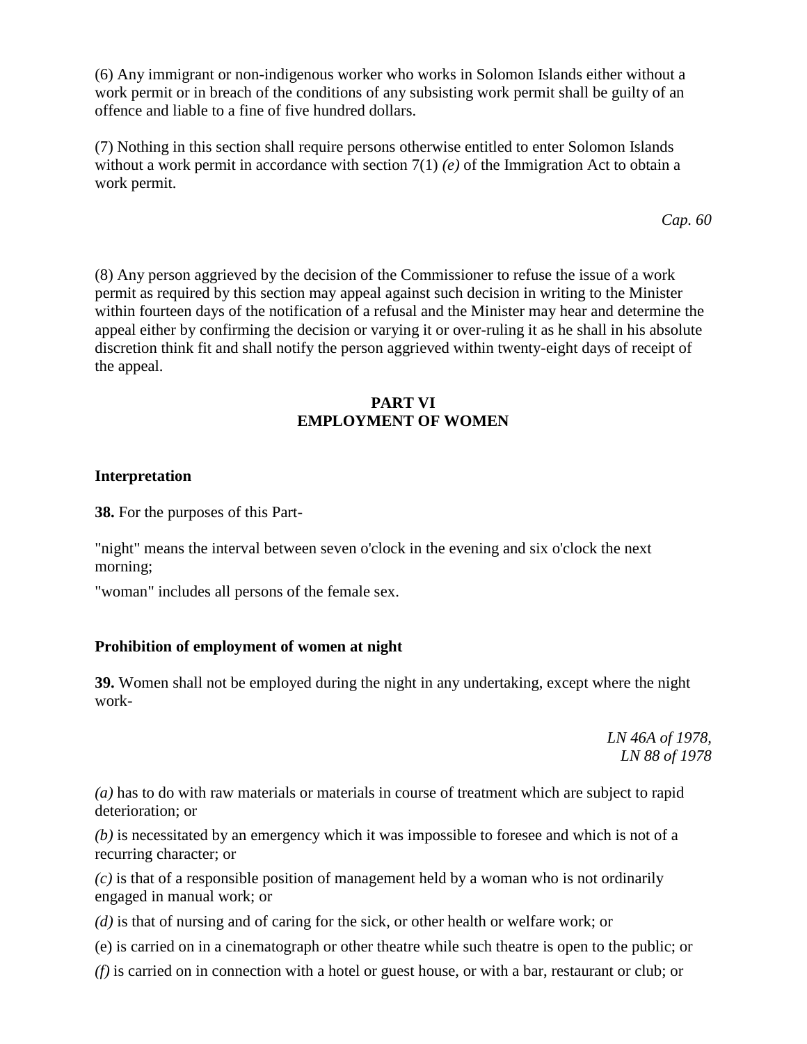(6) Any immigrant or non-indigenous worker who works in Solomon Islands either without a work permit or in breach of the conditions of any subsisting work permit shall be guilty of an offence and liable to a fine of five hundred dollars.

(7) Nothing in this section shall require persons otherwise entitled to enter Solomon Islands without a work permit in accordance with section 7(1) *(e)* of the Immigration Act to obtain a work permit.

*Cap. 60*

(8) Any person aggrieved by the decision of the Commissioner to refuse the issue of a work permit as required by this section may appeal against such decision in writing to the Minister within fourteen days of the notification of a refusal and the Minister may hear and determine the appeal either by confirming the decision or varying it or over-ruling it as he shall in his absolute discretion think fit and shall notify the person aggrieved within twenty-eight days of receipt of the appeal.

## PART VI
## EMPLOYMENT OF WOMEN

**Interpretation**

**38.** For the purposes of this Part-

"night" means the interval between seven o'clock in the evening and six o'clock the next morning;

"woman" includes all persons of the female sex.

**Prohibition of employment of women at night**

**39.** Women shall not be employed during the night in any undertaking, except where the night work-

*LN 46A of 1978,*
*LN 88 of 1978*

*(a)* has to do with raw materials or materials in course of treatment which are subject to rapid deterioration; or

*(b)* is necessitated by an emergency which it was impossible to foresee and which is not of a recurring character; or

*(c)* is that of a responsible position of management held by a woman who is not ordinarily engaged in manual work; or

*(d)* is that of nursing and of caring for the sick, or other health or welfare work; or

(e) is carried on in a cinematograph or other theatre while such theatre is open to the public; or

*(f)* is carried on in connection with a hotel or guest house, or with a bar, restaurant or club; or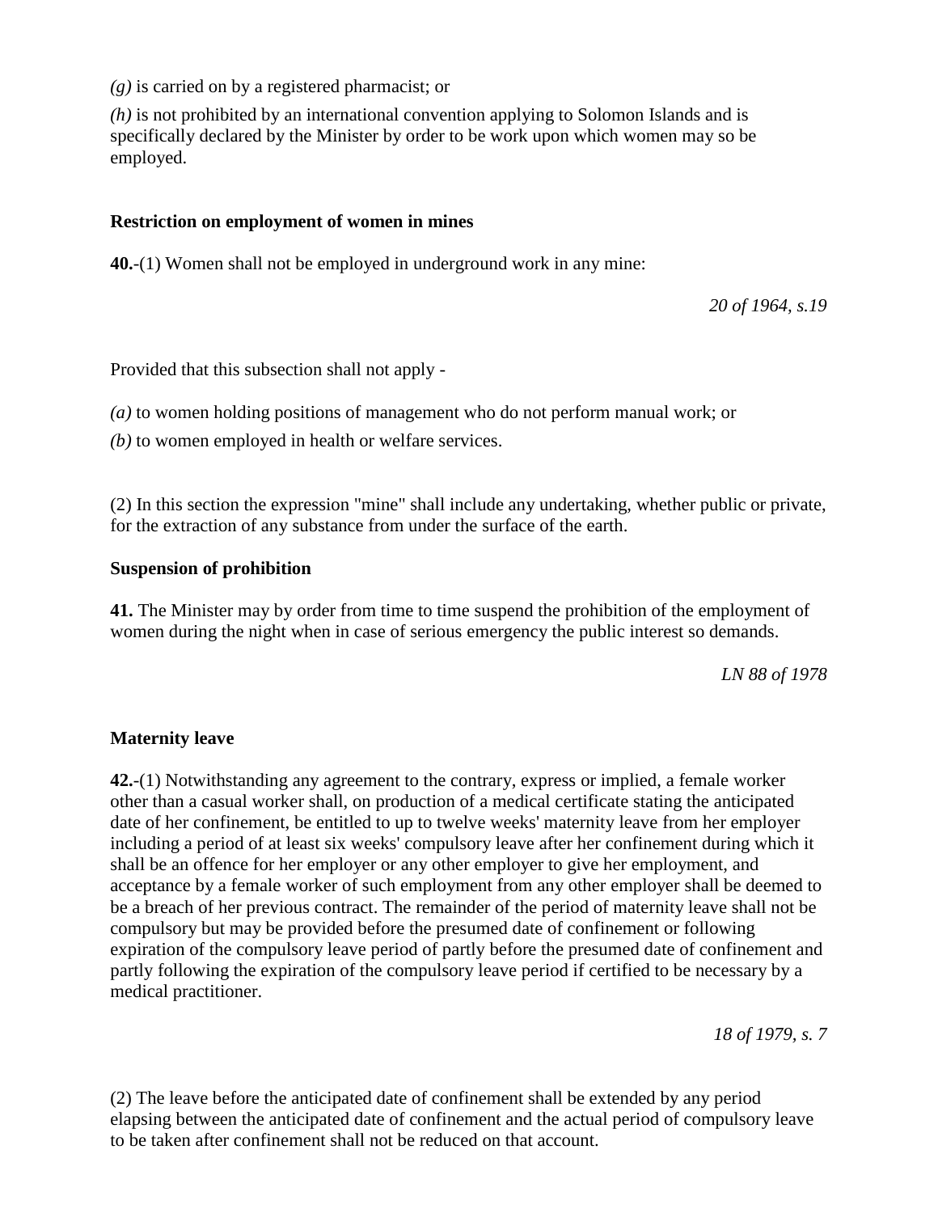*(g)* is carried on by a registered pharmacist; or

*(h)* is not prohibited by an international convention applying to Solomon Islands and is specifically declared by the Minister by order to be work upon which women may so be employed.

**Restriction on employment of women in mines**

**40.**-(1) Women shall not be employed in underground work in any mine:

*20 of 1964, s.19*

Provided that this subsection shall not apply -

*(a)* to women holding positions of management who do not perform manual work; or

*(b)* to women employed in health or welfare services.

(2) In this section the expression "mine" shall include any undertaking, whether public or private, for the extraction of any substance from under the surface of the earth.

**Suspension of prohibition**

**41.** The Minister may by order from time to time suspend the prohibition of the employment of women during the night when in case of serious emergency the public interest so demands.

*LN 88 of 1978*

**Maternity leave**

**42.**-(1) Notwithstanding any agreement to the contrary, express or implied, a female worker other than a casual worker shall, on production of a medical certificate stating the anticipated date of her confinement, be entitled to up to twelve weeks' maternity leave from her employer including a period of at least six weeks' compulsory leave after her confinement during which it shall be an offence for her employer or any other employer to give her employment, and acceptance by a female worker of such employment from any other employer shall be deemed to be a breach of her previous contract. The remainder of the period of maternity leave shall not be compulsory but may be provided before the presumed date of confinement or following expiration of the compulsory leave period of partly before the presumed date of confinement and partly following the expiration of the compulsory leave period if certified to be necessary by a medical practitioner.

*18 of 1979, s. 7*

(2) The leave before the anticipated date of confinement shall be extended by any period elapsing between the anticipated date of confinement and the actual period of compulsory leave to be taken after confinement shall not be reduced on that account.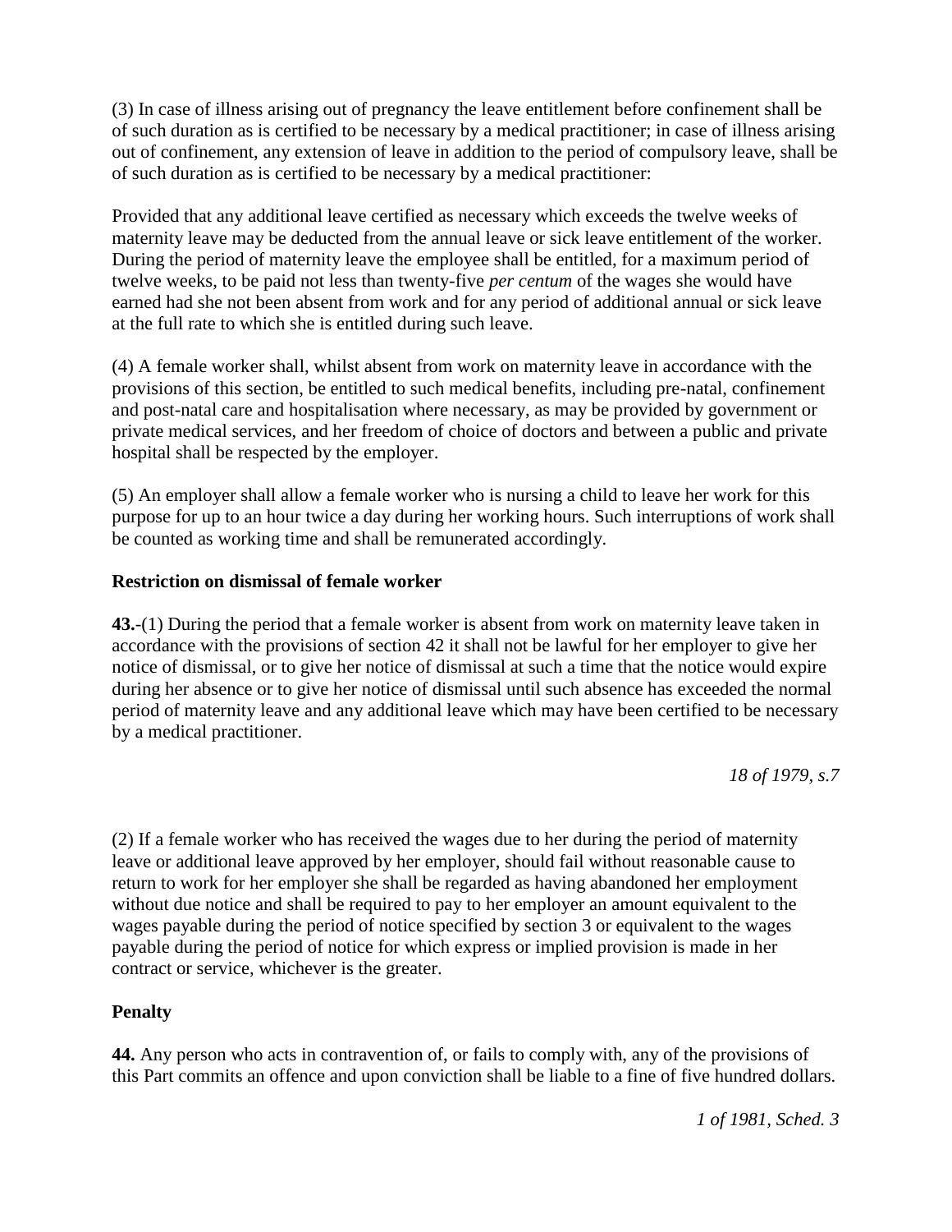(3) In case of illness arising out of pregnancy the leave entitlement before confinement shall be of such duration as is certified to be necessary by a medical practitioner; in case of illness arising out of confinement, any extension of leave in addition to the period of compulsory leave, shall be of such duration as is certified to be necessary by a medical practitioner:

Provided that any additional leave certified as necessary which exceeds the twelve weeks of maternity leave may be deducted from the annual leave or sick leave entitlement of the worker. During the period of maternity leave the employee shall be entitled, for a maximum period of twelve weeks, to be paid not less than twenty-five *per centum* of the wages she would have earned had she not been absent from work and for any period of additional annual or sick leave at the full rate to which she is entitled during such leave.

(4) A female worker shall, whilst absent from work on maternity leave in accordance with the provisions of this section, be entitled to such medical benefits, including pre-natal, confinement and post-natal care and hospitalisation where necessary, as may be provided by government or private medical services, and her freedom of choice of doctors and between a public and private hospital shall be respected by the employer.

(5) An employer shall allow a female worker who is nursing a child to leave her work for this purpose for up to an hour twice a day during her working hours. Such interruptions of work shall be counted as working time and shall be remunerated accordingly.

**Restriction on dismissal of female worker**

**43.**-(1) During the period that a female worker is absent from work on maternity leave taken in accordance with the provisions of section 42 it shall not be lawful for her employer to give her notice of dismissal, or to give her notice of dismissal at such a time that the notice would expire during her absence or to give her notice of dismissal until such absence has exceeded the normal period of maternity leave and any additional leave which may have been certified to be necessary by a medical practitioner.

*18 of 1979, s.7*

(2) If a female worker who has received the wages due to her during the period of maternity leave or additional leave approved by her employer, should fail without reasonable cause to return to work for her employer she shall be regarded as having abandoned her employment without due notice and shall be required to pay to her employer an amount equivalent to the wages payable during the period of notice specified by section 3 or equivalent to the wages payable during the period of notice for which express or implied provision is made in her contract or service, whichever is the greater.

**Penalty**

**44.** Any person who acts in contravention of, or fails to comply with, any of the provisions of this Part commits an offence and upon conviction shall be liable to a fine of five hundred dollars.

*1 of 1981, Sched. 3*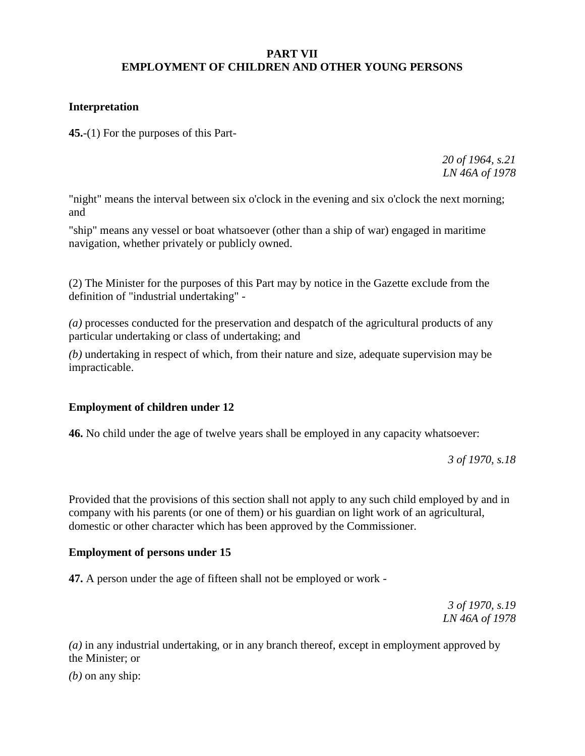## PART VII
## EMPLOYMENT OF CHILDREN AND OTHER YOUNG PERSONS

### Interpretation

**45.**-(1) For the purposes of this Part-

*20 of 1964, s.21*
*LN 46A of 1978*

"night" means the interval between six o'clock in the evening and six o'clock the next morning; and

"ship" means any vessel or boat whatsoever (other than a ship of war) engaged in maritime navigation, whether privately or publicly owned.

(2) The Minister for the purposes of this Part may by notice in the Gazette exclude from the definition of "industrial undertaking" -

*(a)* processes conducted for the preservation and despatch of the agricultural products of any particular undertaking or class of undertaking; and

*(b)* undertaking in respect of which, from their nature and size, adequate supervision may be impracticable.

### Employment of children under 12

**46.** No child under the age of twelve years shall be employed in any capacity whatsoever:

*3 of 1970, s.18*

Provided that the provisions of this section shall not apply to any such child employed by and in company with his parents (or one of them) or his guardian on light work of an agricultural, domestic or other character which has been approved by the Commissioner.

### Employment of persons under 15

**47.** A person under the age of fifteen shall not be employed or work -

*3 of 1970, s.19*
*LN 46A of 1978*

*(a)* in any industrial undertaking, or in any branch thereof, except in employment approved by the Minister; or

*(b)* on any ship: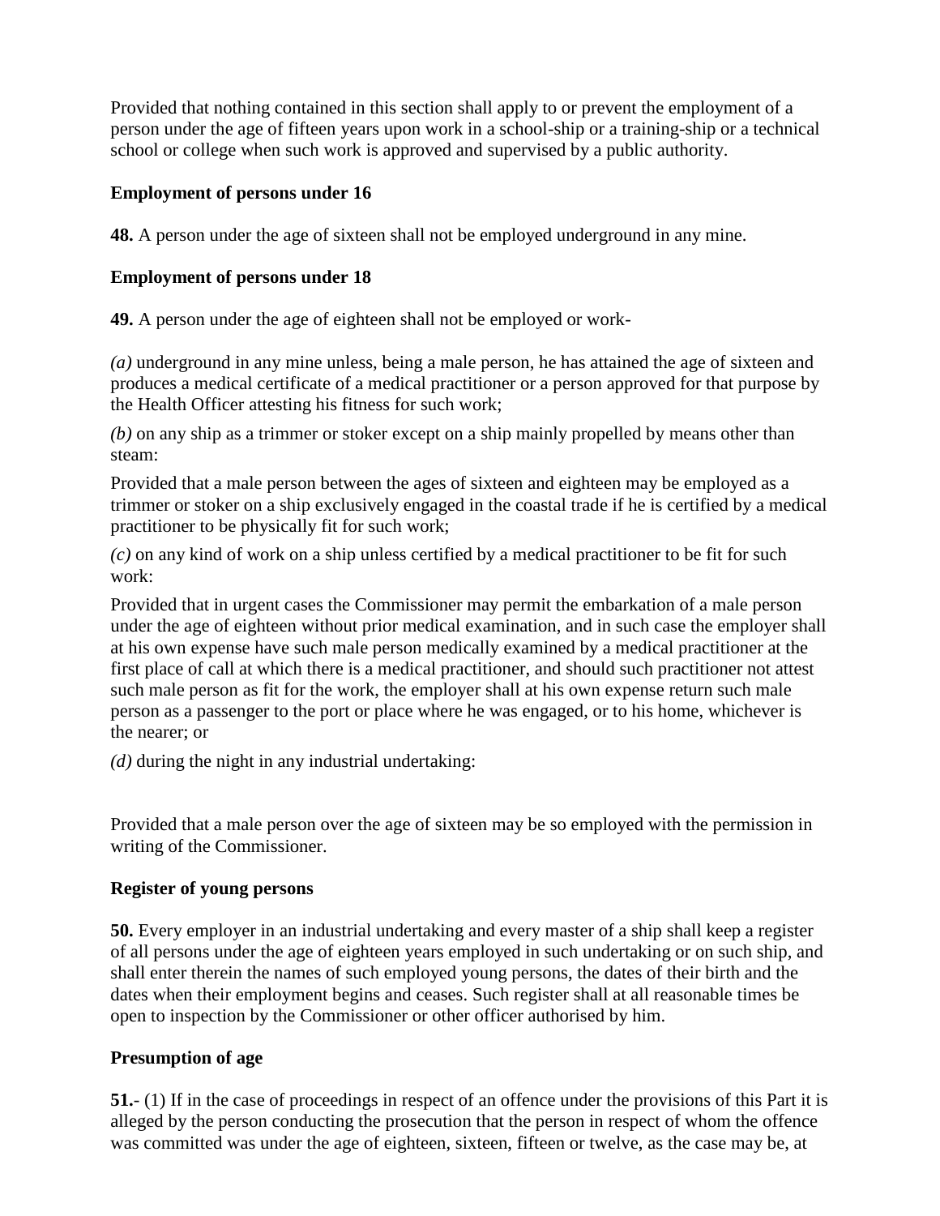Provided that nothing contained in this section shall apply to or prevent the employment of a person under the age of fifteen years upon work in a school-ship or a training-ship or a technical school or college when such work is approved and supervised by a public authority.

**Employment of persons under 16**

**48.** A person under the age of sixteen shall not be employed underground in any mine.

**Employment of persons under 18**

**49.** A person under the age of eighteen shall not be employed or work-

*(a)* underground in any mine unless, being a male person, he has attained the age of sixteen and produces a medical certificate of a medical practitioner or a person approved for that purpose by the Health Officer attesting his fitness for such work;

*(b)* on any ship as a trimmer or stoker except on a ship mainly propelled by means other than steam:

Provided that a male person between the ages of sixteen and eighteen may be employed as a trimmer or stoker on a ship exclusively engaged in the coastal trade if he is certified by a medical practitioner to be physically fit for such work;

*(c)* on any kind of work on a ship unless certified by a medical practitioner to be fit for such work:

Provided that in urgent cases the Commissioner may permit the embarkation of a male person under the age of eighteen without prior medical examination, and in such case the employer shall at his own expense have such male person medically examined by a medical practitioner at the first place of call at which there is a medical practitioner, and should such practitioner not attest such male person as fit for the work, the employer shall at his own expense return such male person as a passenger to the port or place where he was engaged, or to his home, whichever is the nearer; or

*(d)* during the night in any industrial undertaking:

Provided that a male person over the age of sixteen may be so employed with the permission in writing of the Commissioner.

**Register of young persons**

**50.** Every employer in an industrial undertaking and every master of a ship shall keep a register of all persons under the age of eighteen years employed in such undertaking or on such ship, and shall enter therein the names of such employed young persons, the dates of their birth and the dates when their employment begins and ceases. Such register shall at all reasonable times be open to inspection by the Commissioner or other officer authorised by him.

**Presumption of age**

**51.-** (1) If in the case of proceedings in respect of an offence under the provisions of this Part it is alleged by the person conducting the prosecution that the person in respect of whom the offence was committed was under the age of eighteen, sixteen, fifteen or twelve, as the case may be, at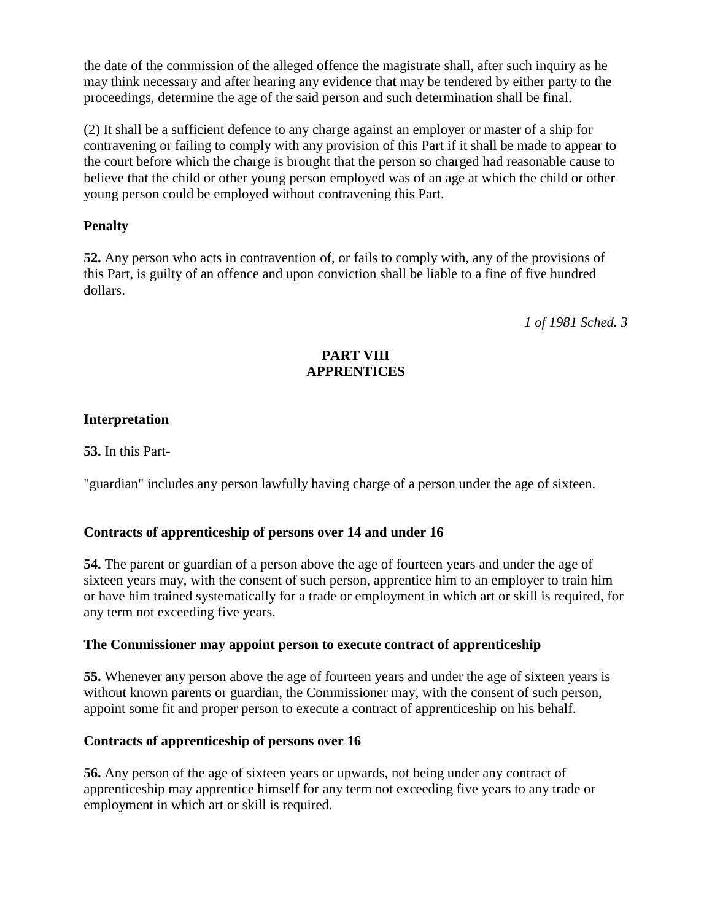the date of the commission of the alleged offence the magistrate shall, after such inquiry as he may think necessary and after hearing any evidence that may be tendered by either party to the proceedings, determine the age of the said person and such determination shall be final.

(2) It shall be a sufficient defence to any charge against an employer or master of a ship for contravening or failing to comply with any provision of this Part if it shall be made to appear to the court before which the charge is brought that the person so charged had reasonable cause to believe that the child or other young person employed was of an age at which the child or other young person could be employed without contravening this Part.

**Penalty**

**52.** Any person who acts in contravention of, or fails to comply with, any of the provisions of this Part, is guilty of an offence and upon conviction shall be liable to a fine of five hundred dollars.

*1 of 1981 Sched. 3*

## PART VIII
## APPRENTICES

**Interpretation**

**53.** In this Part-

"guardian" includes any person lawfully having charge of a person under the age of sixteen.

**Contracts of apprenticeship of persons over 14 and under 16**

**54.** The parent or guardian of a person above the age of fourteen years and under the age of sixteen years may, with the consent of such person, apprentice him to an employer to train him or have him trained systematically for a trade or employment in which art or skill is required, for any term not exceeding five years.

**The Commissioner may appoint person to execute contract of apprenticeship**

**55.** Whenever any person above the age of fourteen years and under the age of sixteen years is without known parents or guardian, the Commissioner may, with the consent of such person, appoint some fit and proper person to execute a contract of apprenticeship on his behalf.

**Contracts of apprenticeship of persons over 16**

**56.** Any person of the age of sixteen years or upwards, not being under any contract of apprenticeship may apprentice himself for any term not exceeding five years to any trade or employment in which art or skill is required.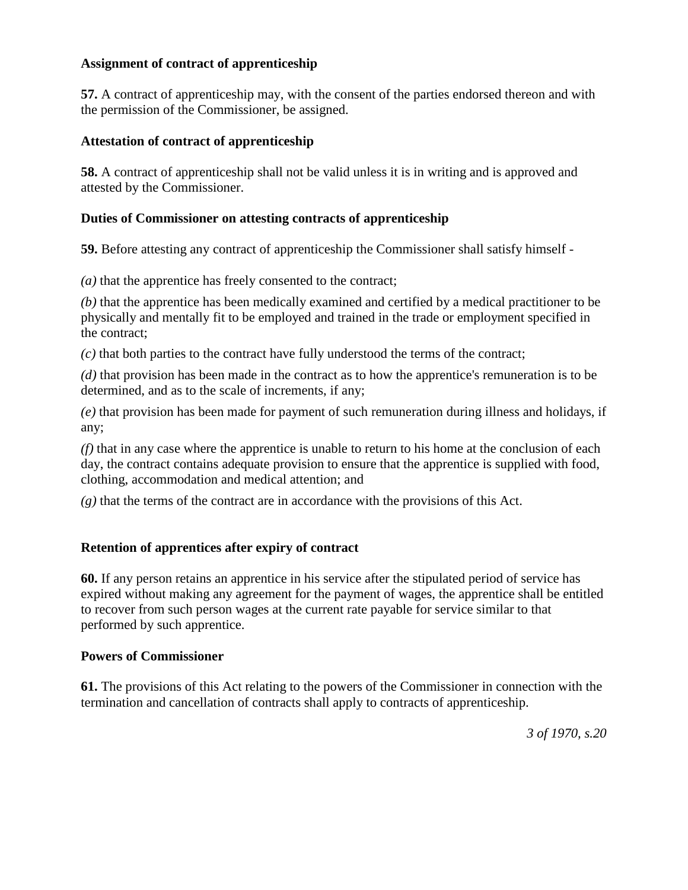**Assignment of contract of apprenticeship**

**57.** A contract of apprenticeship may, with the consent of the parties endorsed thereon and with the permission of the Commissioner, be assigned.

**Attestation of contract of apprenticeship**

**58.** A contract of apprenticeship shall not be valid unless it is in writing and is approved and attested by the Commissioner.

**Duties of Commissioner on attesting contracts of apprenticeship**

**59.** Before attesting any contract of apprenticeship the Commissioner shall satisfy himself -

*(a)* that the apprentice has freely consented to the contract;

*(b)* that the apprentice has been medically examined and certified by a medical practitioner to be physically and mentally fit to be employed and trained in the trade or employment specified in the contract;

*(c)* that both parties to the contract have fully understood the terms of the contract;

*(d)* that provision has been made in the contract as to how the apprentice's remuneration is to be determined, and as to the scale of increments, if any;

*(e)* that provision has been made for payment of such remuneration during illness and holidays, if any;

*(f)* that in any case where the apprentice is unable to return to his home at the conclusion of each day, the contract contains adequate provision to ensure that the apprentice is supplied with food, clothing, accommodation and medical attention; and

*(g)* that the terms of the contract are in accordance with the provisions of this Act.

**Retention of apprentices after expiry of contract**

**60.** If any person retains an apprentice in his service after the stipulated period of service has expired without making any agreement for the payment of wages, the apprentice shall be entitled to recover from such person wages at the current rate payable for service similar to that performed by such apprentice.

**Powers of Commissioner**

**61.** The provisions of this Act relating to the powers of the Commissioner in connection with the termination and cancellation of contracts shall apply to contracts of apprenticeship.

*3 of 1970, s.20*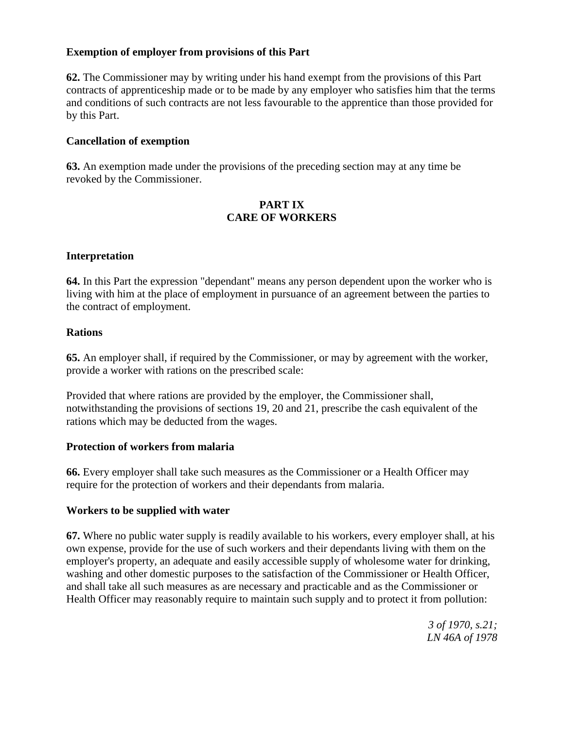**Exemption of employer from provisions of this Part**

**62.** The Commissioner may by writing under his hand exempt from the provisions of this Part contracts of apprenticeship made or to be made by any employer who satisfies him that the terms and conditions of such contracts are not less favourable to the apprentice than those provided for by this Part.

**Cancellation of exemption**

**63.** An exemption made under the provisions of the preceding section may at any time be revoked by the Commissioner.

## PART IX
## CARE OF WORKERS

**Interpretation**

**64.** In this Part the expression "dependant" means any person dependent upon the worker who is living with him at the place of employment in pursuance of an agreement between the parties to the contract of employment.

**Rations**

**65.** An employer shall, if required by the Commissioner, or may by agreement with the worker, provide a worker with rations on the prescribed scale:

Provided that where rations are provided by the employer, the Commissioner shall, notwithstanding the provisions of sections 19, 20 and 21, prescribe the cash equivalent of the rations which may be deducted from the wages.

**Protection of workers from malaria**

**66.** Every employer shall take such measures as the Commissioner or a Health Officer may require for the protection of workers and their dependants from malaria.

**Workers to be supplied with water**

**67.** Where no public water supply is readily available to his workers, every employer shall, at his own expense, provide for the use of such workers and their dependants living with them on the employer's property, an adequate and easily accessible supply of wholesome water for drinking, washing and other domestic purposes to the satisfaction of the Commissioner or Health Officer, and shall take all such measures as are necessary and practicable and as the Commissioner or Health Officer may reasonably require to maintain such supply and to protect it from pollution:

*3 of 1970, s.21;*
*LN 46A of 1978*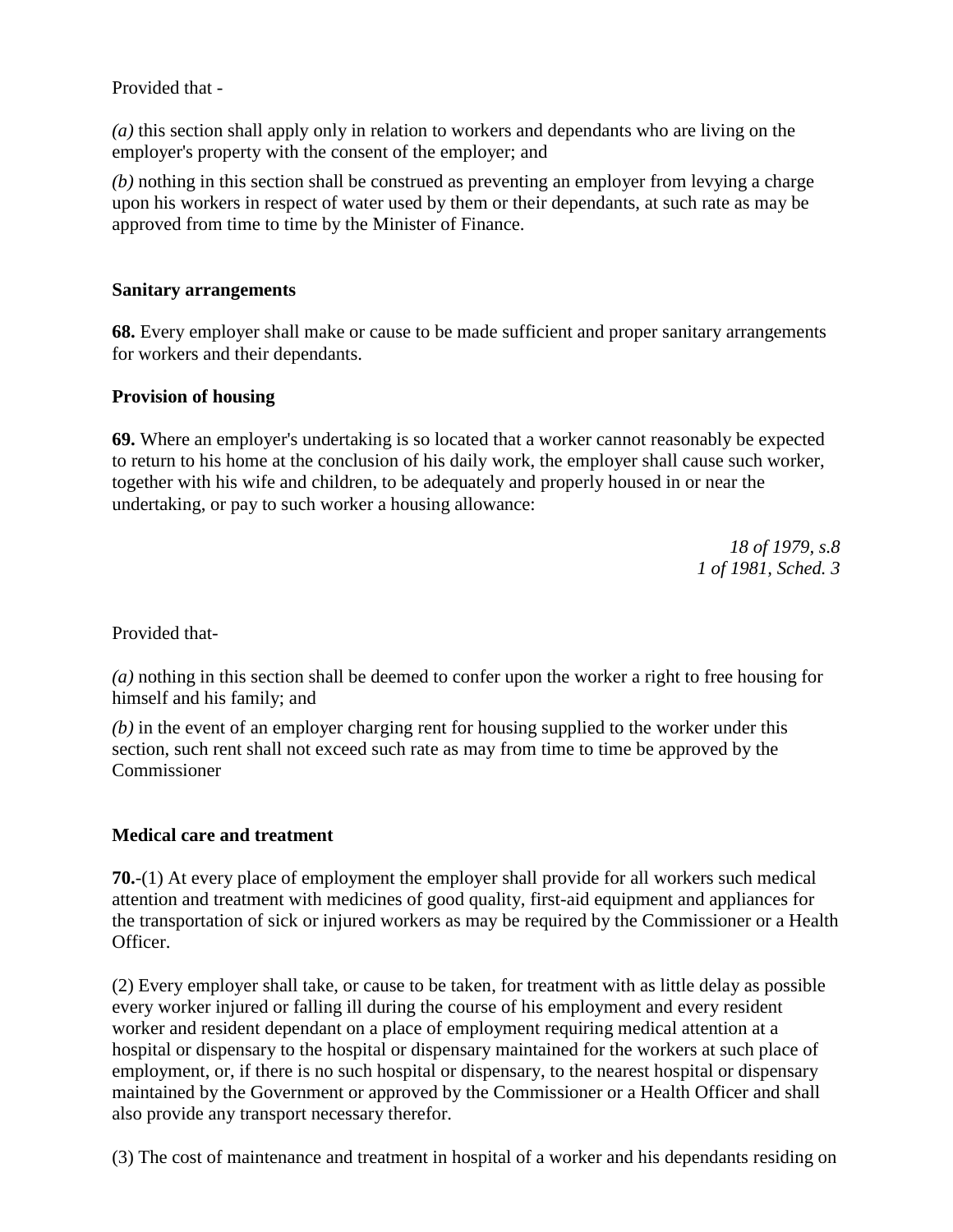Provided that -

*(a)* this section shall apply only in relation to workers and dependants who are living on the employer's property with the consent of the employer; and

*(b)* nothing in this section shall be construed as preventing an employer from levying a charge upon his workers in respect of water used by them or their dependants, at such rate as may be approved from time to time by the Minister of Finance.

**Sanitary arrangements**

**68.** Every employer shall make or cause to be made sufficient and proper sanitary arrangements for workers and their dependants.

**Provision of housing**

**69.** Where an employer's undertaking is so located that a worker cannot reasonably be expected to return to his home at the conclusion of his daily work, the employer shall cause such worker, together with his wife and children, to be adequately and properly housed in or near the undertaking, or pay to such worker a housing allowance:

*18 of 1979, s.8*
*1 of 1981, Sched. 3*

Provided that-

*(a)* nothing in this section shall be deemed to confer upon the worker a right to free housing for himself and his family; and

*(b)* in the event of an employer charging rent for housing supplied to the worker under this section, such rent shall not exceed such rate as may from time to time be approved by the Commissioner

**Medical care and treatment**

**70.**-(1) At every place of employment the employer shall provide for all workers such medical attention and treatment with medicines of good quality, first-aid equipment and appliances for the transportation of sick or injured workers as may be required by the Commissioner or a Health Officer.

(2) Every employer shall take, or cause to be taken, for treatment with as little delay as possible every worker injured or falling ill during the course of his employment and every resident worker and resident dependant on a place of employment requiring medical attention at a hospital or dispensary to the hospital or dispensary maintained for the workers at such place of employment, or, if there is no such hospital or dispensary, to the nearest hospital or dispensary maintained by the Government or approved by the Commissioner or a Health Officer and shall also provide any transport necessary therefor.

(3) The cost of maintenance and treatment in hospital of a worker and his dependants residing on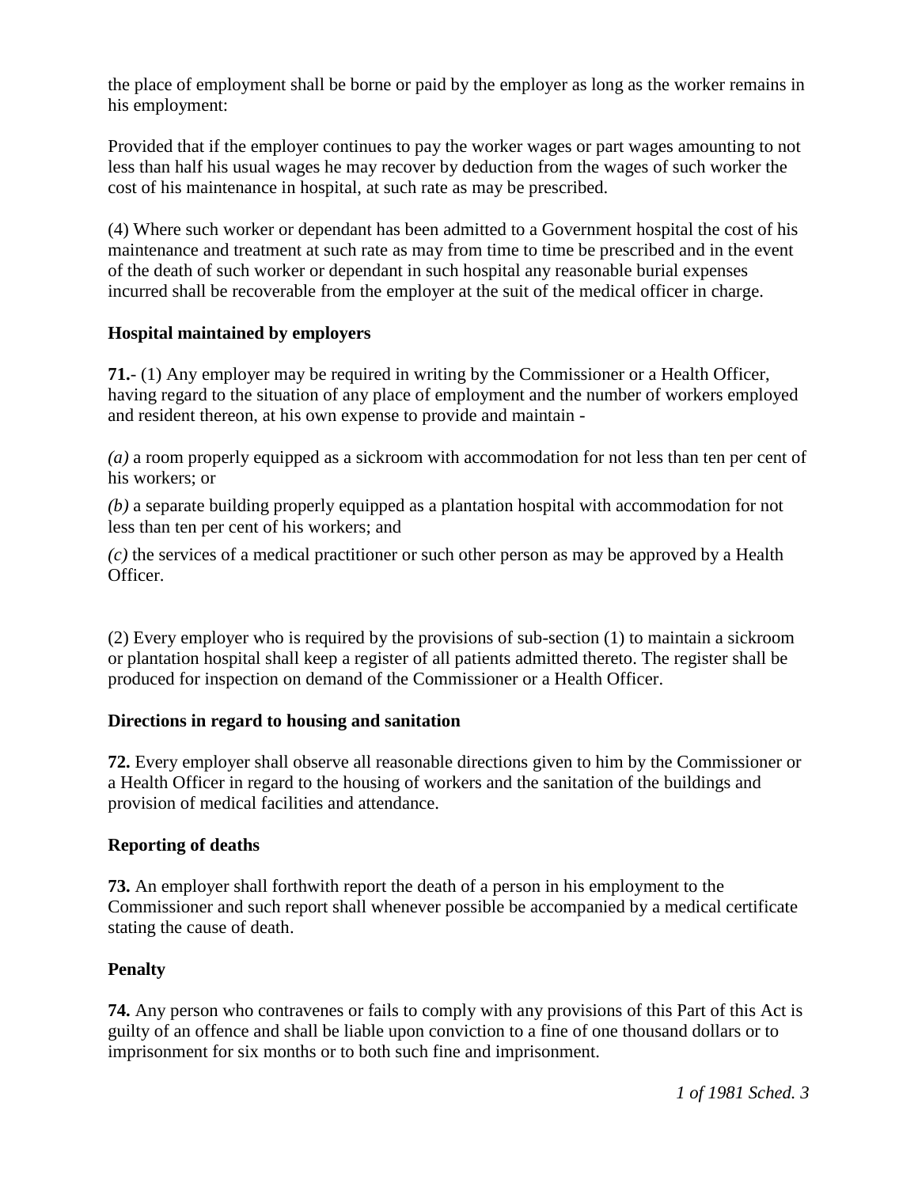the place of employment shall be borne or paid by the employer as long as the worker remains in his employment:

Provided that if the employer continues to pay the worker wages or part wages amounting to not less than half his usual wages he may recover by deduction from the wages of such worker the cost of his maintenance in hospital, at such rate as may be prescribed.

(4) Where such worker or dependant has been admitted to a Government hospital the cost of his maintenance and treatment at such rate as may from time to time be prescribed and in the event of the death of such worker or dependant in such hospital any reasonable burial expenses incurred shall be recoverable from the employer at the suit of the medical officer in charge.

**Hospital maintained by employers**

**71.-** (1) Any employer may be required in writing by the Commissioner or a Health Officer, having regard to the situation of any place of employment and the number of workers employed and resident thereon, at his own expense to provide and maintain -

*(a)* a room properly equipped as a sickroom with accommodation for not less than ten per cent of his workers; or

*(b)* a separate building properly equipped as a plantation hospital with accommodation for not less than ten per cent of his workers; and

*(c)* the services of a medical practitioner or such other person as may be approved by a Health Officer.

(2) Every employer who is required by the provisions of sub-section (1) to maintain a sickroom or plantation hospital shall keep a register of all patients admitted thereto. The register shall be produced for inspection on demand of the Commissioner or a Health Officer.

**Directions in regard to housing and sanitation**

**72.** Every employer shall observe all reasonable directions given to him by the Commissioner or a Health Officer in regard to the housing of workers and the sanitation of the buildings and provision of medical facilities and attendance.

**Reporting of deaths**

**73.** An employer shall forthwith report the death of a person in his employment to the Commissioner and such report shall whenever possible be accompanied by a medical certificate stating the cause of death.

**Penalty**

**74.** Any person who contravenes or fails to comply with any provisions of this Part of this Act is guilty of an offence and shall be liable upon conviction to a fine of one thousand dollars or to imprisonment for six months or to both such fine and imprisonment.

*1 of 1981 Sched. 3*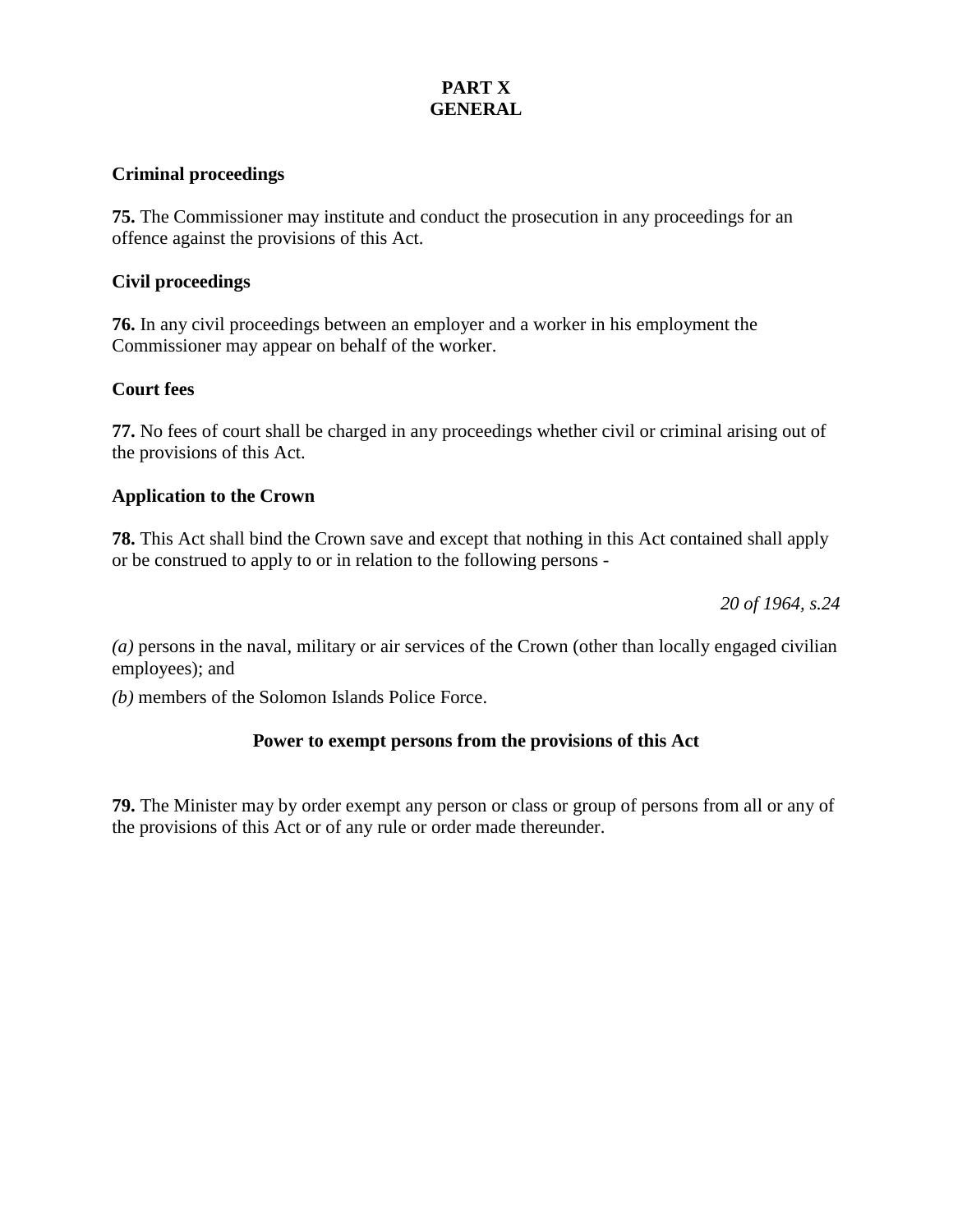# PART X
# GENERAL

### Criminal proceedings

**75.** The Commissioner may institute and conduct the prosecution in any proceedings for an offence against the provisions of this Act.

### Civil proceedings

**76.** In any civil proceedings between an employer and a worker in his employment the Commissioner may appear on behalf of the worker.

### Court fees

**77.** No fees of court shall be charged in any proceedings whether civil or criminal arising out of the provisions of this Act.

### Application to the Crown

**78.** This Act shall bind the Crown save and except that nothing in this Act contained shall apply or be construed to apply to or in relation to the following persons -

*20 of 1964, s.24*

*(a)* persons in the naval, military or air services of the Crown (other than locally engaged civilian employees); and

*(b)* members of the Solomon Islands Police Force.

### Power to exempt persons from the provisions of this Act

**79.** The Minister may by order exempt any person or class or group of persons from all or any of the provisions of this Act or of any rule or order made thereunder.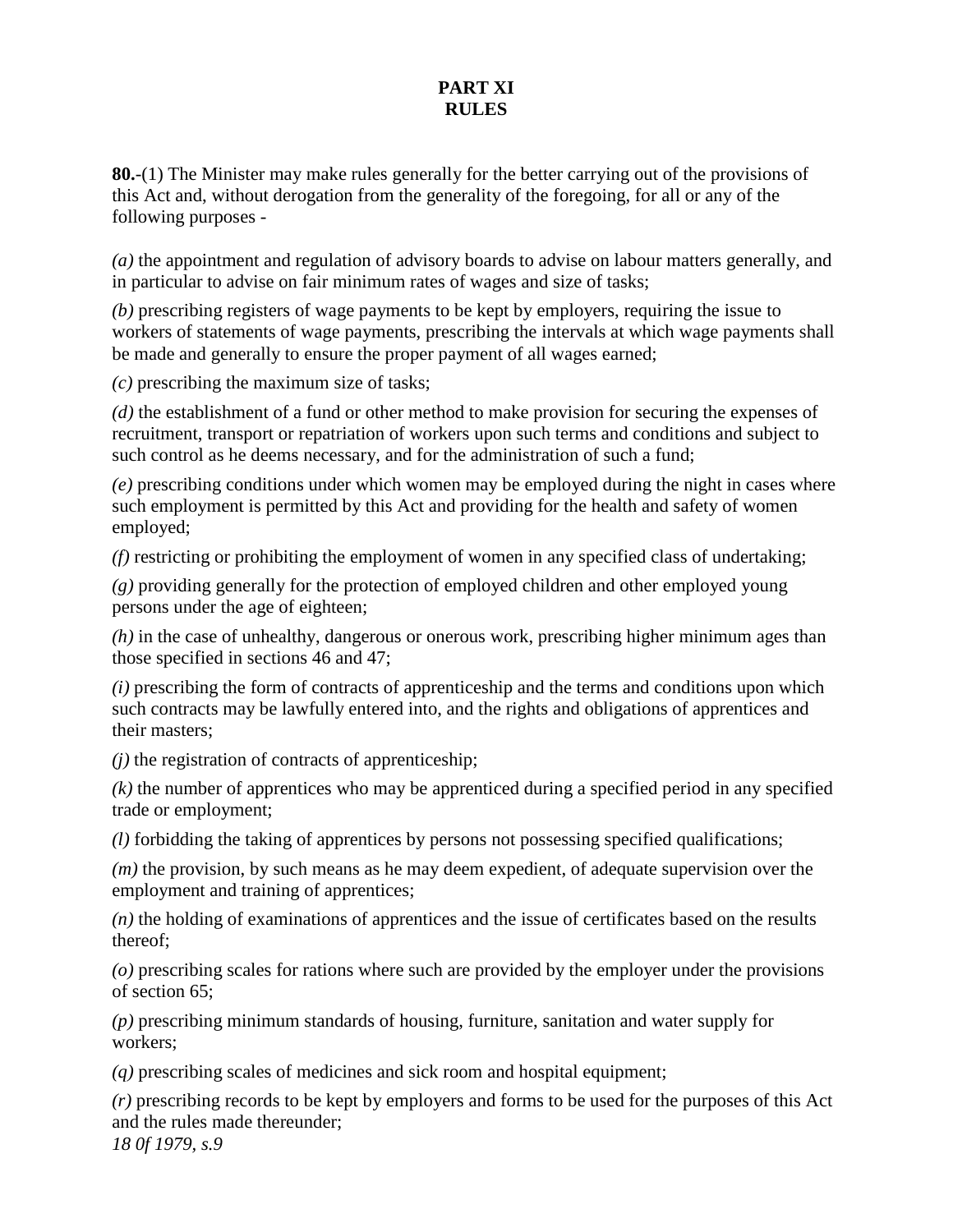## PART XI
## RULES

**80.**-(1) The Minister may make rules generally for the better carrying out of the provisions of this Act and, without derogation from the generality of the foregoing, for all or any of the following purposes -

*(a)* the appointment and regulation of advisory boards to advise on labour matters generally, and in particular to advise on fair minimum rates of wages and size of tasks;

*(b)* prescribing registers of wage payments to be kept by employers, requiring the issue to workers of statements of wage payments, prescribing the intervals at which wage payments shall be made and generally to ensure the proper payment of all wages earned;

*(c)* prescribing the maximum size of tasks;

*(d)* the establishment of a fund or other method to make provision for securing the expenses of recruitment, transport or repatriation of workers upon such terms and conditions and subject to such control as he deems necessary, and for the administration of such a fund;

*(e)* prescribing conditions under which women may be employed during the night in cases where such employment is permitted by this Act and providing for the health and safety of women employed;

*(f)* restricting or prohibiting the employment of women in any specified class of undertaking;

*(g)* providing generally for the protection of employed children and other employed young persons under the age of eighteen;

*(h)* in the case of unhealthy, dangerous or onerous work, prescribing higher minimum ages than those specified in sections 46 and 47;

*(i)* prescribing the form of contracts of apprenticeship and the terms and conditions upon which such contracts may be lawfully entered into, and the rights and obligations of apprentices and their masters;

*(j)* the registration of contracts of apprenticeship;

*(k)* the number of apprentices who may be apprenticed during a specified period in any specified trade or employment;

*(l)* forbidding the taking of apprentices by persons not possessing specified qualifications;

*(m)* the provision, by such means as he may deem expedient, of adequate supervision over the employment and training of apprentices;

*(n)* the holding of examinations of apprentices and the issue of certificates based on the results thereof;

*(o)* prescribing scales for rations where such are provided by the employer under the provisions of section 65;

*(p)* prescribing minimum standards of housing, furniture, sanitation and water supply for workers;

*(q)* prescribing scales of medicines and sick room and hospital equipment;

*(r)* prescribing records to be kept by employers and forms to be used for the purposes of this Act and the rules made thereunder;

*18 0f 1979, s.9*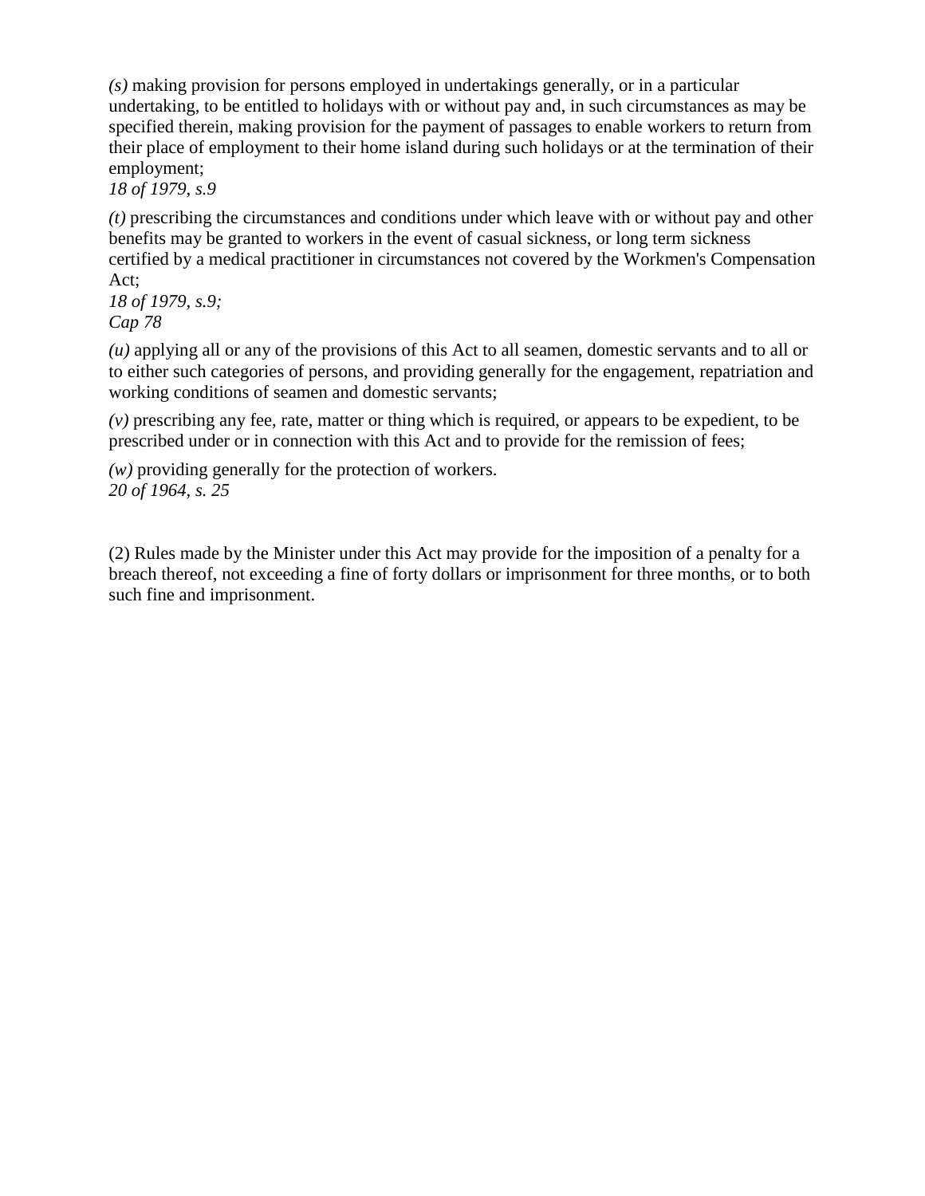*(s)* making provision for persons employed in undertakings generally, or in a particular undertaking, to be entitled to holidays with or without pay and, in such circumstances as may be specified therein, making provision for the payment of passages to enable workers to return from their place of employment to their home island during such holidays or at the termination of their employment;
*18 of 1979, s.9*

*(t)* prescribing the circumstances and conditions under which leave with or without pay and other benefits may be granted to workers in the event of casual sickness, or long term sickness certified by a medical practitioner in circumstances not covered by the Workmen's Compensation Act;
*18 of 1979, s.9;*
*Cap 78*

*(u)* applying all or any of the provisions of this Act to all seamen, domestic servants and to all or to either such categories of persons, and providing generally for the engagement, repatriation and working conditions of seamen and domestic servants;

*(v)* prescribing any fee, rate, matter or thing which is required, or appears to be expedient, to be prescribed under or in connection with this Act and to provide for the remission of fees;

*(w)* providing generally for the protection of workers.
*20 of 1964, s. 25*

(2) Rules made by the Minister under this Act may provide for the imposition of a penalty for a breach thereof, not exceeding a fine of forty dollars or imprisonment for three months, or to both such fine and imprisonment.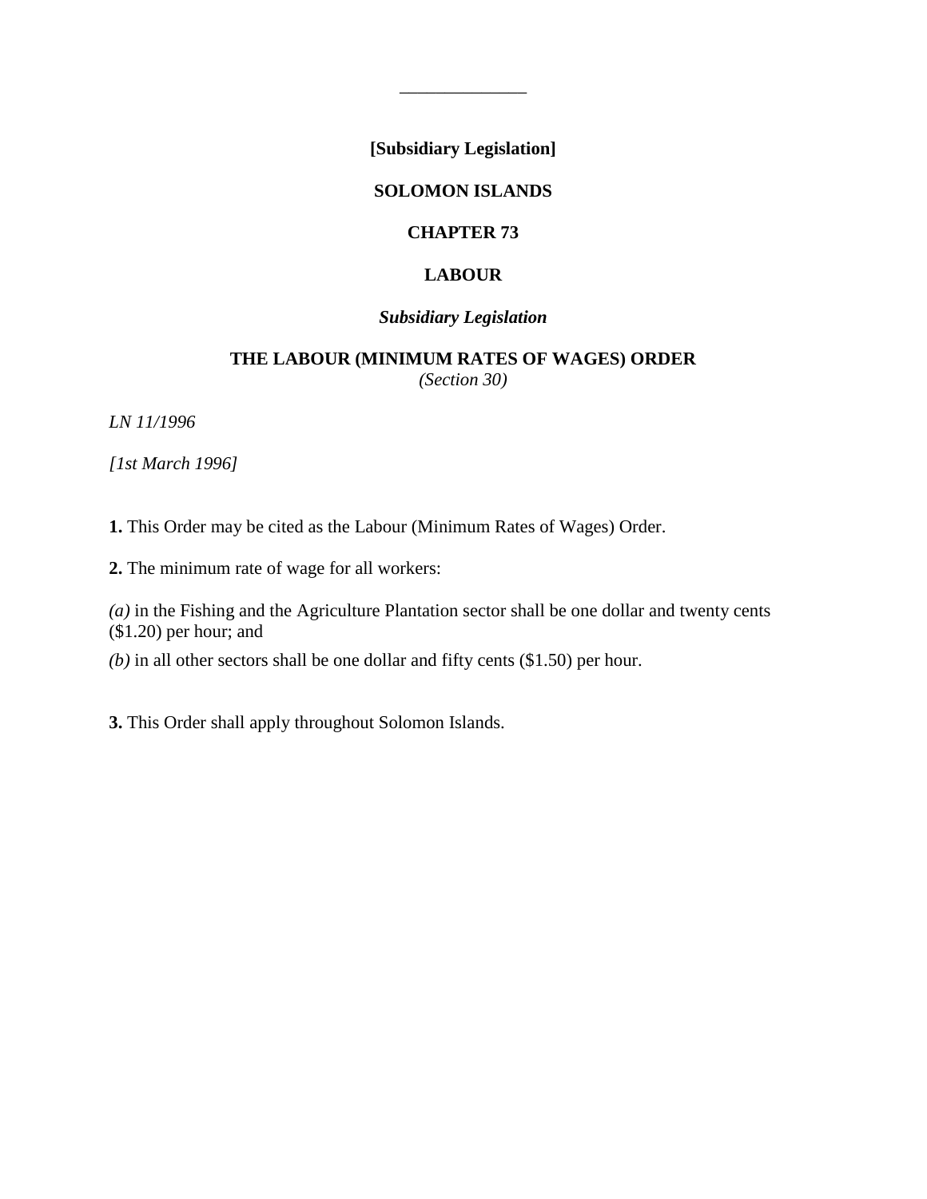**[Subsidiary Legislation]**

**SOLOMON ISLANDS**

**CHAPTER 73**

**LABOUR**

***Subsidiary Legislation***

# THE LABOUR (MINIMUM RATES OF WAGES) ORDER

*(Section 30)*

*LN 11/1996*

*[1st March 1996]*

**1.** This Order may be cited as the Labour (Minimum Rates of Wages) Order.

**2.** The minimum rate of wage for all workers:

*(a)* in the Fishing and the Agriculture Plantation sector shall be one dollar and twenty cents ($1.20) per hour; and

*(b)* in all other sectors shall be one dollar and fifty cents ($1.50) per hour.

**3.** This Order shall apply throughout Solomon Islands.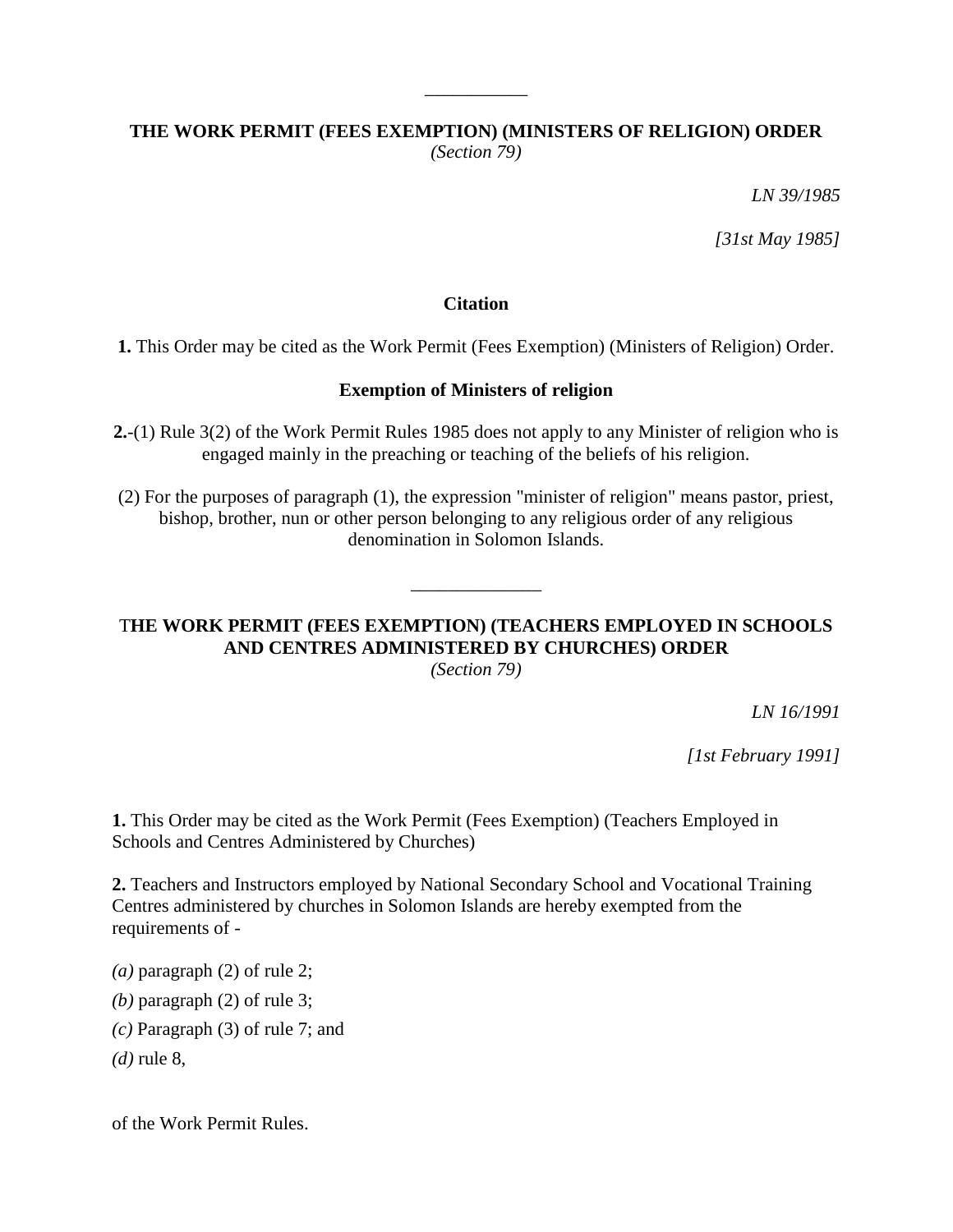---

## THE WORK PERMIT (FEES EXEMPTION) (MINISTERS OF RELIGION) ORDER

*(Section 79)*

*LN 39/1985*

*[31st May 1985]*

### Citation

**1.** This Order may be cited as the Work Permit (Fees Exemption) (Ministers of Religion) Order.

### Exemption of Ministers of religion

**2.**-(1) Rule 3(2) of the Work Permit Rules 1985 does not apply to any Minister of religion who is engaged mainly in the preaching or teaching of the beliefs of his religion.

(2) For the purposes of paragraph (1), the expression "minister of religion" means pastor, priest, bishop, brother, nun or other person belonging to any religious order of any religious denomination in Solomon Islands.

---

## THE WORK PERMIT (FEES EXEMPTION) (TEACHERS EMPLOYED IN SCHOOLS AND CENTRES ADMINISTERED BY CHURCHES) ORDER

*(Section 79)*

*LN 16/1991*

*[1st February 1991]*

**1.** This Order may be cited as the Work Permit (Fees Exemption) (Teachers Employed in Schools and Centres Administered by Churches)

**2.** Teachers and Instructors employed by National Secondary School and Vocational Training Centres administered by churches in Solomon Islands are hereby exempted from the requirements of -

*(a)* paragraph (2) of rule 2;

*(b)* paragraph (2) of rule 3;

*(c)* Paragraph (3) of rule 7; and

*(d)* rule 8,

of the Work Permit Rules.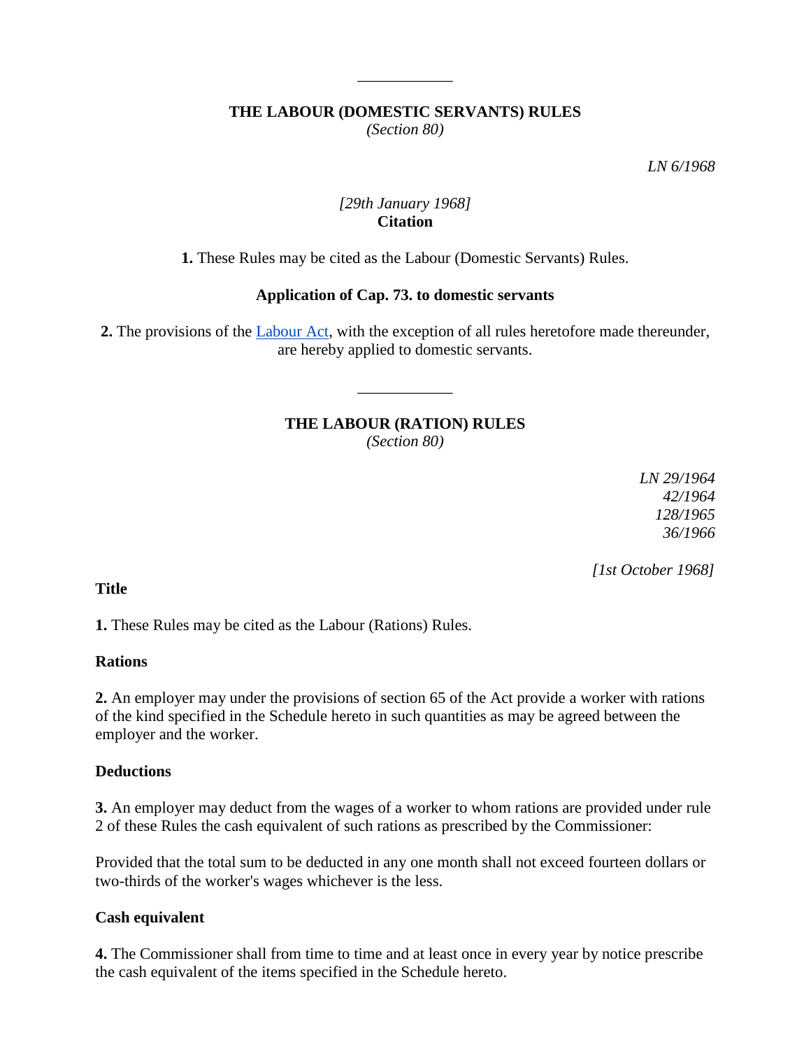---

## THE LABOUR (DOMESTIC SERVANTS) RULES

*(Section 80)*

*LN 6/1968*

*[29th January 1968]*

**Citation**

**1.** These Rules may be cited as the Labour (Domestic Servants) Rules.

**Application of Cap. 73. to domestic servants**

**2.** The provisions of the Labour Act, with the exception of all rules heretofore made thereunder, are hereby applied to domestic servants.

---

## THE LABOUR (RATION) RULES

*(Section 80)*

*LN 29/1964*
*42/1964*
*128/1965*
*36/1966*

*[1st October 1968]*

**Title**

**1.** These Rules may be cited as the Labour (Rations) Rules.

**Rations**

**2.** An employer may under the provisions of section 65 of the Act provide a worker with rations of the kind specified in the Schedule hereto in such quantities as may be agreed between the employer and the worker.

**Deductions**

**3.** An employer may deduct from the wages of a worker to whom rations are provided under rule 2 of these Rules the cash equivalent of such rations as prescribed by the Commissioner:

Provided that the total sum to be deducted in any one month shall not exceed fourteen dollars or two-thirds of the worker's wages whichever is the less.

**Cash equivalent**

**4.** The Commissioner shall from time to time and at least once in every year by notice prescribe the cash equivalent of the items specified in the Schedule hereto.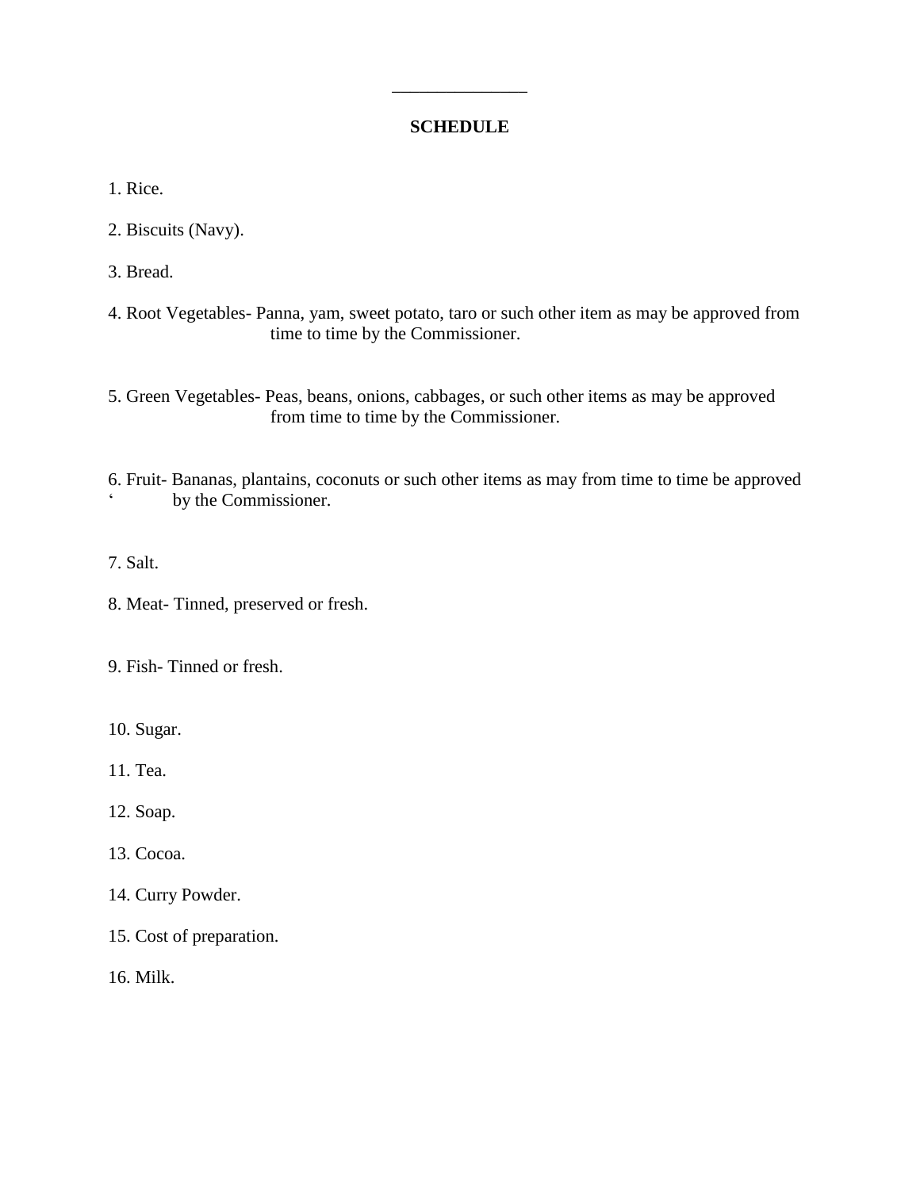---

**SCHEDULE**

1. Rice.

2. Biscuits (Navy).

3. Bread.

4. Root Vegetables- Panna, yam, sweet potato, taro or such other item as may be approved from time to time by the Commissioner.

5. Green Vegetables- Peas, beans, onions, cabbages, or such other items as may be approved from time to time by the Commissioner.

6. Fruit- Bananas, plantains, coconuts or such other items as may from time to time be approved ‘ by the Commissioner.

7. Salt.

8. Meat- Tinned, preserved or fresh.

9. Fish- Tinned or fresh.

10. Sugar.

11. Tea.

12. Soap.

13. Cocoa.

14. Curry Powder.

15. Cost of preparation.

16. Milk.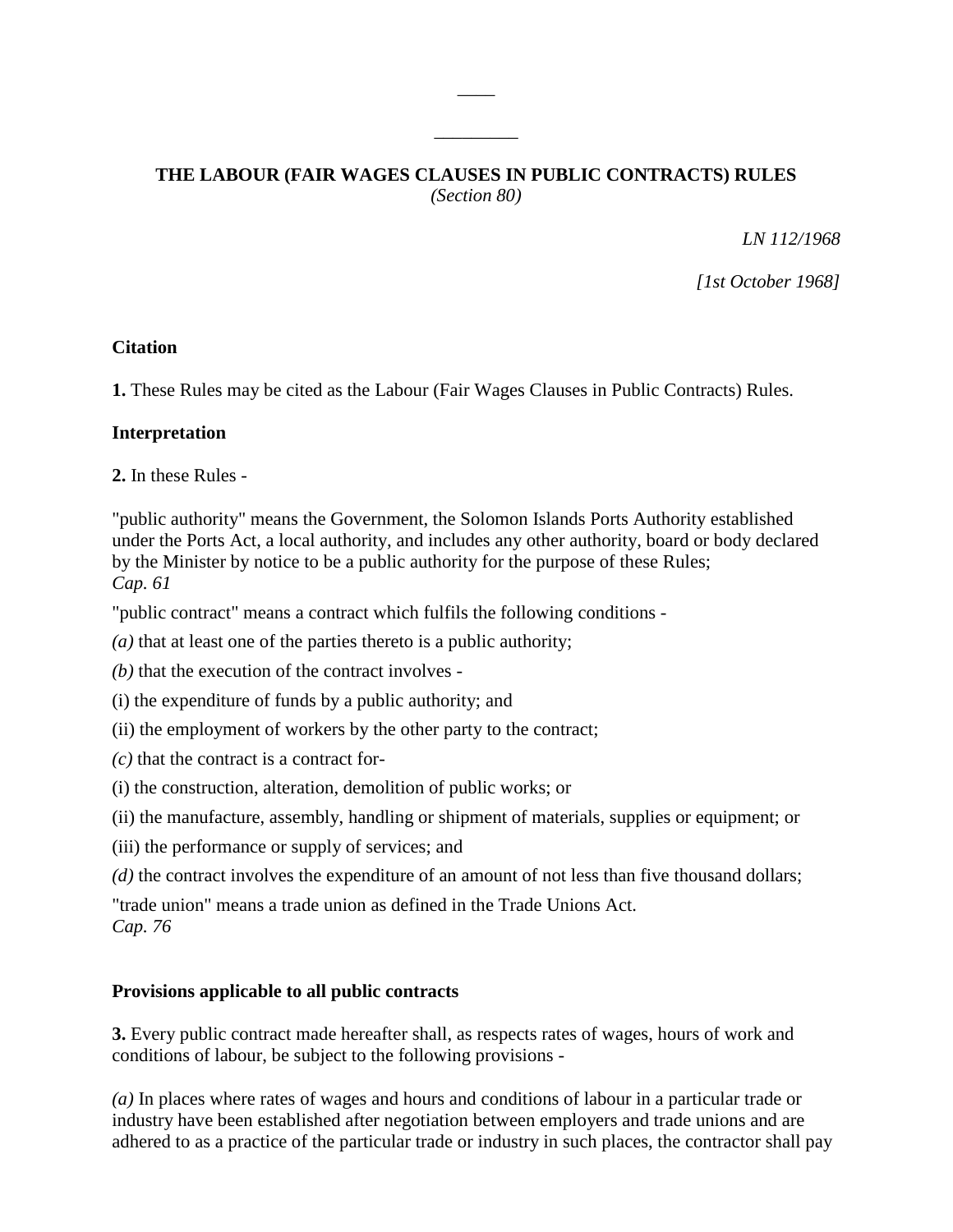# THE LABOUR (FAIR WAGES CLAUSES IN PUBLIC CONTRACTS) RULES

*(Section 80)*

*LN 112/1968*

*[1st October 1968]*

**Citation**

**1.** These Rules may be cited as the Labour (Fair Wages Clauses in Public Contracts) Rules.

**Interpretation**

**2.** In these Rules -

"public authority" means the Government, the Solomon Islands Ports Authority established under the Ports Act, a local authority, and includes any other authority, board or body declared by the Minister by notice to be a public authority for the purpose of these Rules;
*Cap. 61*

"public contract" means a contract which fulfils the following conditions -

*(a)* that at least one of the parties thereto is a public authority;

*(b)* that the execution of the contract involves -

(i) the expenditure of funds by a public authority; and

(ii) the employment of workers by the other party to the contract;

*(c)* that the contract is a contract for-

(i) the construction, alteration, demolition of public works; or

(ii) the manufacture, assembly, handling or shipment of materials, supplies or equipment; or

(iii) the performance or supply of services; and

*(d)* the contract involves the expenditure of an amount of not less than five thousand dollars;

"trade union" means a trade union as defined in the Trade Unions Act.
*Cap. 76*

**Provisions applicable to all public contracts**

**3.** Every public contract made hereafter shall, as respects rates of wages, hours of work and conditions of labour, be subject to the following provisions -

*(a)* In places where rates of wages and hours and conditions of labour in a particular trade or industry have been established after negotiation between employers and trade unions and are adhered to as a practice of the particular trade or industry in such places, the contractor shall pay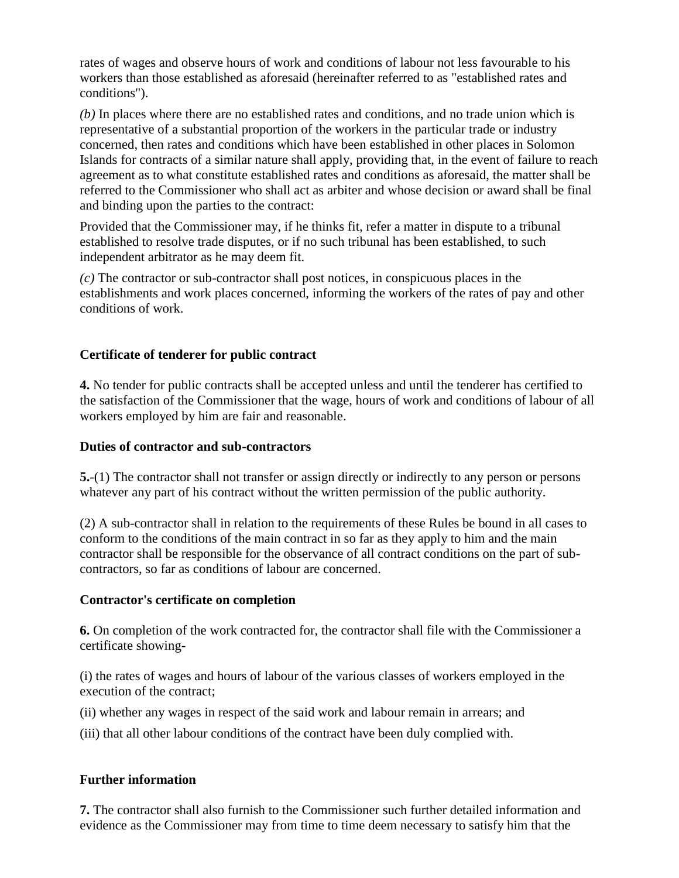rates of wages and observe hours of work and conditions of labour not less favourable to his workers than those established as aforesaid (hereinafter referred to as "established rates and conditions").

*(b)* In places where there are no established rates and conditions, and no trade union which is representative of a substantial proportion of the workers in the particular trade or industry concerned, then rates and conditions which have been established in other places in Solomon Islands for contracts of a similar nature shall apply, providing that, in the event of failure to reach agreement as to what constitute established rates and conditions as aforesaid, the matter shall be referred to the Commissioner who shall act as arbiter and whose decision or award shall be final and binding upon the parties to the contract:

Provided that the Commissioner may, if he thinks fit, refer a matter in dispute to a tribunal established to resolve trade disputes, or if no such tribunal has been established, to such independent arbitrator as he may deem fit.

*(c)* The contractor or sub-contractor shall post notices, in conspicuous places in the establishments and work places concerned, informing the workers of the rates of pay and other conditions of work.

**Certificate of tenderer for public contract**

**4.** No tender for public contracts shall be accepted unless and until the tenderer has certified to the satisfaction of the Commissioner that the wage, hours of work and conditions of labour of all workers employed by him are fair and reasonable.

**Duties of contractor and sub-contractors**

**5.**-(1) The contractor shall not transfer or assign directly or indirectly to any person or persons whatever any part of his contract without the written permission of the public authority.

(2) A sub-contractor shall in relation to the requirements of these Rules be bound in all cases to conform to the conditions of the main contract in so far as they apply to him and the main contractor shall be responsible for the observance of all contract conditions on the part of sub-contractors, so far as conditions of labour are concerned.

**Contractor's certificate on completion**

**6.** On completion of the work contracted for, the contractor shall file with the Commissioner a certificate showing-

(i) the rates of wages and hours of labour of the various classes of workers employed in the execution of the contract;

(ii) whether any wages in respect of the said work and labour remain in arrears; and

(iii) that all other labour conditions of the contract have been duly complied with.

**Further information**

**7.** The contractor shall also furnish to the Commissioner such further detailed information and evidence as the Commissioner may from time to time deem necessary to satisfy him that the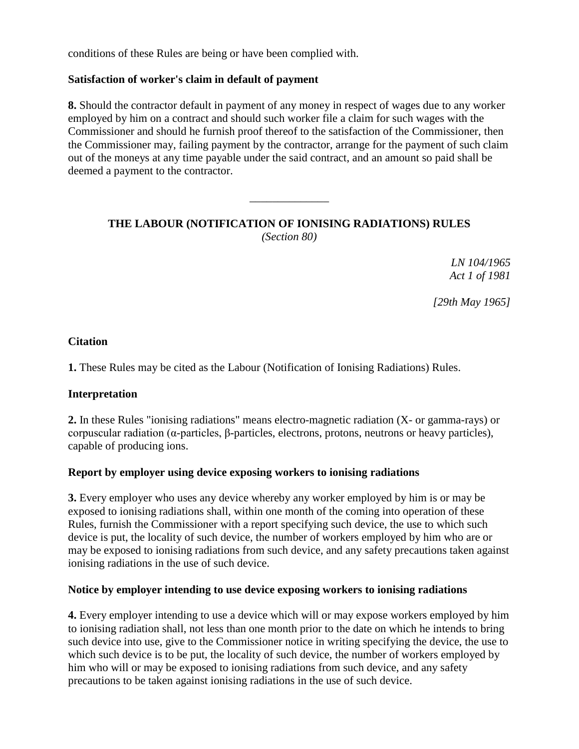conditions of these Rules are being or have been complied with.

**Satisfaction of worker's claim in default of payment**

**8.** Should the contractor default in payment of any money in respect of wages due to any worker employed by him on a contract and should such worker file a claim for such wages with the Commissioner and should he furnish proof thereof to the satisfaction of the Commissioner, then the Commissioner may, failing payment by the contractor, arrange for the payment of such claim out of the moneys at any time payable under the said contract, and an amount so paid shall be deemed a payment to the contractor.

---

## THE LABOUR (NOTIFICATION OF IONISING RADIATIONS) RULES

*(Section 80)*

*LN 104/1965*
*Act 1 of 1981*

*[29th May 1965]*

**Citation**

**1.** These Rules may be cited as the Labour (Notification of Ionising Radiations) Rules.

**Interpretation**

**2.** In these Rules "ionising radiations" means electro-magnetic radiation (X- or gamma-rays) or corpuscular radiation (α-particles, β-particles, electrons, protons, neutrons or heavy particles), capable of producing ions.

**Report by employer using device exposing workers to ionising radiations**

**3.** Every employer who uses any device whereby any worker employed by him is or may be exposed to ionising radiations shall, within one month of the coming into operation of these Rules, furnish the Commissioner with a report specifying such device, the use to which such device is put, the locality of such device, the number of workers employed by him who are or may be exposed to ionising radiations from such device, and any safety precautions taken against ionising radiations in the use of such device.

**Notice by employer intending to use device exposing workers to ionising radiations**

**4.** Every employer intending to use a device which will or may expose workers employed by him to ionising radiation shall, not less than one month prior to the date on which he intends to bring such device into use, give to the Commissioner notice in writing specifying the device, the use to which such device is to be put, the locality of such device, the number of workers employed by him who will or may be exposed to ionising radiations from such device, and any safety precautions to be taken against ionising radiations in the use of such device.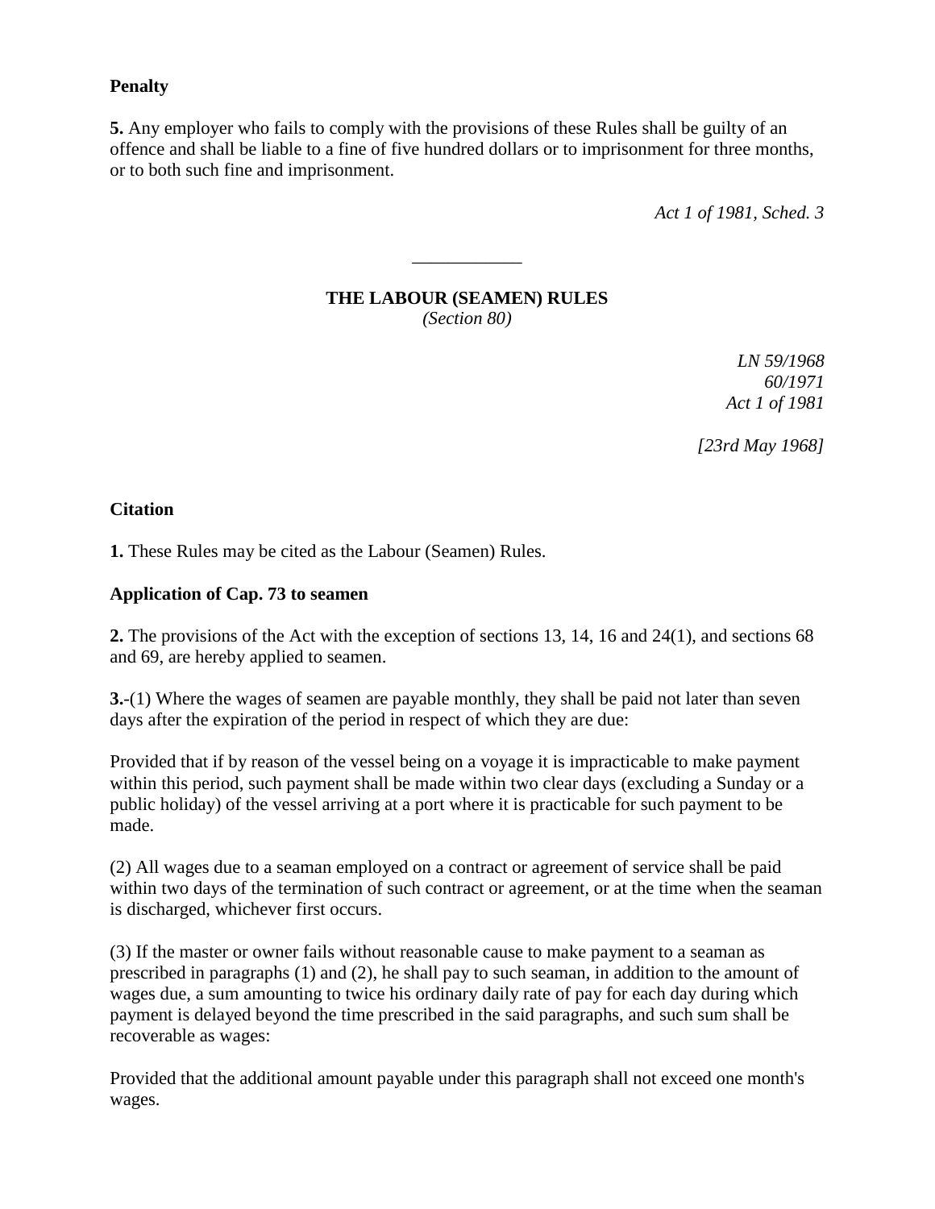**Penalty**

**5.** Any employer who fails to comply with the provisions of these Rules shall be guilty of an offence and shall be liable to a fine of five hundred dollars or to imprisonment for three months, or to both such fine and imprisonment.

*Act 1 of 1981, Sched. 3*

---

## THE LABOUR (SEAMEN) RULES

*(Section 80)*

*LN 59/1968*
*60/1971*
*Act 1 of 1981*

*[23rd May 1968]*

**Citation**

**1.** These Rules may be cited as the Labour (Seamen) Rules.

**Application of Cap. 73 to seamen**

**2.** The provisions of the Act with the exception of sections 13, 14, 16 and 24(1), and sections 68 and 69, are hereby applied to seamen.

**3.**-(1) Where the wages of seamen are payable monthly, they shall be paid not later than seven days after the expiration of the period in respect of which they are due:

Provided that if by reason of the vessel being on a voyage it is impracticable to make payment within this period, such payment shall be made within two clear days (excluding a Sunday or a public holiday) of the vessel arriving at a port where it is practicable for such payment to be made.

(2) All wages due to a seaman employed on a contract or agreement of service shall be paid within two days of the termination of such contract or agreement, or at the time when the seaman is discharged, whichever first occurs.

(3) If the master or owner fails without reasonable cause to make payment to a seaman as prescribed in paragraphs (1) and (2), he shall pay to such seaman, in addition to the amount of wages due, a sum amounting to twice his ordinary daily rate of pay for each day during which payment is delayed beyond the time prescribed in the said paragraphs, and such sum shall be recoverable as wages:

Provided that the additional amount payable under this paragraph shall not exceed one month's wages.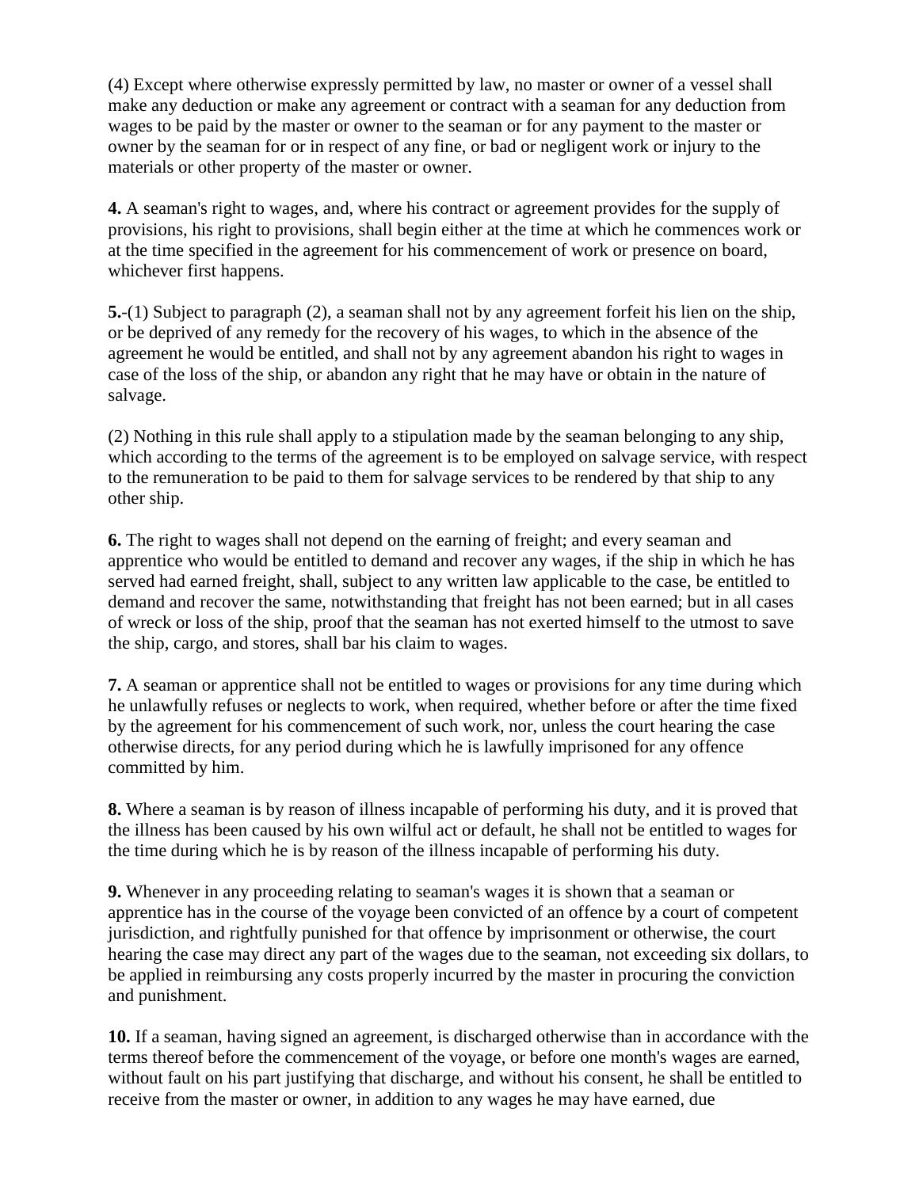(4) Except where otherwise expressly permitted by law, no master or owner of a vessel shall make any deduction or make any agreement or contract with a seaman for any deduction from wages to be paid by the master or owner to the seaman or for any payment to the master or owner by the seaman for or in respect of any fine, or bad or negligent work or injury to the materials or other property of the master or owner.

**4.** A seaman's right to wages, and, where his contract or agreement provides for the supply of provisions, his right to provisions, shall begin either at the time at which he commences work or at the time specified in the agreement for his commencement of work or presence on board, whichever first happens.

**5.**-(1) Subject to paragraph (2), a seaman shall not by any agreement forfeit his lien on the ship, or be deprived of any remedy for the recovery of his wages, to which in the absence of the agreement he would be entitled, and shall not by any agreement abandon his right to wages in case of the loss of the ship, or abandon any right that he may have or obtain in the nature of salvage.

(2) Nothing in this rule shall apply to a stipulation made by the seaman belonging to any ship, which according to the terms of the agreement is to be employed on salvage service, with respect to the remuneration to be paid to them for salvage services to be rendered by that ship to any other ship.

**6.** The right to wages shall not depend on the earning of freight; and every seaman and apprentice who would be entitled to demand and recover any wages, if the ship in which he has served had earned freight, shall, subject to any written law applicable to the case, be entitled to demand and recover the same, notwithstanding that freight has not been earned; but in all cases of wreck or loss of the ship, proof that the seaman has not exerted himself to the utmost to save the ship, cargo, and stores, shall bar his claim to wages.

**7.** A seaman or apprentice shall not be entitled to wages or provisions for any time during which he unlawfully refuses or neglects to work, when required, whether before or after the time fixed by the agreement for his commencement of such work, nor, unless the court hearing the case otherwise directs, for any period during which he is lawfully imprisoned for any offence committed by him.

**8.** Where a seaman is by reason of illness incapable of performing his duty, and it is proved that the illness has been caused by his own wilful act or default, he shall not be entitled to wages for the time during which he is by reason of the illness incapable of performing his duty.

**9.** Whenever in any proceeding relating to seaman's wages it is shown that a seaman or apprentice has in the course of the voyage been convicted of an offence by a court of competent jurisdiction, and rightfully punished for that offence by imprisonment or otherwise, the court hearing the case may direct any part of the wages due to the seaman, not exceeding six dollars, to be applied in reimbursing any costs properly incurred by the master in procuring the conviction and punishment.

**10.** If a seaman, having signed an agreement, is discharged otherwise than in accordance with the terms thereof before the commencement of the voyage, or before one month's wages are earned, without fault on his part justifying that discharge, and without his consent, he shall be entitled to receive from the master or owner, in addition to any wages he may have earned, due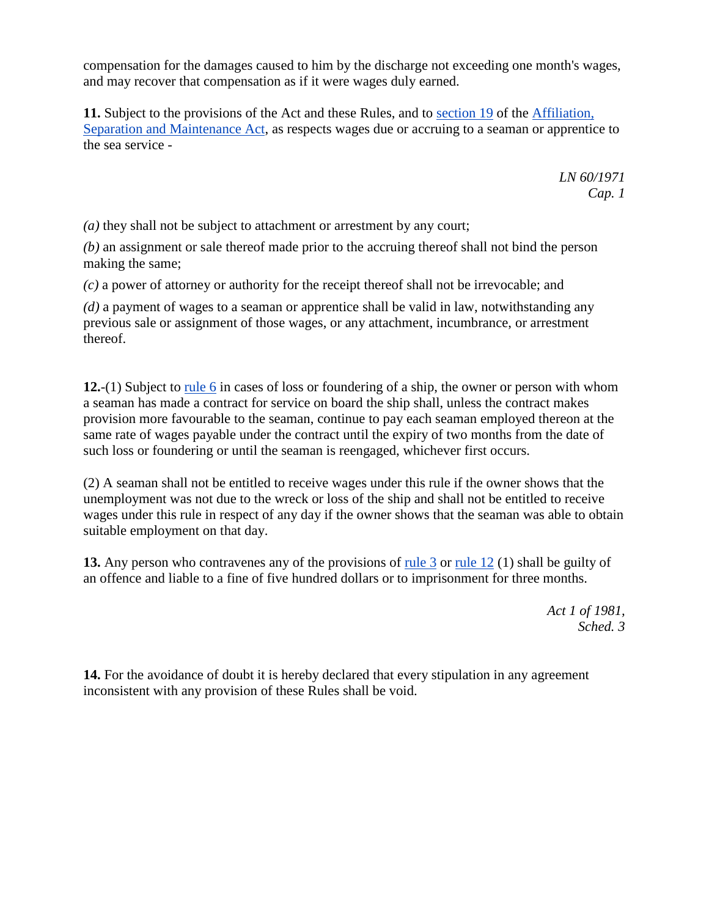compensation for the damages caused to him by the discharge not exceeding one month's wages, and may recover that compensation as if it were wages duly earned.

**11.** Subject to the provisions of the Act and these Rules, and to section 19 of the Affiliation, Separation and Maintenance Act, as respects wages due or accruing to a seaman or apprentice to the sea service -

*LN 60/1971*
*Cap. 1*

*(a)* they shall not be subject to attachment or arrestment by any court;

*(b)* an assignment or sale thereof made prior to the accruing thereof shall not bind the person making the same;

*(c)* a power of attorney or authority for the receipt thereof shall not be irrevocable; and

*(d)* a payment of wages to a seaman or apprentice shall be valid in law, notwithstanding any previous sale or assignment of those wages, or any attachment, incumbrance, or arrestment thereof.

**12.**-(1) Subject to rule 6 in cases of loss or foundering of a ship, the owner or person with whom a seaman has made a contract for service on board the ship shall, unless the contract makes provision more favourable to the seaman, continue to pay each seaman employed thereon at the same rate of wages payable under the contract until the expiry of two months from the date of such loss or foundering or until the seaman is reengaged, whichever first occurs.

(2) A seaman shall not be entitled to receive wages under this rule if the owner shows that the unemployment was not due to the wreck or loss of the ship and shall not be entitled to receive wages under this rule in respect of any day if the owner shows that the seaman was able to obtain suitable employment on that day.

**13.** Any person who contravenes any of the provisions of rule 3 or rule 12 (1) shall be guilty of an offence and liable to a fine of five hundred dollars or to imprisonment for three months.

*Act 1 of 1981,*
*Sched. 3*

**14.** For the avoidance of doubt it is hereby declared that every stipulation in any agreement inconsistent with any provision of these Rules shall be void.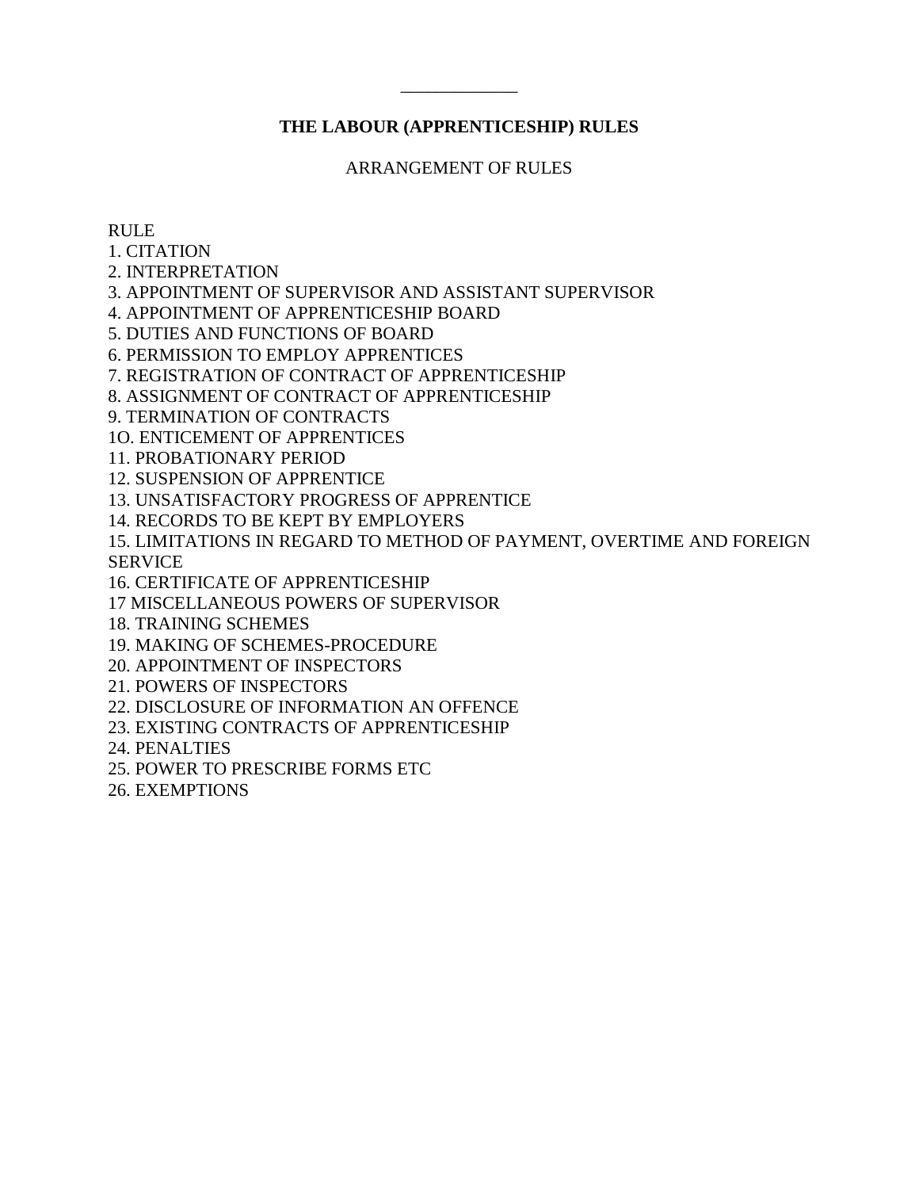______________

# THE LABOUR (APPRENTICESHIP) RULES

ARRANGEMENT OF RULES

RULE

1. CITATION
2. INTERPRETATION
3. APPOINTMENT OF SUPERVISOR AND ASSISTANT SUPERVISOR
4. APPOINTMENT OF APPRENTICESHIP BOARD
5. DUTIES AND FUNCTIONS OF BOARD
6. PERMISSION TO EMPLOY APPRENTICES
7. REGISTRATION OF CONTRACT OF APPRENTICESHIP
8. ASSIGNMENT OF CONTRACT OF APPRENTICESHIP
9. TERMINATION OF CONTRACTS

1O. ENTICEMENT OF APPRENTICES

11. PROBATIONARY PERIOD
12. SUSPENSION OF APPRENTICE
13. UNSATISFACTORY PROGRESS OF APPRENTICE
14. RECORDS TO BE KEPT BY EMPLOYERS
15. LIMITATIONS IN REGARD TO METHOD OF PAYMENT, OVERTIME AND FOREIGN SERVICE
16. CERTIFICATE OF APPRENTICESHIP

17 MISCELLANEOUS POWERS OF SUPERVISOR

18. TRAINING SCHEMES
19. MAKING OF SCHEMES-PROCEDURE
20. APPOINTMENT OF INSPECTORS
21. POWERS OF INSPECTORS
22. DISCLOSURE OF INFORMATION AN OFFENCE
23. EXISTING CONTRACTS OF APPRENTICESHIP
24. PENALTIES
25. POWER TO PRESCRIBE FORMS ETC
26. EXEMPTIONS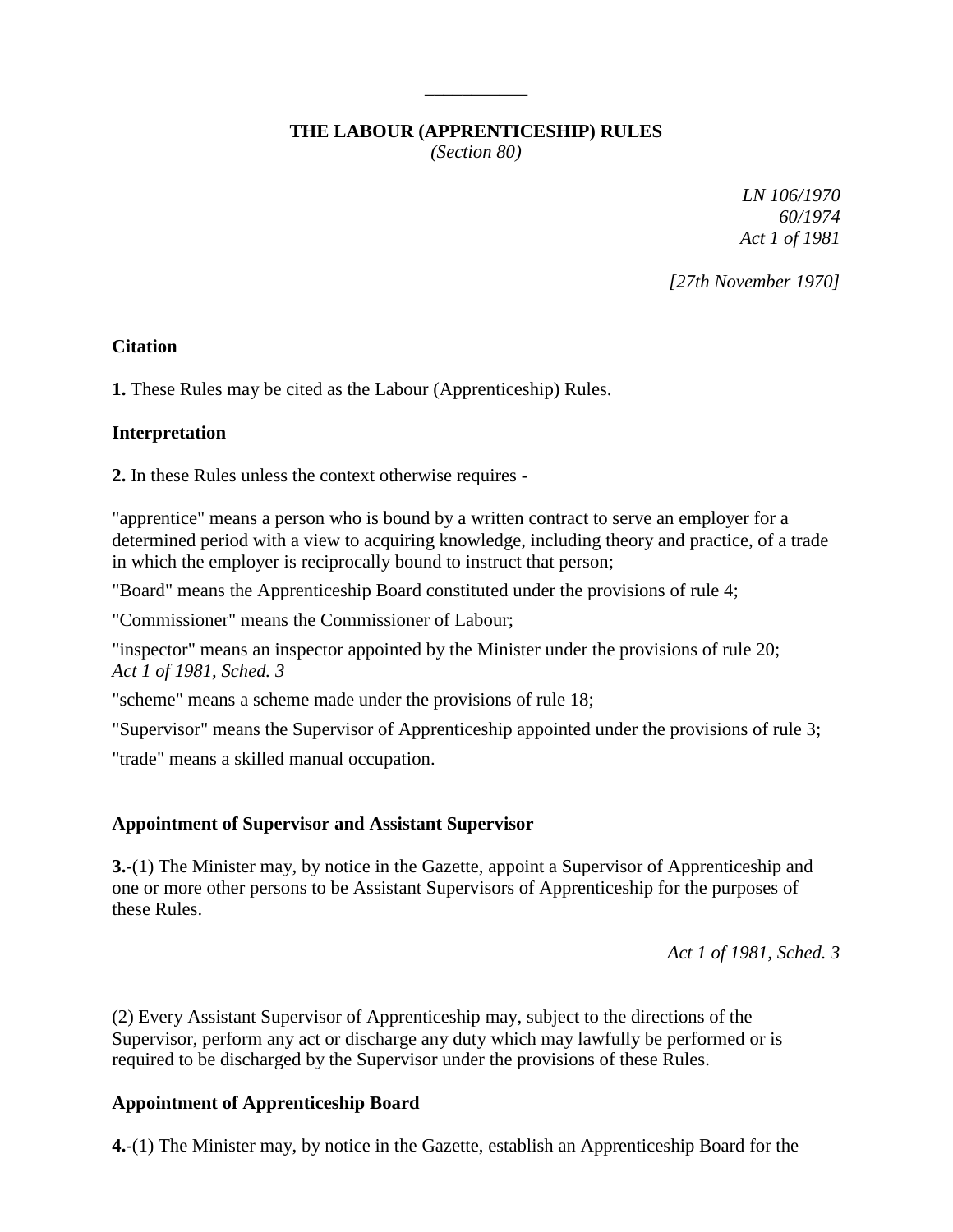## THE LABOUR (APPRENTICESHIP) RULES

*(Section 80)*

*LN 106/1970*
*60/1974*
*Act 1 of 1981*

*[27th November 1970]*

**Citation**

**1.** These Rules may be cited as the Labour (Apprenticeship) Rules.

**Interpretation**

**2.** In these Rules unless the context otherwise requires -

"apprentice" means a person who is bound by a written contract to serve an employer for a determined period with a view to acquiring knowledge, including theory and practice, of a trade in which the employer is reciprocally bound to instruct that person;

"Board" means the Apprenticeship Board constituted under the provisions of rule 4;

"Commissioner" means the Commissioner of Labour;

"inspector" means an inspector appointed by the Minister under the provisions of rule 20;
*Act 1 of 1981, Sched. 3*

"scheme" means a scheme made under the provisions of rule 18;

"Supervisor" means the Supervisor of Apprenticeship appointed under the provisions of rule 3;

"trade" means a skilled manual occupation.

**Appointment of Supervisor and Assistant Supervisor**

**3.**-(1) The Minister may, by notice in the Gazette, appoint a Supervisor of Apprenticeship and one or more other persons to be Assistant Supervisors of Apprenticeship for the purposes of these Rules.

*Act 1 of 1981, Sched. 3*

(2) Every Assistant Supervisor of Apprenticeship may, subject to the directions of the Supervisor, perform any act or discharge any duty which may lawfully be performed or is required to be discharged by the Supervisor under the provisions of these Rules.

**Appointment of Apprenticeship Board**

**4.**-(1) The Minister may, by notice in the Gazette, establish an Apprenticeship Board for the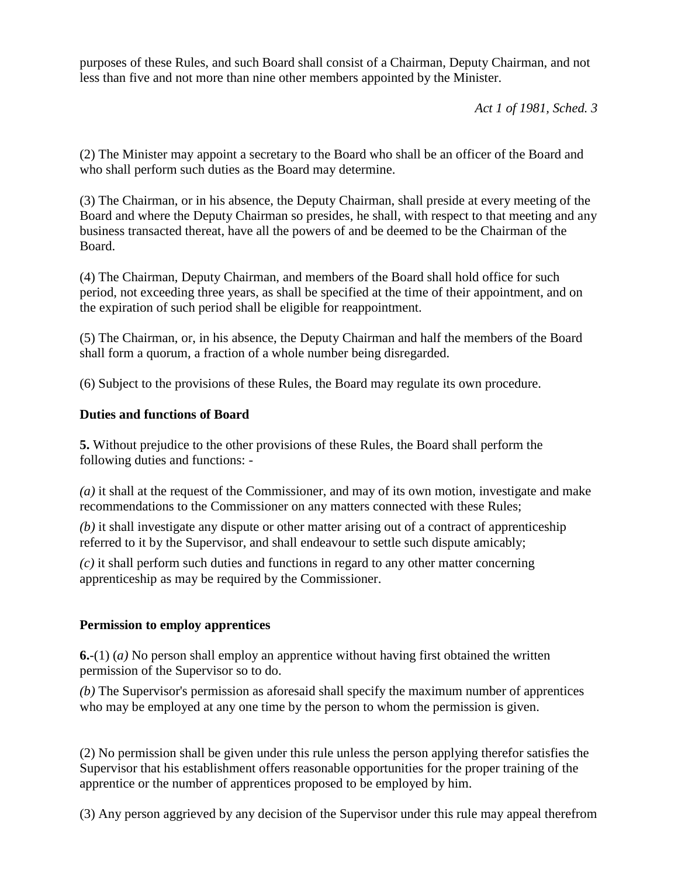purposes of these Rules, and such Board shall consist of a Chairman, Deputy Chairman, and not less than five and not more than nine other members appointed by the Minister.

*Act 1 of 1981, Sched. 3*

(2) The Minister may appoint a secretary to the Board who shall be an officer of the Board and who shall perform such duties as the Board may determine.

(3) The Chairman, or in his absence, the Deputy Chairman, shall preside at every meeting of the Board and where the Deputy Chairman so presides, he shall, with respect to that meeting and any business transacted thereat, have all the powers of and be deemed to be the Chairman of the Board.

(4) The Chairman, Deputy Chairman, and members of the Board shall hold office for such period, not exceeding three years, as shall be specified at the time of their appointment, and on the expiration of such period shall be eligible for reappointment.

(5) The Chairman, or, in his absence, the Deputy Chairman and half the members of the Board shall form a quorum, a fraction of a whole number being disregarded.

(6) Subject to the provisions of these Rules, the Board may regulate its own procedure.

**Duties and functions of Board**

**5.** Without prejudice to the other provisions of these Rules, the Board shall perform the following duties and functions: -

*(a)* it shall at the request of the Commissioner, and may of its own motion, investigate and make recommendations to the Commissioner on any matters connected with these Rules;

*(b)* it shall investigate any dispute or other matter arising out of a contract of apprenticeship referred to it by the Supervisor, and shall endeavour to settle such dispute amicably;

*(c)* it shall perform such duties and functions in regard to any other matter concerning apprenticeship as may be required by the Commissioner.

**Permission to employ apprentices**

**6.**-(1) *(a)* No person shall employ an apprentice without having first obtained the written permission of the Supervisor so to do.

*(b)* The Supervisor's permission as aforesaid shall specify the maximum number of apprentices who may be employed at any one time by the person to whom the permission is given.

(2) No permission shall be given under this rule unless the person applying therefor satisfies the Supervisor that his establishment offers reasonable opportunities for the proper training of the apprentice or the number of apprentices proposed to be employed by him.

(3) Any person aggrieved by any decision of the Supervisor under this rule may appeal therefrom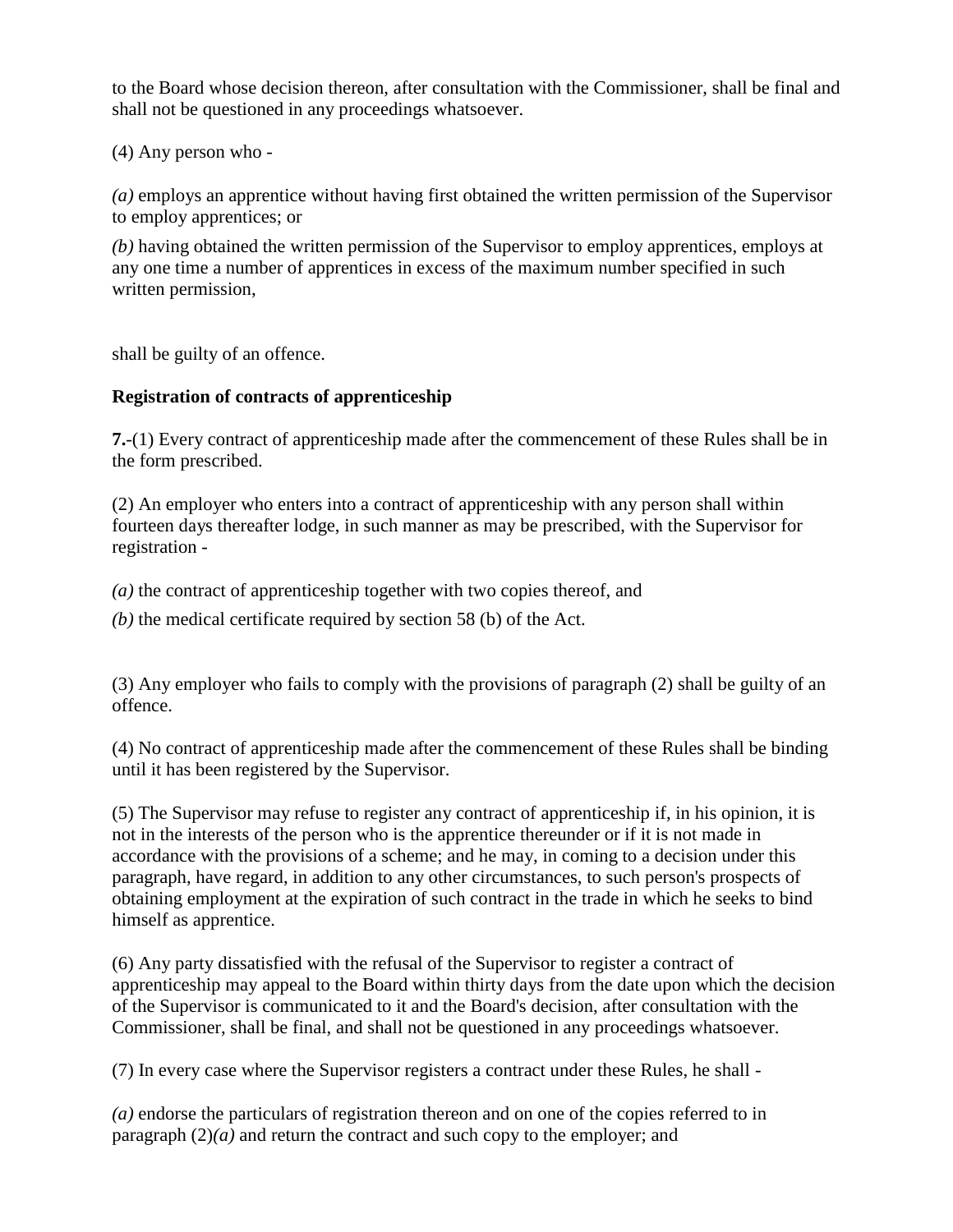to the Board whose decision thereon, after consultation with the Commissioner, shall be final and shall not be questioned in any proceedings whatsoever.

(4) Any person who -

*(a)* employs an apprentice without having first obtained the written permission of the Supervisor to employ apprentices; or

*(b)* having obtained the written permission of the Supervisor to employ apprentices, employs at any one time a number of apprentices in excess of the maximum number specified in such written permission,

shall be guilty of an offence.

**Registration of contracts of apprenticeship**

**7.**-(1) Every contract of apprenticeship made after the commencement of these Rules shall be in the form prescribed.

(2) An employer who enters into a contract of apprenticeship with any person shall within fourteen days thereafter lodge, in such manner as may be prescribed, with the Supervisor for registration -

*(a)* the contract of apprenticeship together with two copies thereof, and

*(b)* the medical certificate required by section 58 (b) of the Act.

(3) Any employer who fails to comply with the provisions of paragraph (2) shall be guilty of an offence.

(4) No contract of apprenticeship made after the commencement of these Rules shall be binding until it has been registered by the Supervisor.

(5) The Supervisor may refuse to register any contract of apprenticeship if, in his opinion, it is not in the interests of the person who is the apprentice thereunder or if it is not made in accordance with the provisions of a scheme; and he may, in coming to a decision under this paragraph, have regard, in addition to any other circumstances, to such person's prospects of obtaining employment at the expiration of such contract in the trade in which he seeks to bind himself as apprentice.

(6) Any party dissatisfied with the refusal of the Supervisor to register a contract of apprenticeship may appeal to the Board within thirty days from the date upon which the decision of the Supervisor is communicated to it and the Board's decision, after consultation with the Commissioner, shall be final, and shall not be questioned in any proceedings whatsoever.

(7) In every case where the Supervisor registers a contract under these Rules, he shall -

*(a)* endorse the particulars of registration thereon and on one of the copies referred to in paragraph (2)*(a)* and return the contract and such copy to the employer; and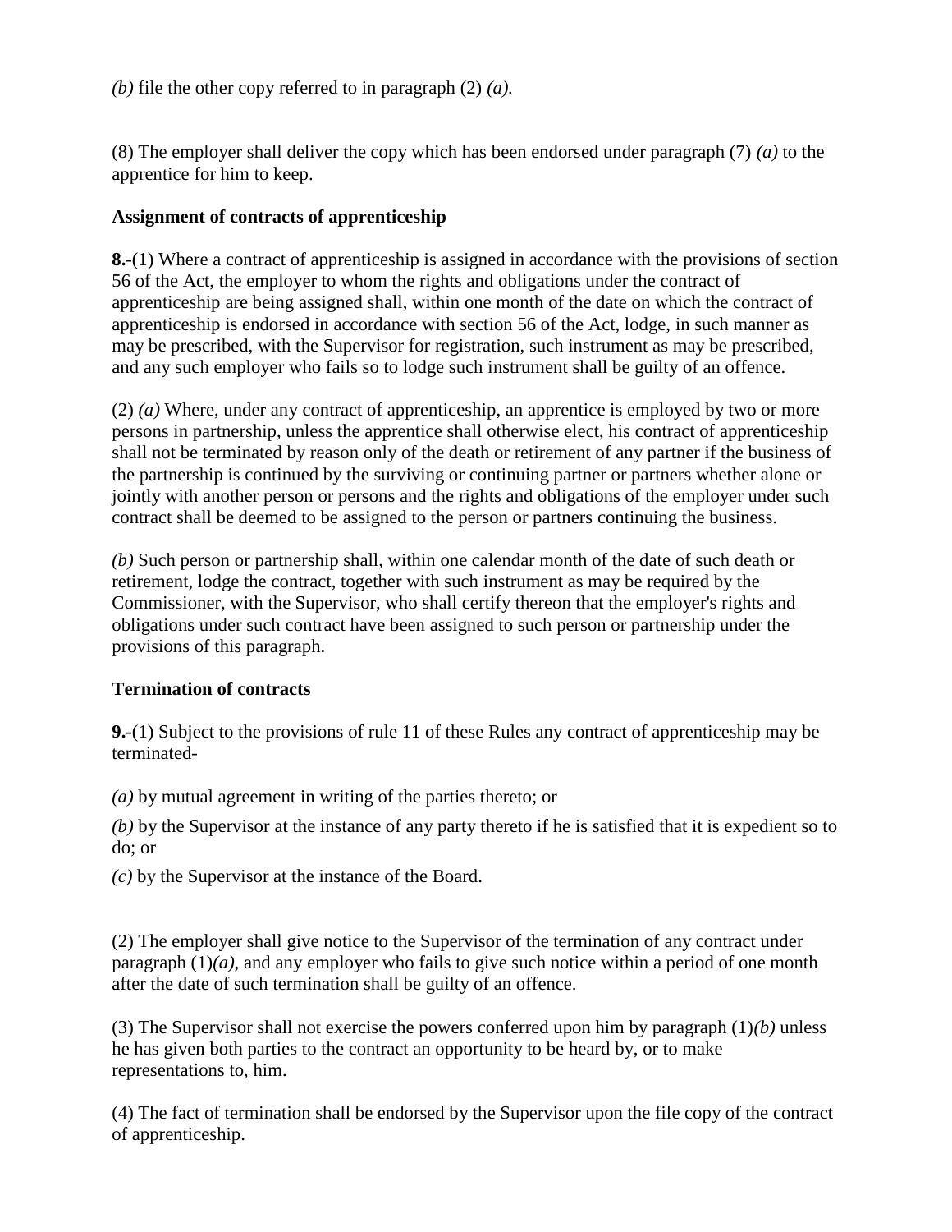*(b)* file the other copy referred to in paragraph (2) *(a).*

(8) The employer shall deliver the copy which has been endorsed under paragraph (7) *(a)* to the apprentice for him to keep.

**Assignment of contracts of apprenticeship**

**8.**-(1) Where a contract of apprenticeship is assigned in accordance with the provisions of section 56 of the Act, the employer to whom the rights and obligations under the contract of apprenticeship are being assigned shall, within one month of the date on which the contract of apprenticeship is endorsed in accordance with section 56 of the Act, lodge, in such manner as may be prescribed, with the Supervisor for registration, such instrument as may be prescribed, and any such employer who fails so to lodge such instrument shall be guilty of an offence.

(2) *(a)* Where, under any contract of apprenticeship, an apprentice is employed by two or more persons in partnership, unless the apprentice shall otherwise elect, his contract of apprenticeship shall not be terminated by reason only of the death or retirement of any partner if the business of the partnership is continued by the surviving or continuing partner or partners whether alone or jointly with another person or persons and the rights and obligations of the employer under such contract shall be deemed to be assigned to the person or partners continuing the business.

*(b)* Such person or partnership shall, within one calendar month of the date of such death or retirement, lodge the contract, together with such instrument as may be required by the Commissioner, with the Supervisor, who shall certify thereon that the employer's rights and obligations under such contract have been assigned to such person or partnership under the provisions of this paragraph.

**Termination of contracts**

**9.**-(1) Subject to the provisions of rule 11 of these Rules any contract of apprenticeship may be terminated-

*(a)* by mutual agreement in writing of the parties thereto; or

*(b)* by the Supervisor at the instance of any party thereto if he is satisfied that it is expedient so to do; or

*(c)* by the Supervisor at the instance of the Board.

(2) The employer shall give notice to the Supervisor of the termination of any contract under paragraph (1)*(a)*, and any employer who fails to give such notice within a period of one month after the date of such termination shall be guilty of an offence.

(3) The Supervisor shall not exercise the powers conferred upon him by paragraph (1)*(b)* unless he has given both parties to the contract an opportunity to be heard by, or to make representations to, him.

(4) The fact of termination shall be endorsed by the Supervisor upon the file copy of the contract of apprenticeship.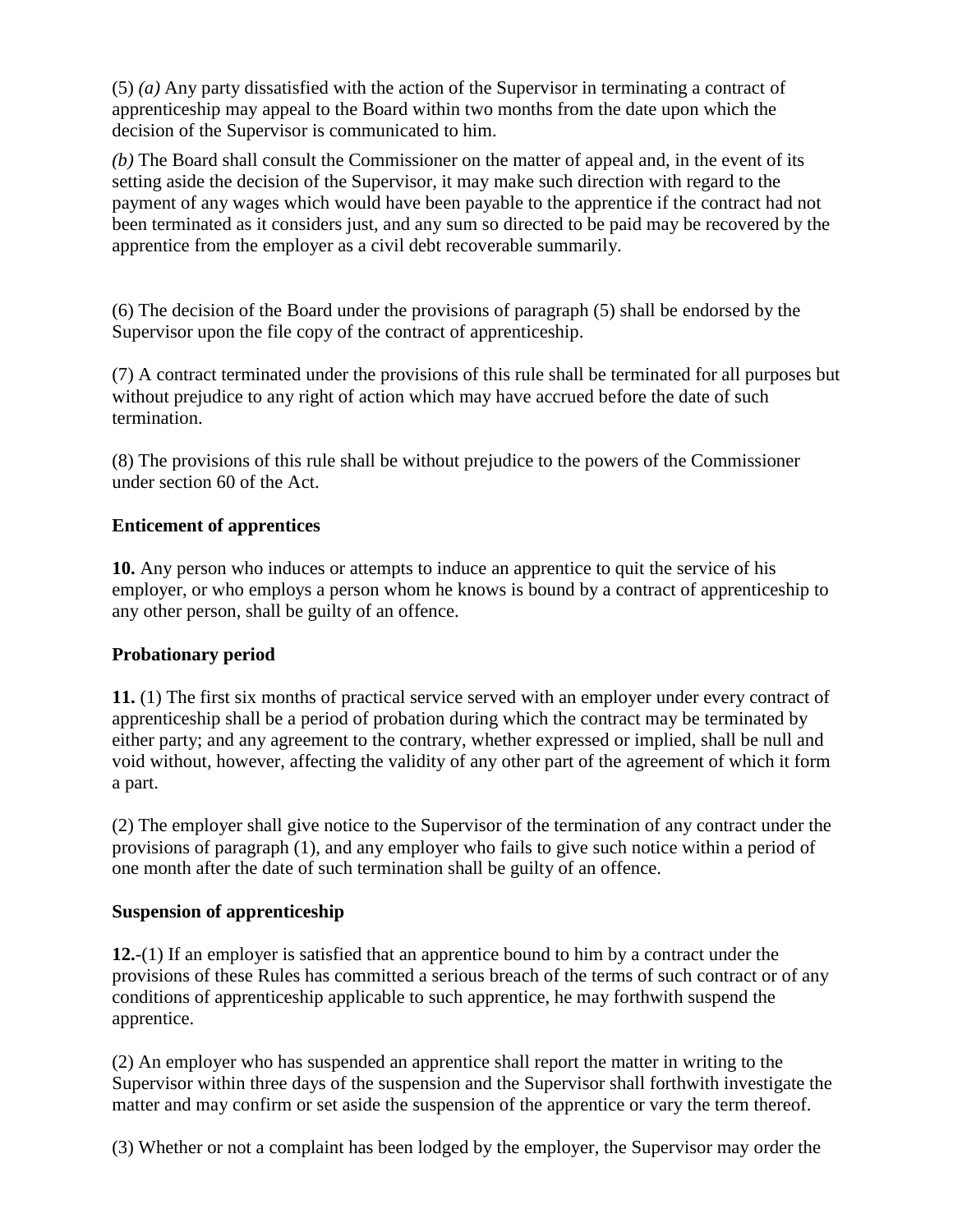(5) *(a)* Any party dissatisfied with the action of the Supervisor in terminating a contract of apprenticeship may appeal to the Board within two months from the date upon which the decision of the Supervisor is communicated to him.

*(b)* The Board shall consult the Commissioner on the matter of appeal and, in the event of its setting aside the decision of the Supervisor, it may make such direction with regard to the payment of any wages which would have been payable to the apprentice if the contract had not been terminated as it considers just, and any sum so directed to be paid may be recovered by the apprentice from the employer as a civil debt recoverable summarily.

(6) The decision of the Board under the provisions of paragraph (5) shall be endorsed by the Supervisor upon the file copy of the contract of apprenticeship.

(7) A contract terminated under the provisions of this rule shall be terminated for all purposes but without prejudice to any right of action which may have accrued before the date of such termination.

(8) The provisions of this rule shall be without prejudice to the powers of the Commissioner under section 60 of the Act.

**Enticement of apprentices**

**10.** Any person who induces or attempts to induce an apprentice to quit the service of his employer, or who employs a person whom he knows is bound by a contract of apprenticeship to any other person, shall be guilty of an offence.

**Probationary period**

**11.** (1) The first six months of practical service served with an employer under every contract of apprenticeship shall be a period of probation during which the contract may be terminated by either party; and any agreement to the contrary, whether expressed or implied, shall be null and void without, however, affecting the validity of any other part of the agreement of which it form a part.

(2) The employer shall give notice to the Supervisor of the termination of any contract under the provisions of paragraph (1), and any employer who fails to give such notice within a period of one month after the date of such termination shall be guilty of an offence.

**Suspension of apprenticeship**

**12.**-(1) If an employer is satisfied that an apprentice bound to him by a contract under the provisions of these Rules has committed a serious breach of the terms of such contract or of any conditions of apprenticeship applicable to such apprentice, he may forthwith suspend the apprentice.

(2) An employer who has suspended an apprentice shall report the matter in writing to the Supervisor within three days of the suspension and the Supervisor shall forthwith investigate the matter and may confirm or set aside the suspension of the apprentice or vary the term thereof.

(3) Whether or not a complaint has been lodged by the employer, the Supervisor may order the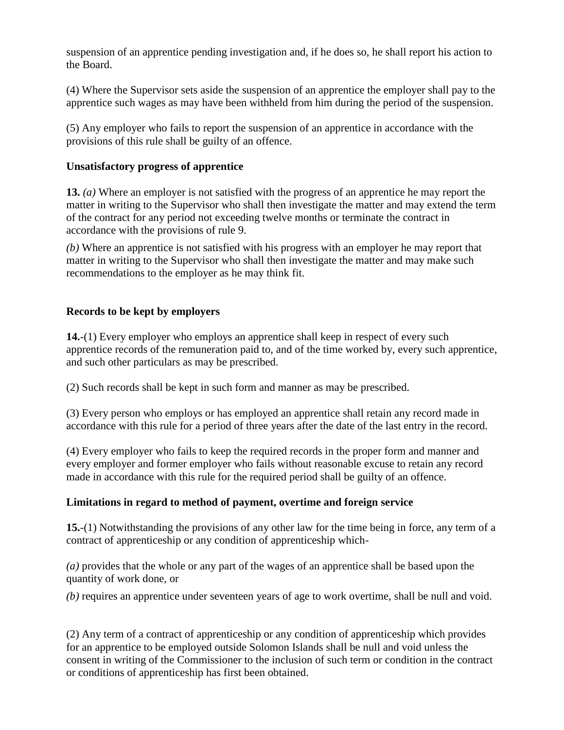suspension of an apprentice pending investigation and, if he does so, he shall report his action to the Board.

(4) Where the Supervisor sets aside the suspension of an apprentice the employer shall pay to the apprentice such wages as may have been withheld from him during the period of the suspension.

(5) Any employer who fails to report the suspension of an apprentice in accordance with the provisions of this rule shall be guilty of an offence.

**Unsatisfactory progress of apprentice**

**13.** *(a)* Where an employer is not satisfied with the progress of an apprentice he may report the matter in writing to the Supervisor who shall then investigate the matter and may extend the term of the contract for any period not exceeding twelve months or terminate the contract in accordance with the provisions of rule 9.

*(b)* Where an apprentice is not satisfied with his progress with an employer he may report that matter in writing to the Supervisor who shall then investigate the matter and may make such recommendations to the employer as he may think fit.

**Records to be kept by employers**

**14.**-(1) Every employer who employs an apprentice shall keep in respect of every such apprentice records of the remuneration paid to, and of the time worked by, every such apprentice, and such other particulars as may be prescribed.

(2) Such records shall be kept in such form and manner as may be prescribed.

(3) Every person who employs or has employed an apprentice shall retain any record made in accordance with this rule for a period of three years after the date of the last entry in the record.

(4) Every employer who fails to keep the required records in the proper form and manner and every employer and former employer who fails without reasonable excuse to retain any record made in accordance with this rule for the required period shall be guilty of an offence.

**Limitations in regard to method of payment, overtime and foreign service**

**15.**-(1) Notwithstanding the provisions of any other law for the time being in force, any term of a contract of apprenticeship or any condition of apprenticeship which-

*(a)* provides that the whole or any part of the wages of an apprentice shall be based upon the quantity of work done, or

*(b)* requires an apprentice under seventeen years of age to work overtime, shall be null and void.

(2) Any term of a contract of apprenticeship or any condition of apprenticeship which provides for an apprentice to be employed outside Solomon Islands shall be null and void unless the consent in writing of the Commissioner to the inclusion of such term or condition in the contract or conditions of apprenticeship has first been obtained.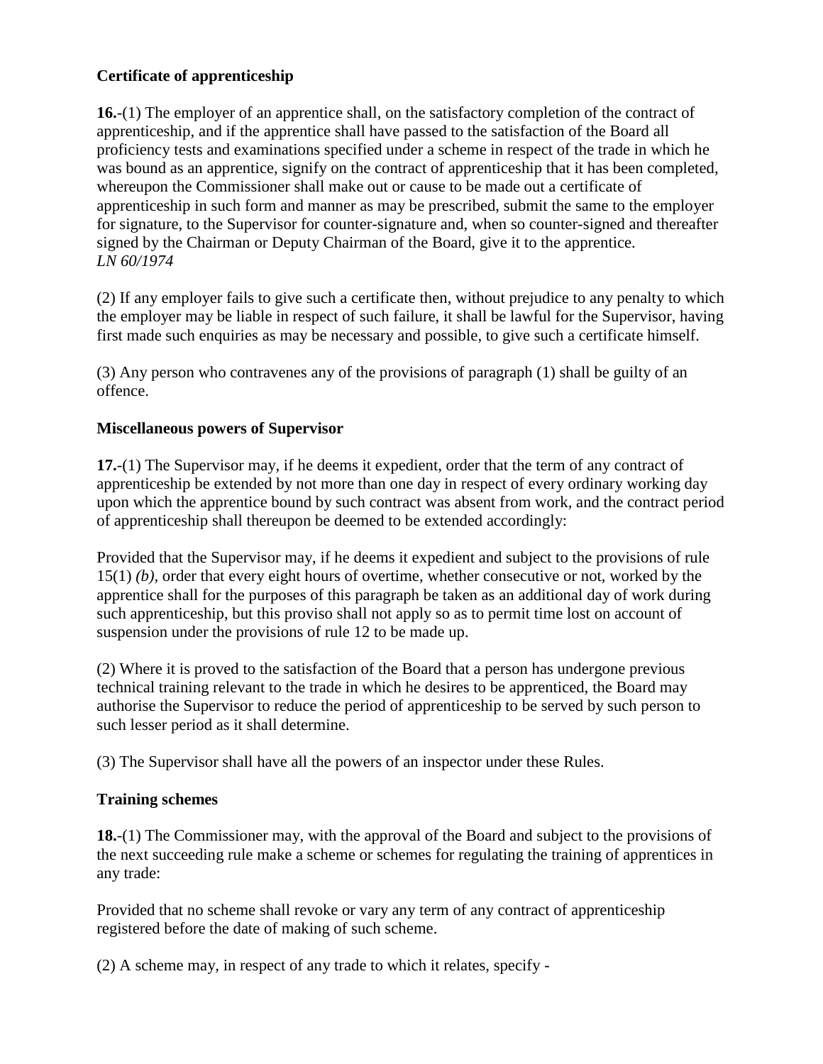**Certificate of apprenticeship**

**16.**-(1) The employer of an apprentice shall, on the satisfactory completion of the contract of apprenticeship, and if the apprentice shall have passed to the satisfaction of the Board all proficiency tests and examinations specified under a scheme in respect of the trade in which he was bound as an apprentice, signify on the contract of apprenticeship that it has been completed, whereupon the Commissioner shall make out or cause to be made out a certificate of apprenticeship in such form and manner as may be prescribed, submit the same to the employer for signature, to the Supervisor for counter-signature and, when so counter-signed and thereafter signed by the Chairman or Deputy Chairman of the Board, give it to the apprentice.
*LN 60/1974*

(2) If any employer fails to give such a certificate then, without prejudice to any penalty to which the employer may be liable in respect of such failure, it shall be lawful for the Supervisor, having first made such enquiries as may be necessary and possible, to give such a certificate himself.

(3) Any person who contravenes any of the provisions of paragraph (1) shall be guilty of an offence.

**Miscellaneous powers of Supervisor**

**17.**-(1) The Supervisor may, if he deems it expedient, order that the term of any contract of apprenticeship be extended by not more than one day in respect of every ordinary working day upon which the apprentice bound by such contract was absent from work, and the contract period of apprenticeship shall thereupon be deemed to be extended accordingly:

Provided that the Supervisor may, if he deems it expedient and subject to the provisions of rule 15(1) *(b)*, order that every eight hours of overtime, whether consecutive or not, worked by the apprentice shall for the purposes of this paragraph be taken as an additional day of work during such apprenticeship, but this proviso shall not apply so as to permit time lost on account of suspension under the provisions of rule 12 to be made up.

(2) Where it is proved to the satisfaction of the Board that a person has undergone previous technical training relevant to the trade in which he desires to be apprenticed, the Board may authorise the Supervisor to reduce the period of apprenticeship to be served by such person to such lesser period as it shall determine.

(3) The Supervisor shall have all the powers of an inspector under these Rules.

**Training schemes**

**18.**-(1) The Commissioner may, with the approval of the Board and subject to the provisions of the next succeeding rule make a scheme or schemes for regulating the training of apprentices in any trade:

Provided that no scheme shall revoke or vary any term of any contract of apprenticeship registered before the date of making of such scheme.

(2) A scheme may, in respect of any trade to which it relates, specify -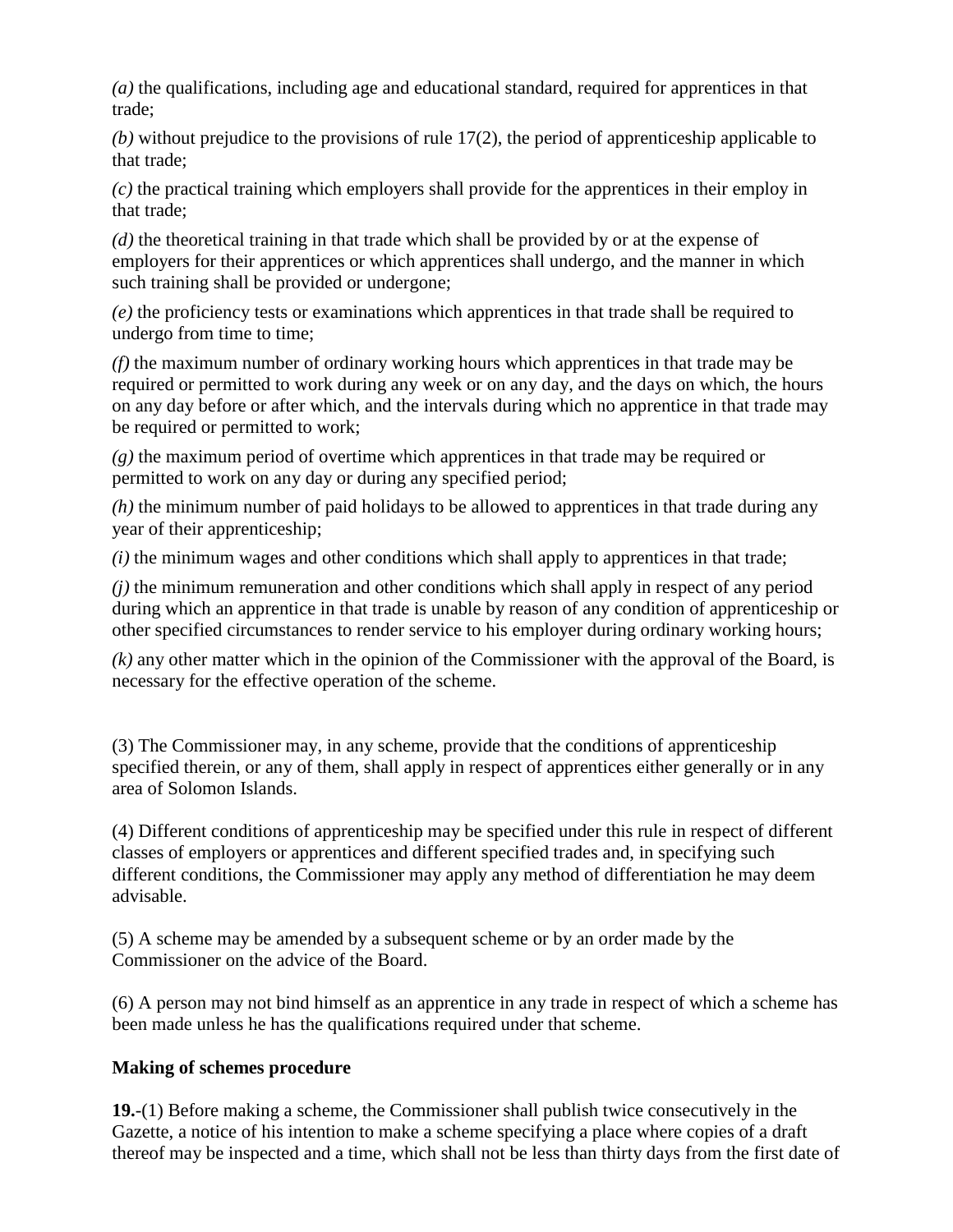*(a)* the qualifications, including age and educational standard, required for apprentices in that trade;

*(b)* without prejudice to the provisions of rule 17(2), the period of apprenticeship applicable to that trade;

*(c)* the practical training which employers shall provide for the apprentices in their employ in that trade;

*(d)* the theoretical training in that trade which shall be provided by or at the expense of employers for their apprentices or which apprentices shall undergo, and the manner in which such training shall be provided or undergone;

*(e)* the proficiency tests or examinations which apprentices in that trade shall be required to undergo from time to time;

*(f)* the maximum number of ordinary working hours which apprentices in that trade may be required or permitted to work during any week or on any day, and the days on which, the hours on any day before or after which, and the intervals during which no apprentice in that trade may be required or permitted to work;

*(g)* the maximum period of overtime which apprentices in that trade may be required or permitted to work on any day or during any specified period;

*(h)* the minimum number of paid holidays to be allowed to apprentices in that trade during any year of their apprenticeship;

*(i)* the minimum wages and other conditions which shall apply to apprentices in that trade;

*(j)* the minimum remuneration and other conditions which shall apply in respect of any period during which an apprentice in that trade is unable by reason of any condition of apprenticeship or other specified circumstances to render service to his employer during ordinary working hours;

*(k)* any other matter which in the opinion of the Commissioner with the approval of the Board, is necessary for the effective operation of the scheme.

(3) The Commissioner may, in any scheme, provide that the conditions of apprenticeship specified therein, or any of them, shall apply in respect of apprentices either generally or in any area of Solomon Islands.

(4) Different conditions of apprenticeship may be specified under this rule in respect of different classes of employers or apprentices and different specified trades and, in specifying such different conditions, the Commissioner may apply any method of differentiation he may deem advisable.

(5) A scheme may be amended by a subsequent scheme or by an order made by the Commissioner on the advice of the Board.

(6) A person may not bind himself as an apprentice in any trade in respect of which a scheme has been made unless he has the qualifications required under that scheme.

**Making of schemes procedure**

**19.**-(1) Before making a scheme, the Commissioner shall publish twice consecutively in the Gazette, a notice of his intention to make a scheme specifying a place where copies of a draft thereof may be inspected and a time, which shall not be less than thirty days from the first date of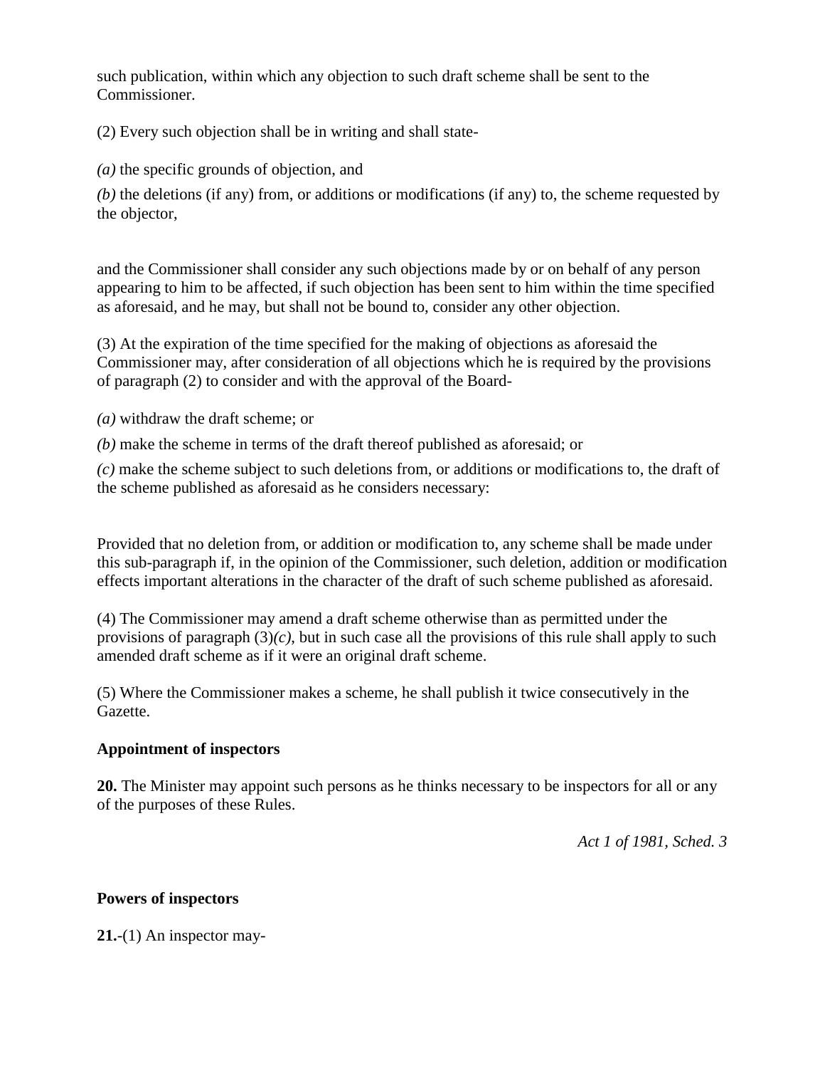such publication, within which any objection to such draft scheme shall be sent to the Commissioner.

(2) Every such objection shall be in writing and shall state-

*(a)* the specific grounds of objection, and

*(b)* the deletions (if any) from, or additions or modifications (if any) to, the scheme requested by the objector,

and the Commissioner shall consider any such objections made by or on behalf of any person appearing to him to be affected, if such objection has been sent to him within the time specified as aforesaid, and he may, but shall not be bound to, consider any other objection.

(3) At the expiration of the time specified for the making of objections as aforesaid the Commissioner may, after consideration of all objections which he is required by the provisions of paragraph (2) to consider and with the approval of the Board-

*(a)* withdraw the draft scheme; or

*(b)* make the scheme in terms of the draft thereof published as aforesaid; or

*(c)* make the scheme subject to such deletions from, or additions or modifications to, the draft of the scheme published as aforesaid as he considers necessary:

Provided that no deletion from, or addition or modification to, any scheme shall be made under this sub-paragraph if, in the opinion of the Commissioner, such deletion, addition or modification effects important alterations in the character of the draft of such scheme published as aforesaid.

(4) The Commissioner may amend a draft scheme otherwise than as permitted under the provisions of paragraph (3)*(c)*, but in such case all the provisions of this rule shall apply to such amended draft scheme as if it were an original draft scheme.

(5) Where the Commissioner makes a scheme, he shall publish it twice consecutively in the Gazette.

**Appointment of inspectors**

**20.** The Minister may appoint such persons as he thinks necessary to be inspectors for all or any of the purposes of these Rules.

*Act 1 of 1981, Sched. 3*

**Powers of inspectors**

**21.**-(1) An inspector may-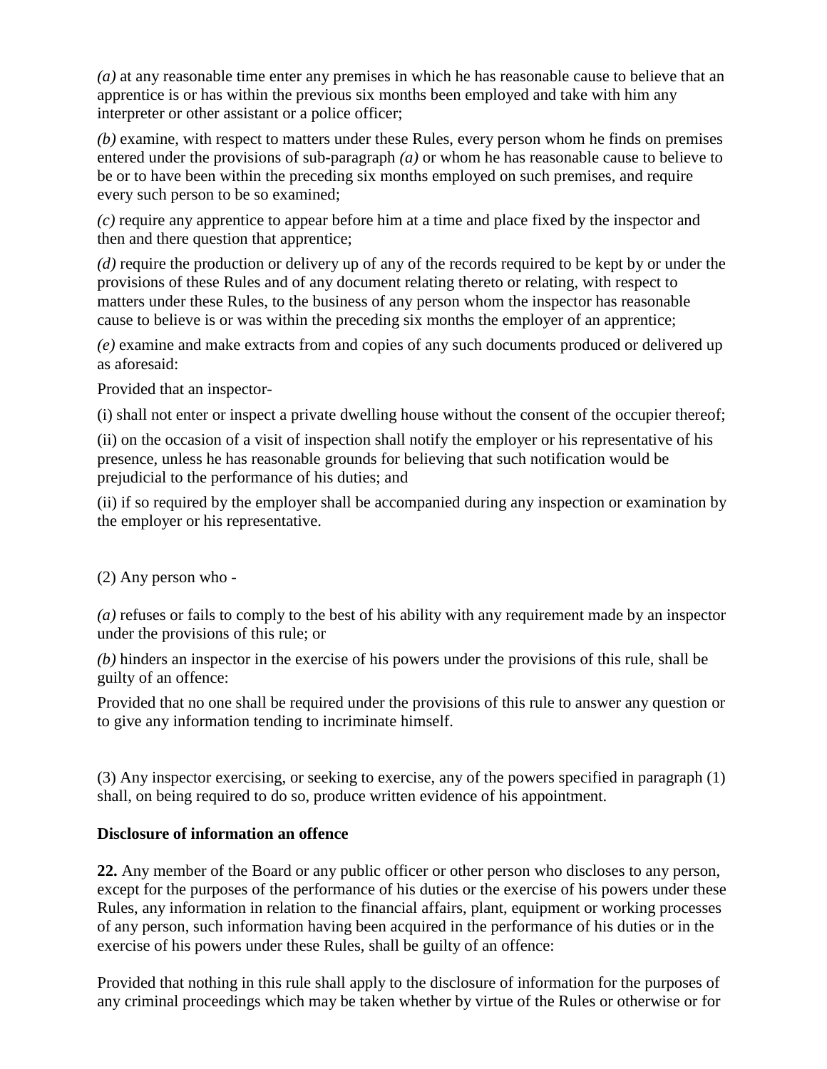*(a)* at any reasonable time enter any premises in which he has reasonable cause to believe that an apprentice is or has within the previous six months been employed and take with him any interpreter or other assistant or a police officer;

*(b)* examine, with respect to matters under these Rules, every person whom he finds on premises entered under the provisions of sub-paragraph *(a)* or whom he has reasonable cause to believe to be or to have been within the preceding six months employed on such premises, and require every such person to be so examined;

*(c)* require any apprentice to appear before him at a time and place fixed by the inspector and then and there question that apprentice;

*(d)* require the production or delivery up of any of the records required to be kept by or under the provisions of these Rules and of any document relating thereto or relating, with respect to matters under these Rules, to the business of any person whom the inspector has reasonable cause to believe is or was within the preceding six months the employer of an apprentice;

*(e)* examine and make extracts from and copies of any such documents produced or delivered up as aforesaid:

Provided that an inspector-

(i) shall not enter or inspect a private dwelling house without the consent of the occupier thereof;

(ii) on the occasion of a visit of inspection shall notify the employer or his representative of his presence, unless he has reasonable grounds for believing that such notification would be prejudicial to the performance of his duties; and

(ii) if so required by the employer shall be accompanied during any inspection or examination by the employer or his representative.

(2) Any person who -

*(a)* refuses or fails to comply to the best of his ability with any requirement made by an inspector under the provisions of this rule; or

*(b)* hinders an inspector in the exercise of his powers under the provisions of this rule, shall be guilty of an offence:

Provided that no one shall be required under the provisions of this rule to answer any question or to give any information tending to incriminate himself.

(3) Any inspector exercising, or seeking to exercise, any of the powers specified in paragraph (1) shall, on being required to do so, produce written evidence of his appointment.

**Disclosure of information an offence**

**22.** Any member of the Board or any public officer or other person who discloses to any person, except for the purposes of the performance of his duties or the exercise of his powers under these Rules, any information in relation to the financial affairs, plant, equipment or working processes of any person, such information having been acquired in the performance of his duties or in the exercise of his powers under these Rules, shall be guilty of an offence:

Provided that nothing in this rule shall apply to the disclosure of information for the purposes of any criminal proceedings which may be taken whether by virtue of the Rules or otherwise or for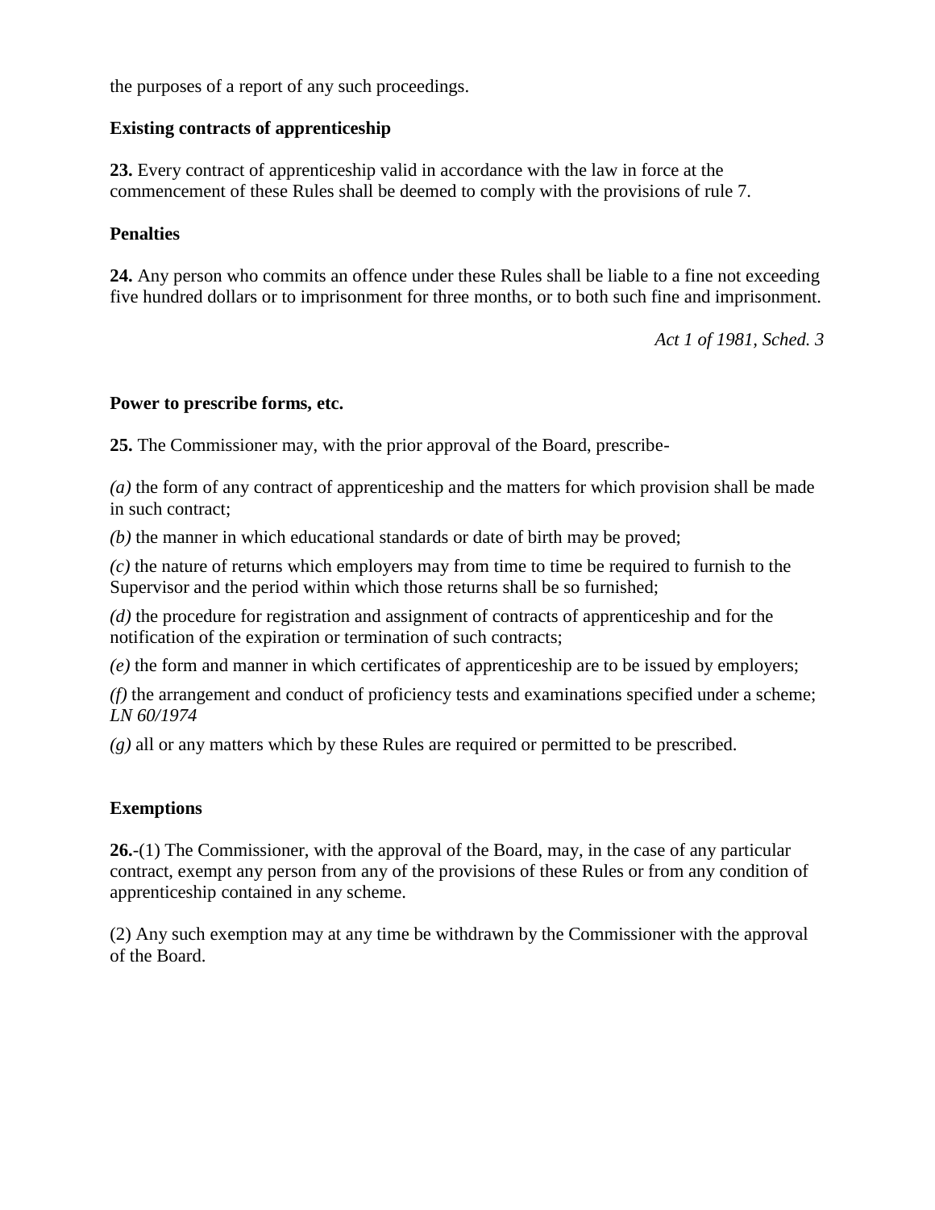the purposes of a report of any such proceedings.

**Existing contracts of apprenticeship**

**23.** Every contract of apprenticeship valid in accordance with the law in force at the commencement of these Rules shall be deemed to comply with the provisions of rule 7.

**Penalties**

**24.** Any person who commits an offence under these Rules shall be liable to a fine not exceeding five hundred dollars or to imprisonment for three months, or to both such fine and imprisonment.

*Act 1 of 1981, Sched. 3*

**Power to prescribe forms, etc.**

**25.** The Commissioner may, with the prior approval of the Board, prescribe-

*(a)* the form of any contract of apprenticeship and the matters for which provision shall be made in such contract;

*(b)* the manner in which educational standards or date of birth may be proved;

*(c)* the nature of returns which employers may from time to time be required to furnish to the Supervisor and the period within which those returns shall be so furnished;

*(d)* the procedure for registration and assignment of contracts of apprenticeship and for the notification of the expiration or termination of such contracts;

*(e)* the form and manner in which certificates of apprenticeship are to be issued by employers;

*(f)* the arrangement and conduct of proficiency tests and examinations specified under a scheme; *LN 60/1974*

*(g)* all or any matters which by these Rules are required or permitted to be prescribed.

**Exemptions**

**26.**-(1) The Commissioner, with the approval of the Board, may, in the case of any particular contract, exempt any person from any of the provisions of these Rules or from any condition of apprenticeship contained in any scheme.

(2) Any such exemption may at any time be withdrawn by the Commissioner with the approval of the Board.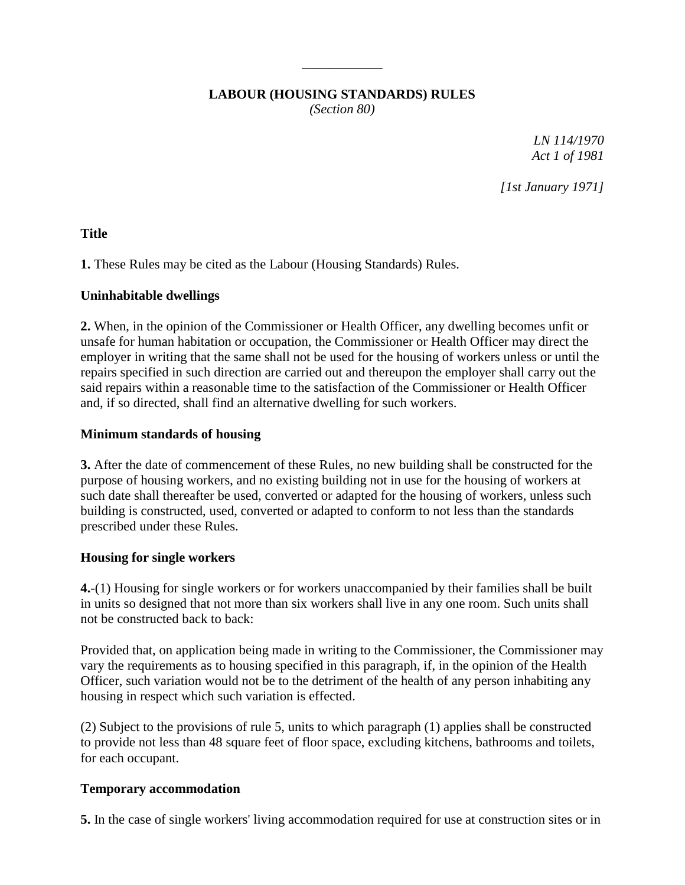## LABOUR (HOUSING STANDARDS) RULES

*(Section 80)*

*LN 114/1970*
*Act 1 of 1981*

*[1st January 1971]*

**Title**

**1.** These Rules may be cited as the Labour (Housing Standards) Rules.

**Uninhabitable dwellings**

**2.** When, in the opinion of the Commissioner or Health Officer, any dwelling becomes unfit or unsafe for human habitation or occupation, the Commissioner or Health Officer may direct the employer in writing that the same shall not be used for the housing of workers unless or until the repairs specified in such direction are carried out and thereupon the employer shall carry out the said repairs within a reasonable time to the satisfaction of the Commissioner or Health Officer and, if so directed, shall find an alternative dwelling for such workers.

**Minimum standards of housing**

**3.** After the date of commencement of these Rules, no new building shall be constructed for the purpose of housing workers, and no existing building not in use for the housing of workers at such date shall thereafter be used, converted or adapted for the housing of workers, unless such building is constructed, used, converted or adapted to conform to not less than the standards prescribed under these Rules.

**Housing for single workers**

**4.**-(1) Housing for single workers or for workers unaccompanied by their families shall be built in units so designed that not more than six workers shall live in any one room. Such units shall not be constructed back to back:

Provided that, on application being made in writing to the Commissioner, the Commissioner may vary the requirements as to housing specified in this paragraph, if, in the opinion of the Health Officer, such variation would not be to the detriment of the health of any person inhabiting any housing in respect which such variation is effected.

(2) Subject to the provisions of rule 5, units to which paragraph (1) applies shall be constructed to provide not less than 48 square feet of floor space, excluding kitchens, bathrooms and toilets, for each occupant.

**Temporary accommodation**

**5.** In the case of single workers' living accommodation required for use at construction sites or in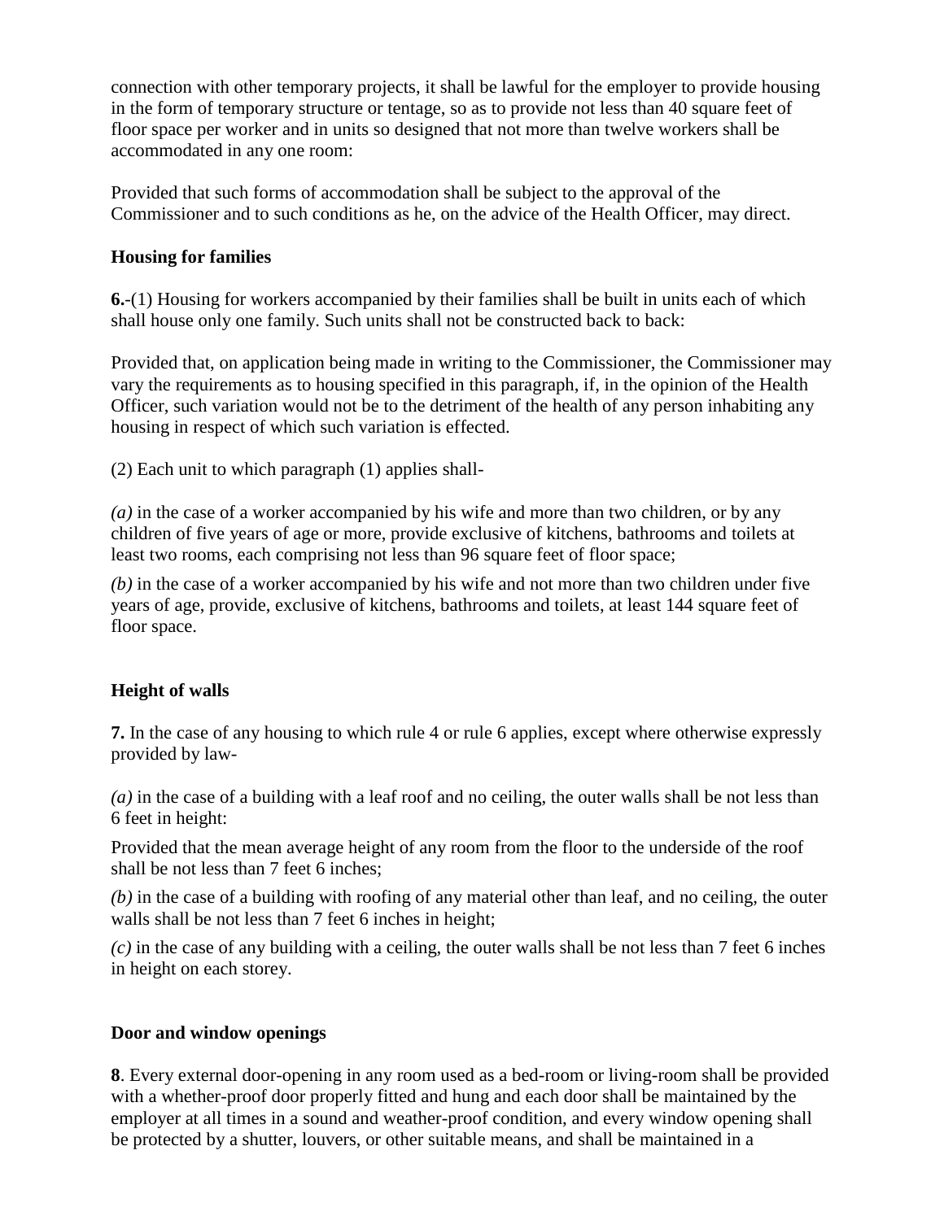connection with other temporary projects, it shall be lawful for the employer to provide housing in the form of temporary structure or tentage, so as to provide not less than 40 square feet of floor space per worker and in units so designed that not more than twelve workers shall be accommodated in any one room:

Provided that such forms of accommodation shall be subject to the approval of the Commissioner and to such conditions as he, on the advice of the Health Officer, may direct.

**Housing for families**

**6.**-(1) Housing for workers accompanied by their families shall be built in units each of which shall house only one family. Such units shall not be constructed back to back:

Provided that, on application being made in writing to the Commissioner, the Commissioner may vary the requirements as to housing specified in this paragraph, if, in the opinion of the Health Officer, such variation would not be to the detriment of the health of any person inhabiting any housing in respect of which such variation is effected.

(2) Each unit to which paragraph (1) applies shall-

*(a)* in the case of a worker accompanied by his wife and more than two children, or by any children of five years of age or more, provide exclusive of kitchens, bathrooms and toilets at least two rooms, each comprising not less than 96 square feet of floor space;

*(b)* in the case of a worker accompanied by his wife and not more than two children under five years of age, provide, exclusive of kitchens, bathrooms and toilets, at least 144 square feet of floor space.

**Height of walls**

**7.** In the case of any housing to which rule 4 or rule 6 applies, except where otherwise expressly provided by law-

*(a)* in the case of a building with a leaf roof and no ceiling, the outer walls shall be not less than 6 feet in height:

Provided that the mean average height of any room from the floor to the underside of the roof shall be not less than 7 feet 6 inches;

*(b)* in the case of a building with roofing of any material other than leaf, and no ceiling, the outer walls shall be not less than 7 feet 6 inches in height;

*(c)* in the case of any building with a ceiling, the outer walls shall be not less than 7 feet 6 inches in height on each storey.

**Door and window openings**

**8**. Every external door-opening in any room used as a bed-room or living-room shall be provided with a whether-proof door properly fitted and hung and each door shall be maintained by the employer at all times in a sound and weather-proof condition, and every window opening shall be protected by a shutter, louvers, or other suitable means, and shall be maintained in a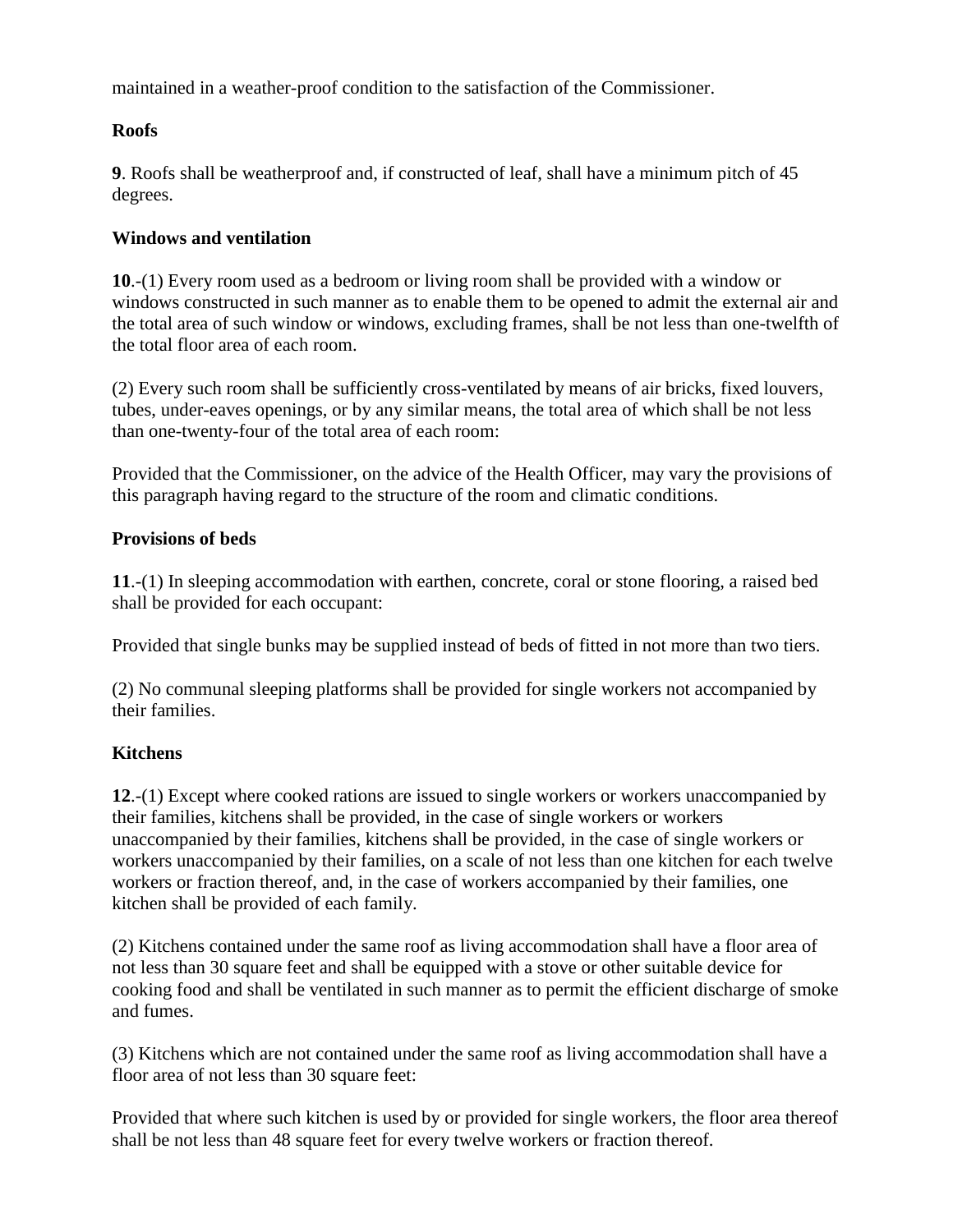maintained in a weather-proof condition to the satisfaction of the Commissioner.

**Roofs**

**9**. Roofs shall be weatherproof and, if constructed of leaf, shall have a minimum pitch of 45 degrees.

**Windows and ventilation**

**10**.-(1) Every room used as a bedroom or living room shall be provided with a window or windows constructed in such manner as to enable them to be opened to admit the external air and the total area of such window or windows, excluding frames, shall be not less than one-twelfth of the total floor area of each room.

(2) Every such room shall be sufficiently cross-ventilated by means of air bricks, fixed louvers, tubes, under-eaves openings, or by any similar means, the total area of which shall be not less than one-twenty-four of the total area of each room:

Provided that the Commissioner, on the advice of the Health Officer, may vary the provisions of this paragraph having regard to the structure of the room and climatic conditions.

**Provisions of beds**

**11**.-(1) In sleeping accommodation with earthen, concrete, coral or stone flooring, a raised bed shall be provided for each occupant:

Provided that single bunks may be supplied instead of beds of fitted in not more than two tiers.

(2) No communal sleeping platforms shall be provided for single workers not accompanied by their families.

**Kitchens**

**12**.-(1) Except where cooked rations are issued to single workers or workers unaccompanied by their families, kitchens shall be provided, in the case of single workers or workers unaccompanied by their families, kitchens shall be provided, in the case of single workers or workers unaccompanied by their families, on a scale of not less than one kitchen for each twelve workers or fraction thereof, and, in the case of workers accompanied by their families, one kitchen shall be provided of each family.

(2) Kitchens contained under the same roof as living accommodation shall have a floor area of not less than 30 square feet and shall be equipped with a stove or other suitable device for cooking food and shall be ventilated in such manner as to permit the efficient discharge of smoke and fumes.

(3) Kitchens which are not contained under the same roof as living accommodation shall have a floor area of not less than 30 square feet:

Provided that where such kitchen is used by or provided for single workers, the floor area thereof shall be not less than 48 square feet for every twelve workers or fraction thereof.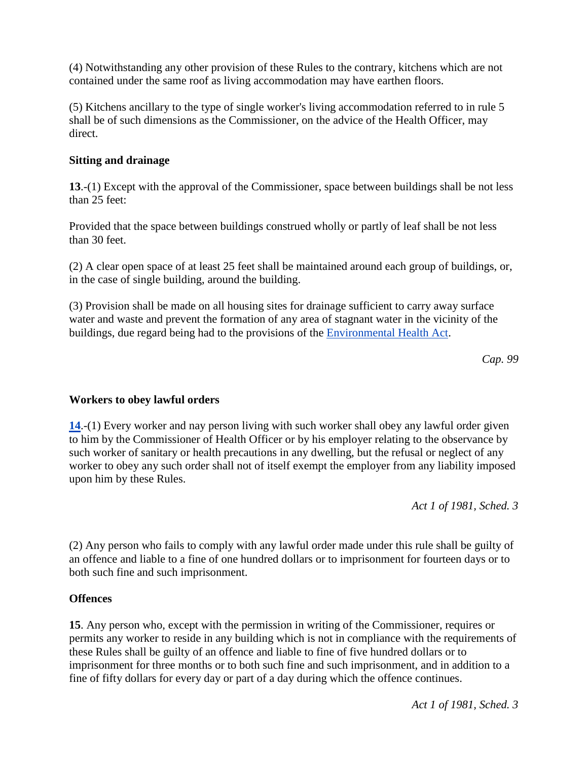(4) Notwithstanding any other provision of these Rules to the contrary, kitchens which are not contained under the same roof as living accommodation may have earthen floors.

(5) Kitchens ancillary to the type of single worker's living accommodation referred to in rule 5 shall be of such dimensions as the Commissioner, on the advice of the Health Officer, may direct.

**Sitting and drainage**

**13**.-(1) Except with the approval of the Commissioner, space between buildings shall be not less than 25 feet:

Provided that the space between buildings construed wholly or partly of leaf shall be not less than 30 feet.

(2) A clear open space of at least 25 feet shall be maintained around each group of buildings, or, in the case of single building, around the building.

(3) Provision shall be made on all housing sites for drainage sufficient to carry away surface water and waste and prevent the formation of any area of stagnant water in the vicinity of the buildings, due regard being had to the provisions of the Environmental Health Act.

*Cap. 99*

**Workers to obey lawful orders**

**14**.-(1) Every worker and nay person living with such worker shall obey any lawful order given to him by the Commissioner of Health Officer or by his employer relating to the observance by such worker of sanitary or health precautions in any dwelling, but the refusal or neglect of any worker to obey any such order shall not of itself exempt the employer from any liability imposed upon him by these Rules.

*Act 1 of 1981, Sched. 3*

(2) Any person who fails to comply with any lawful order made under this rule shall be guilty of an offence and liable to a fine of one hundred dollars or to imprisonment for fourteen days or to both such fine and such imprisonment.

**Offences**

**15**. Any person who, except with the permission in writing of the Commissioner, requires or permits any worker to reside in any building which is not in compliance with the requirements of these Rules shall be guilty of an offence and liable to fine of five hundred dollars or to imprisonment for three months or to both such fine and such imprisonment, and in addition to a fine of fifty dollars for every day or part of a day during which the offence continues.

*Act 1 of 1981, Sched. 3*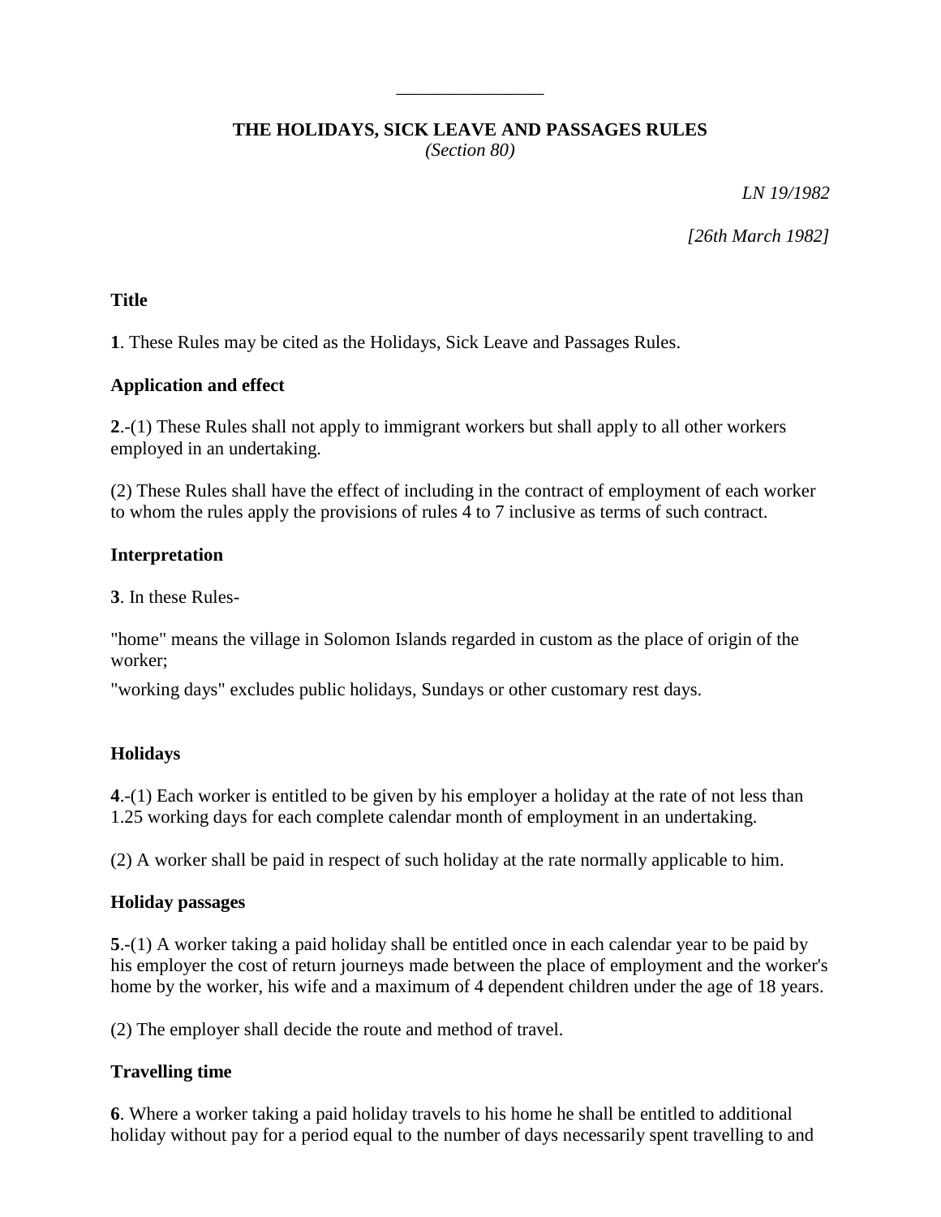---

**THE HOLIDAYS, SICK LEAVE AND PASSAGES RULES**
*(Section 80)*

*LN 19/1982*

*[26th March 1982]*

**Title**

**1**. These Rules may be cited as the Holidays, Sick Leave and Passages Rules.

**Application and effect**

**2**.-(1) These Rules shall not apply to immigrant workers but shall apply to all other workers employed in an undertaking.

(2) These Rules shall have the effect of including in the contract of employment of each worker to whom the rules apply the provisions of rules 4 to 7 inclusive as terms of such contract.

**Interpretation**

**3**. In these Rules-

"home" means the village in Solomon Islands regarded in custom as the place of origin of the worker;

"working days" excludes public holidays, Sundays or other customary rest days.

**Holidays**

**4**.-(1) Each worker is entitled to be given by his employer a holiday at the rate of not less than 1.25 working days for each complete calendar month of employment in an undertaking.

(2) A worker shall be paid in respect of such holiday at the rate normally applicable to him.

**Holiday passages**

**5**.-(1) A worker taking a paid holiday shall be entitled once in each calendar year to be paid by his employer the cost of return journeys made between the place of employment and the worker's home by the worker, his wife and a maximum of 4 dependent children under the age of 18 years.

(2) The employer shall decide the route and method of travel.

**Travelling time**

**6**. Where a worker taking a paid holiday travels to his home he shall be entitled to additional holiday without pay for a period equal to the number of days necessarily spent travelling to and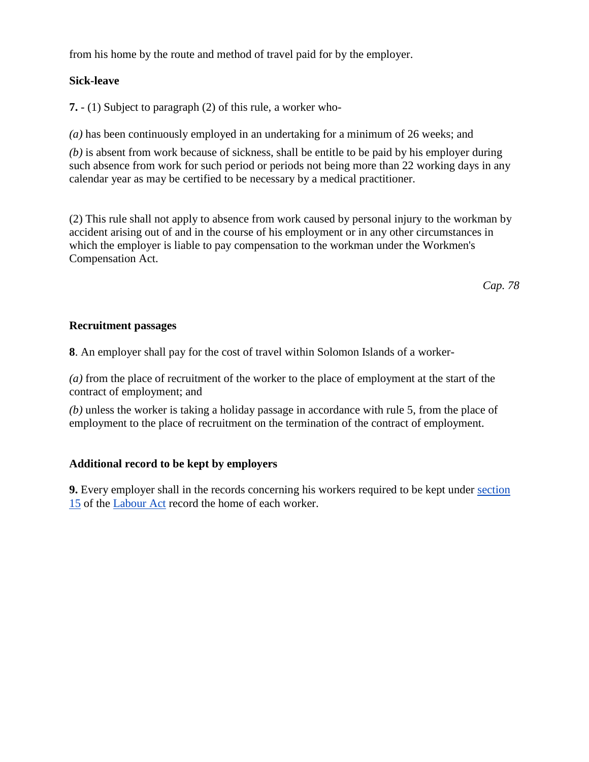from his home by the route and method of travel paid for by the employer.

**Sick-leave**

**7.** - (1) Subject to paragraph (2) of this rule, a worker who-

*(a)* has been continuously employed in an undertaking for a minimum of 26 weeks; and

*(b)* is absent from work because of sickness, shall be entitle to be paid by his employer during such absence from work for such period or periods not being more than 22 working days in any calendar year as may be certified to be necessary by a medical practitioner.

(2) This rule shall not apply to absence from work caused by personal injury to the workman by accident arising out of and in the course of his employment or in any other circumstances in which the employer is liable to pay compensation to the workman under the Workmen's Compensation Act.

*Cap. 78*

**Recruitment passages**

**8**. An employer shall pay for the cost of travel within Solomon Islands of a worker-

*(a)* from the place of recruitment of the worker to the place of employment at the start of the contract of employment; and

*(b)* unless the worker is taking a holiday passage in accordance with rule 5, from the place of employment to the place of recruitment on the termination of the contract of employment.

**Additional record to be kept by employers**

**9.** Every employer shall in the records concerning his workers required to be kept under section 15 of the Labour Act record the home of each worker.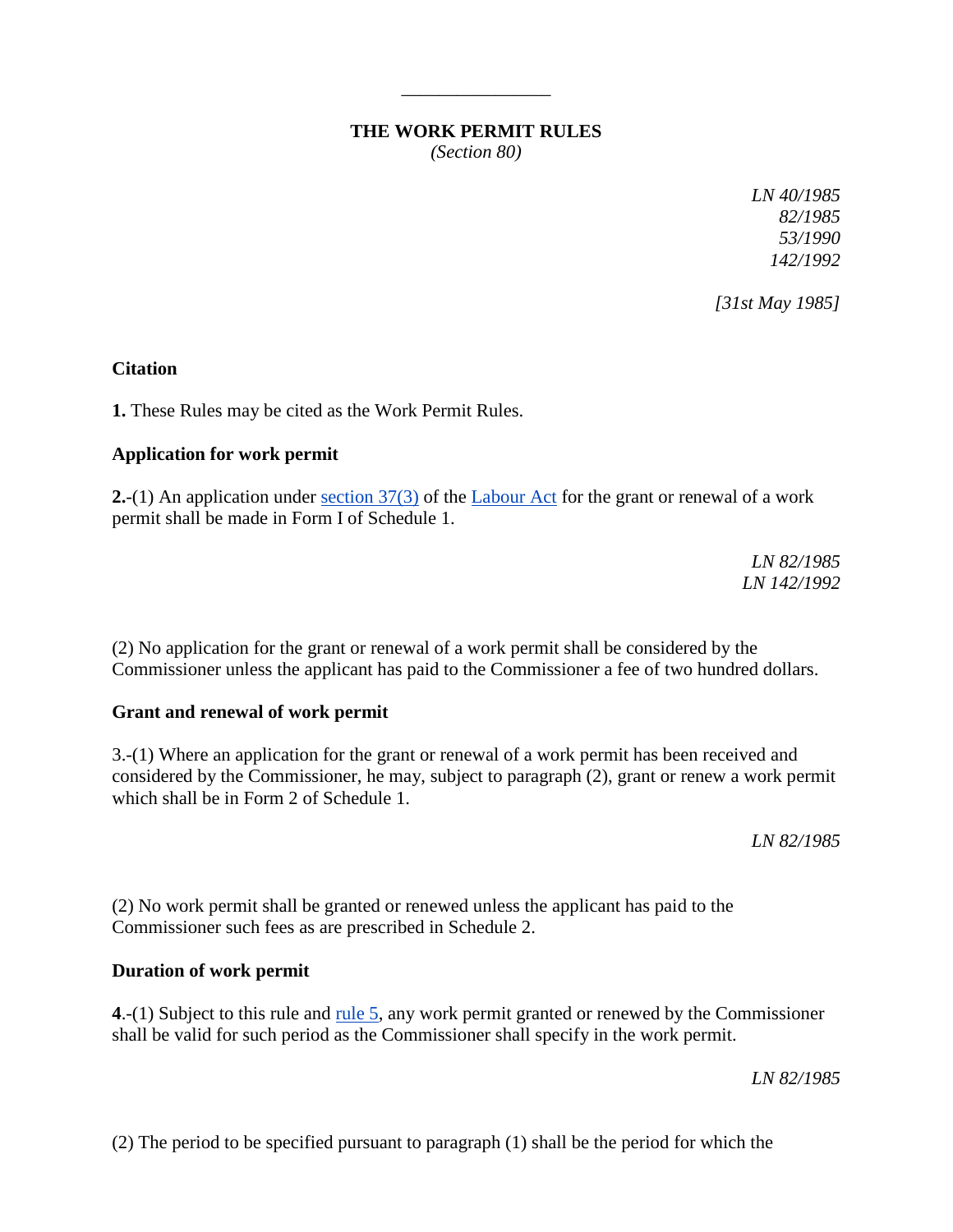---

**THE WORK PERMIT RULES**
*(Section 80)*

*LN 40/1985*
*82/1985*
*53/1990*
*142/1992*

*[31st May 1985]*

**Citation**

**1.** These Rules may be cited as the Work Permit Rules.

**Application for work permit**

**2.**-(1) An application under section 37(3) of the Labour Act for the grant or renewal of a work permit shall be made in Form I of Schedule 1.

*LN 82/1985*
*LN 142/1992*

(2) No application for the grant or renewal of a work permit shall be considered by the Commissioner unless the applicant has paid to the Commissioner a fee of two hundred dollars.

**Grant and renewal of work permit**

3.-(1) Where an application for the grant or renewal of a work permit has been received and considered by the Commissioner, he may, subject to paragraph (2), grant or renew a work permit which shall be in Form 2 of Schedule 1.

*LN 82/1985*

(2) No work permit shall be granted or renewed unless the applicant has paid to the Commissioner such fees as are prescribed in Schedule 2.

**Duration of work permit**

**4**.-(1) Subject to this rule and rule 5, any work permit granted or renewed by the Commissioner shall be valid for such period as the Commissioner shall specify in the work permit.

*LN 82/1985*

(2) The period to be specified pursuant to paragraph (1) shall be the period for which the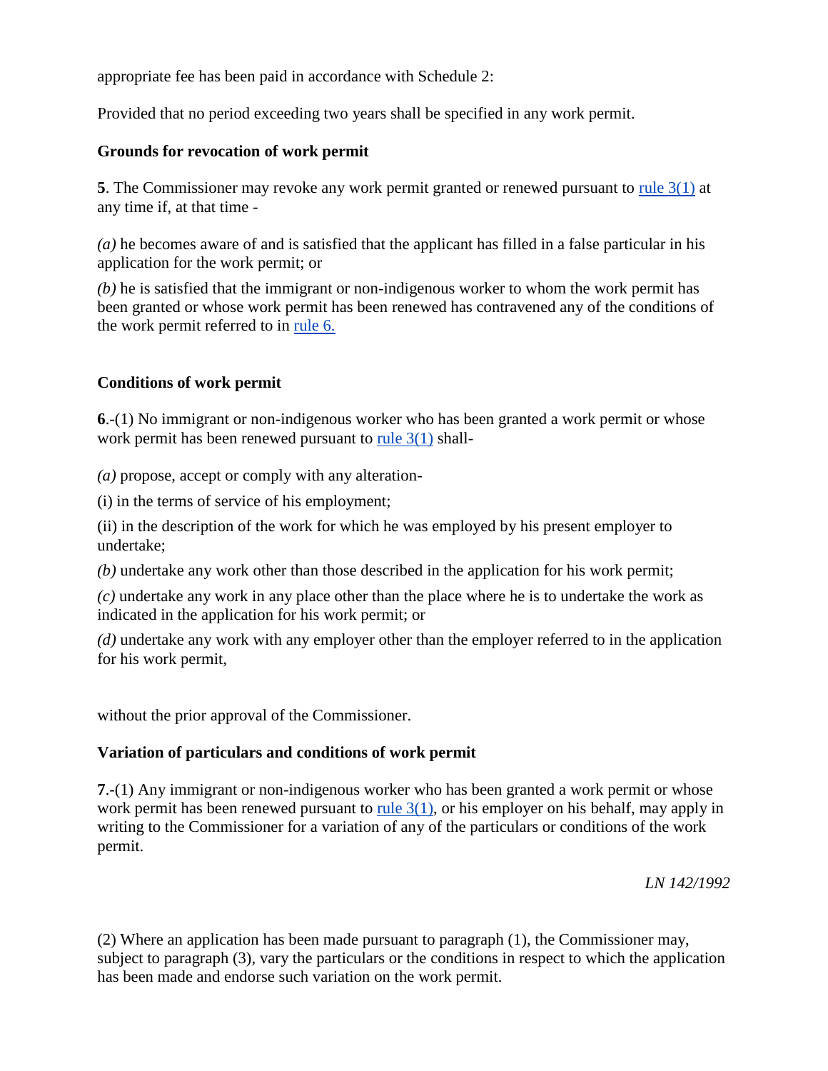appropriate fee has been paid in accordance with Schedule 2:

Provided that no period exceeding two years shall be specified in any work permit.

**Grounds for revocation of work permit**

**5**. The Commissioner may revoke any work permit granted or renewed pursuant to rule 3(1) at any time if, at that time -

*(a)* he becomes aware of and is satisfied that the applicant has filled in a false particular in his application for the work permit; or

*(b)* he is satisfied that the immigrant or non-indigenous worker to whom the work permit has been granted or whose work permit has been renewed has contravened any of the conditions of the work permit referred to in rule 6.

**Conditions of work permit**

**6**.-(1) No immigrant or non-indigenous worker who has been granted a work permit or whose work permit has been renewed pursuant to rule 3(1) shall-

*(a)* propose, accept or comply with any alteration-

(i) in the terms of service of his employment;

(ii) in the description of the work for which he was employed by his present employer to undertake;

*(b)* undertake any work other than those described in the application for his work permit;

*(c)* undertake any work in any place other than the place where he is to undertake the work as indicated in the application for his work permit; or

*(d)* undertake any work with any employer other than the employer referred to in the application for his work permit,

without the prior approval of the Commissioner.

**Variation of particulars and conditions of work permit**

**7**.-(1) Any immigrant or non-indigenous worker who has been granted a work permit or whose work permit has been renewed pursuant to rule 3(1), or his employer on his behalf, may apply in writing to the Commissioner for a variation of any of the particulars or conditions of the work permit.

*LN 142/1992*

(2) Where an application has been made pursuant to paragraph (1), the Commissioner may, subject to paragraph (3), vary the particulars or the conditions in respect to which the application has been made and endorse such variation on the work permit.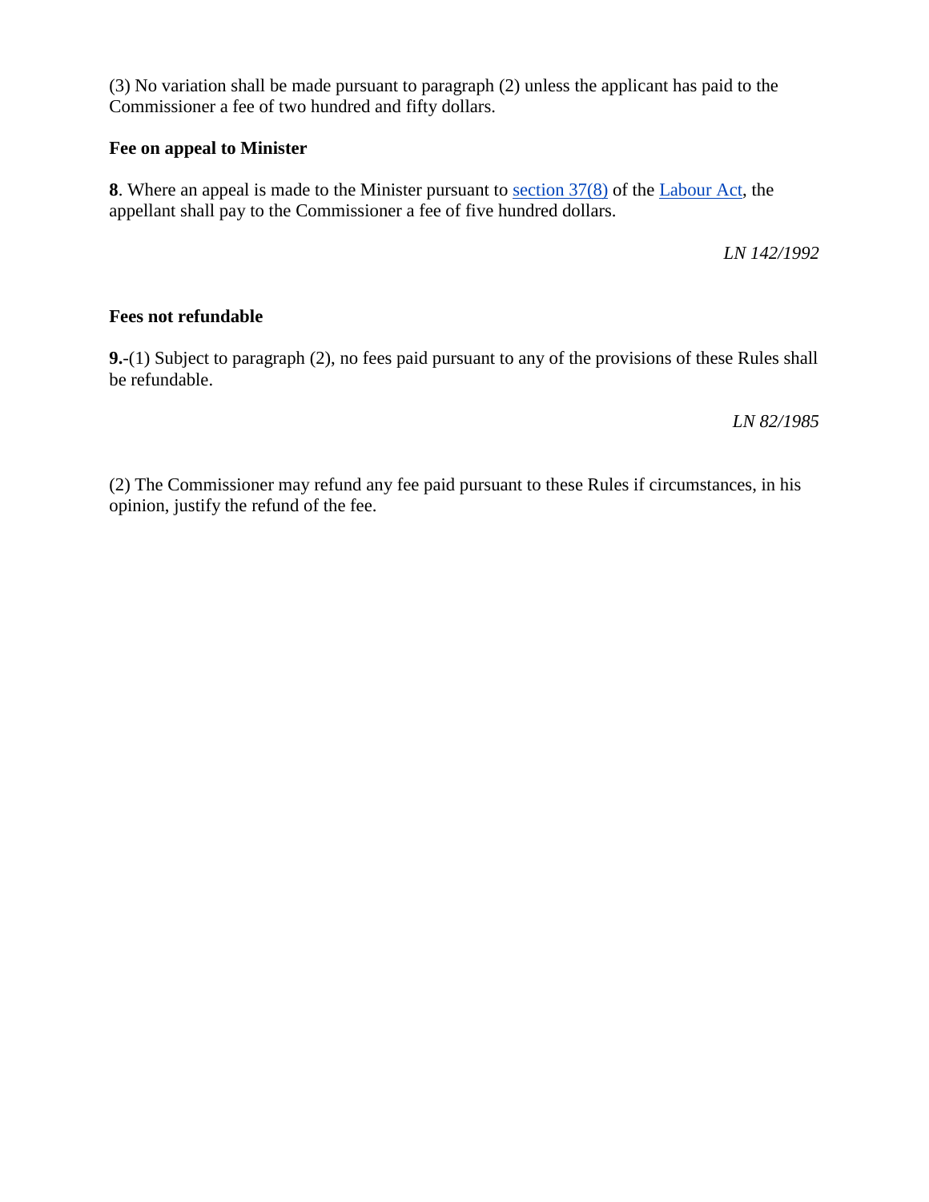(3) No variation shall be made pursuant to paragraph (2) unless the applicant has paid to the Commissioner a fee of two hundred and fifty dollars.

**Fee on appeal to Minister**

**8**. Where an appeal is made to the Minister pursuant to section 37(8) of the Labour Act, the appellant shall pay to the Commissioner a fee of five hundred dollars.

*LN 142/1992*

**Fees not refundable**

**9.**-(1) Subject to paragraph (2), no fees paid pursuant to any of the provisions of these Rules shall be refundable.

*LN 82/1985*

(2) The Commissioner may refund any fee paid pursuant to these Rules if circumstances, in his opinion, justify the refund of the fee.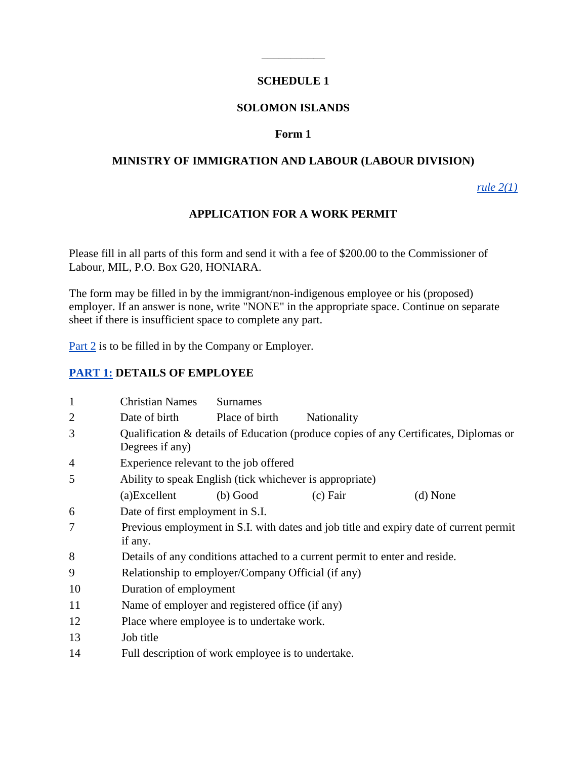---

**SCHEDULE 1**

**SOLOMON ISLANDS**

**Form 1**

**MINISTRY OF IMMIGRATION AND LABOUR (LABOUR DIVISION)**

*rule 2(1)*

**APPLICATION FOR A WORK PERMIT**

Please fill in all parts of this form and send it with a fee of $200.00 to the Commissioner of Labour, MIL, P.O. Box G20, HONIARA.

The form may be filled in by the immigrant/non-indigenous employee or his (proposed) employer. If an answer is none, write "NONE" in the appropriate space. Continue on separate sheet if there is insufficient space to complete any part.

Part 2 is to be filled in by the Company or Employer.

**PART 1: DETAILS OF EMPLOYEE**

1 Christian Names Surnames

2 Date of birth Place of birth Nationality

3 Qualification & details of Education (produce copies of any Certificates, Diplomas or Degrees if any)

4 Experience relevant to the job offered

5 Ability to speak English (tick whichever is appropriate)

(a)Excellent (b) Good (c) Fair (d) None

6 Date of first employment in S.I.

7 Previous employment in S.I. with dates and job title and expiry date of current permit if any.

8 Details of any conditions attached to a current permit to enter and reside.

9 Relationship to employer/Company Official (if any)

10 Duration of employment

11 Name of employer and registered office (if any)

12 Place where employee is to undertake work.

13 Job title

14 Full description of work employee is to undertake.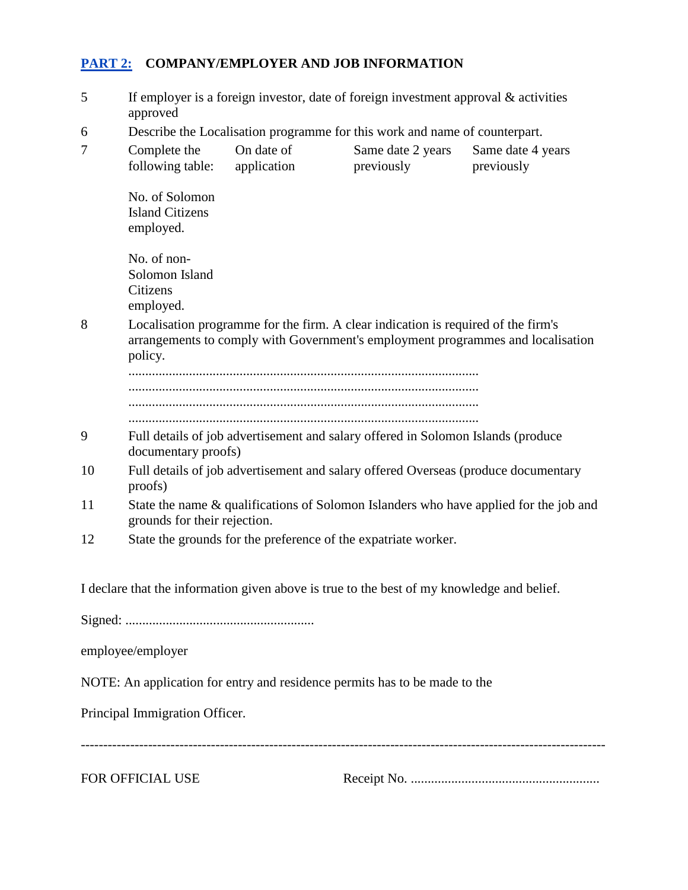## PART 2: COMPANY/EMPLOYER AND JOB INFORMATION

5 If employer is a foreign investor, date of foreign investment approval & activities approved

6 Describe the Localisation programme for this work and name of counterpart.

7 Complete the following table:

| | On date of application | Same date 2 years previously | Same date 4 years previously |
|---|---|---|---|
| No. of Solomon Island Citizens employed. | | | |
| No. of non-Solomon Island Citizens employed. | | | |

8 Localisation programme for the firm. A clear indication is required of the firm's arrangements to comply with Government's employment programmes and localisation policy.

.......................................................................................................
.......................................................................................................
.......................................................................................................
.......................................................................................................

9 Full details of job advertisement and salary offered in Solomon Islands (produce documentary proofs)

10 Full details of job advertisement and salary offered Overseas (produce documentary proofs)

11 State the name & qualifications of Solomon Islanders who have applied for the job and grounds for their rejection.

12 State the grounds for the preference of the expatriate worker.

I declare that the information given above is true to the best of my knowledge and belief.

Signed: .......................................................

employee/employer

NOTE: An application for entry and residence permits has to be made to the

Principal Immigration Officer.

---

FOR OFFICIAL USE Receipt No. .......................................................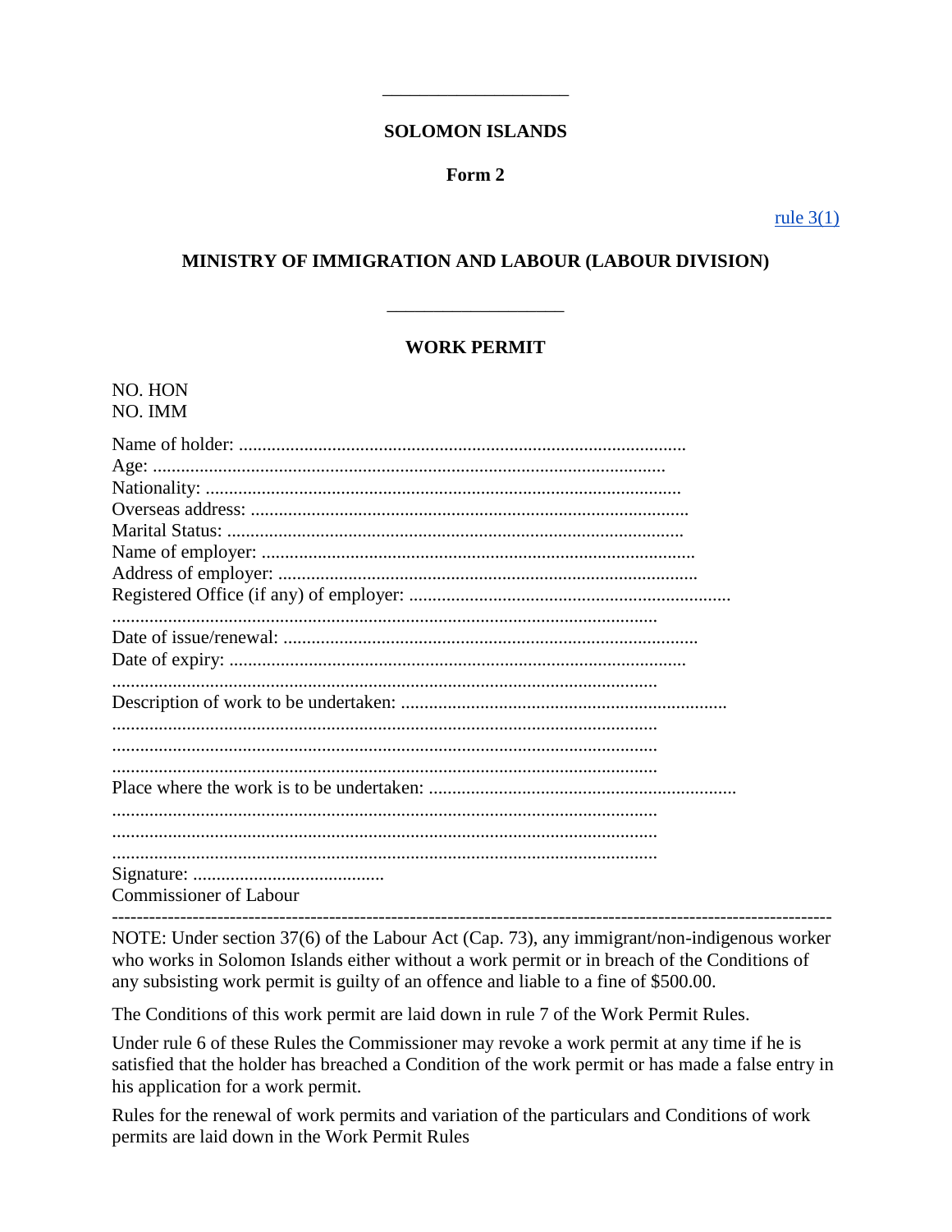---

**SOLOMON ISLANDS**

**Form 2**

rule 3(1)

**MINISTRY OF IMMIGRATION AND LABOUR (LABOUR DIVISION)**

---

**WORK PERMIT**

NO. HON
NO. IMM

Name of holder: ................................................................................................
Age: ..............................................................................................................
Nationality: ......................................................................................................
Overseas address: ..............................................................................................
Marital Status: ..................................................................................................
Name of employer: ............................................................................................
Address of employer: .........................................................................................
Registered Office (if any) of employer: .....................................................................
....................................................................................................................
Date of issue/renewal: .........................................................................................
Date of expiry: .................................................................................................
....................................................................................................................
Description of work to be undertaken: .....................................................................
....................................................................................................................
....................................................................................................................
....................................................................................................................
Place where the work is to be undertaken: ..................................................................
....................................................................................................................
....................................................................................................................
....................................................................................................................
Signature: .........................................
Commissioner of Labour

---

NOTE: Under section 37(6) of the Labour Act (Cap. 73), any immigrant/non-indigenous worker who works in Solomon Islands either without a work permit or in breach of the Conditions of any subsisting work permit is guilty of an offence and liable to a fine of $500.00.

The Conditions of this work permit are laid down in rule 7 of the Work Permit Rules.

Under rule 6 of these Rules the Commissioner may revoke a work permit at any time if he is satisfied that the holder has breached a Condition of the work permit or has made a false entry in his application for a work permit.

Rules for the renewal of work permits and variation of the particulars and Conditions of work permits are laid down in the Work Permit Rules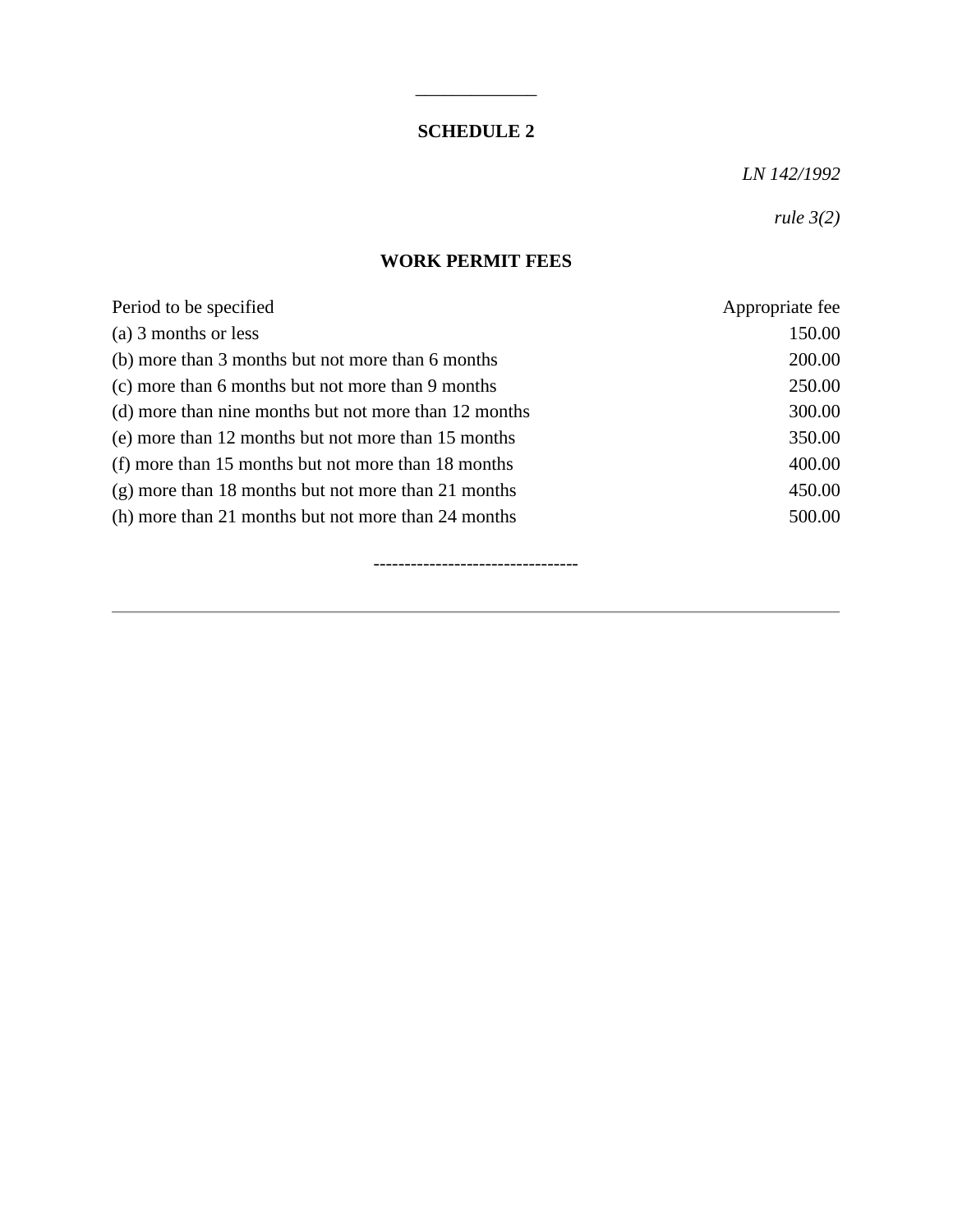_____________

## SCHEDULE 2

*LN 142/1992*

*rule 3(2)*

### WORK PERMIT FEES

| Period to be specified | Appropriate fee |
| --- | --- |
| (a) 3 months or less | 150.00 |
| (b) more than 3 months but not more than 6 months | 200.00 |
| (c) more than 6 months but not more than 9 months | 250.00 |
| (d) more than nine months but not more than 12 months | 300.00 |
| (e) more than 12 months but not more than 15 months | 350.00 |
| (f) more than 15 months but not more than 18 months | 400.00 |
| (g) more than 18 months but not more than 21 months | 450.00 |
| (h) more than 21 months but not more than 24 months | 500.00 |

---------------------------------